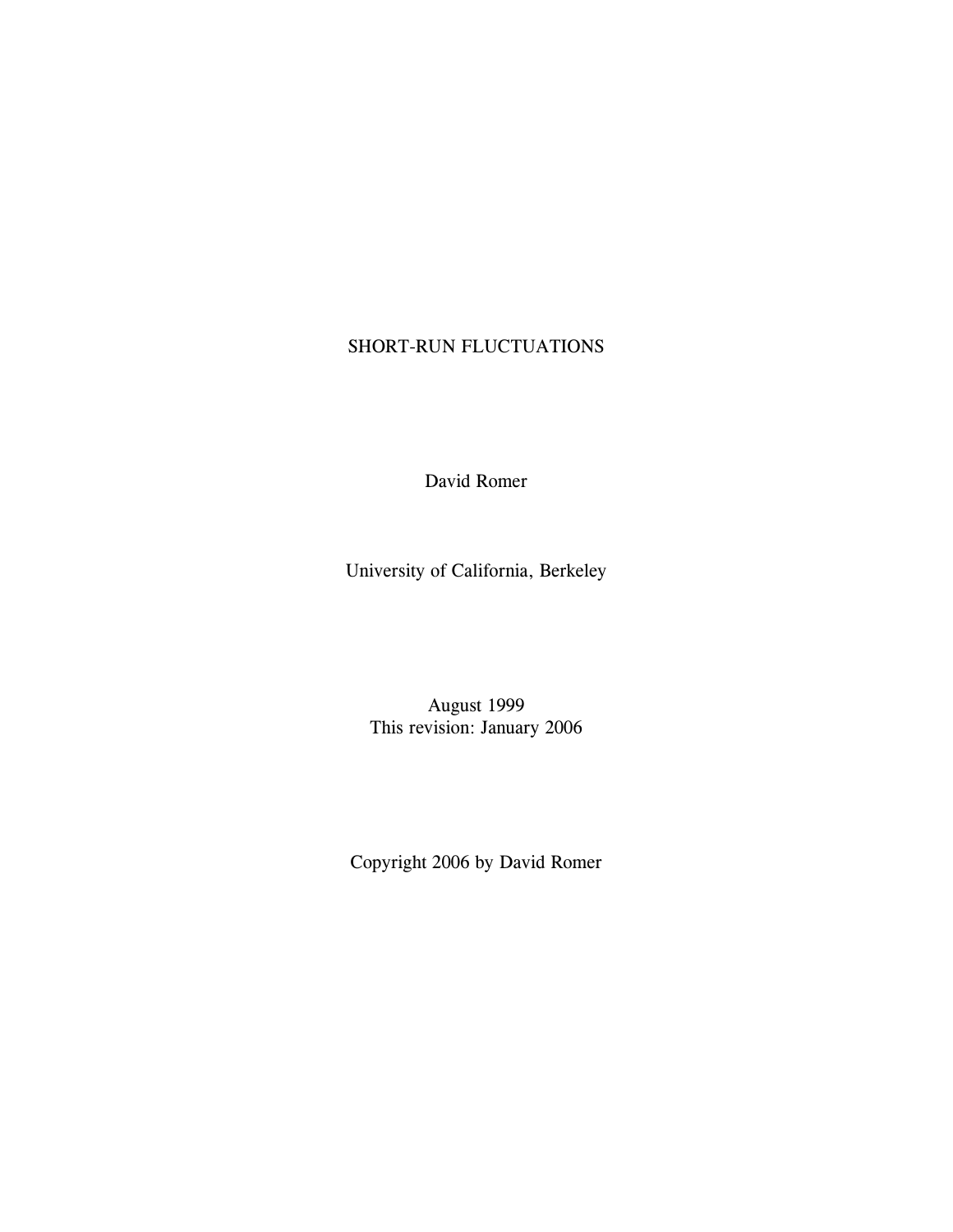# SHORT-RUN FLUCTUATIONS

David Romer

University of California, Berkeley

August 1999

This revision: January 2006

Copyright 2006 by David Romer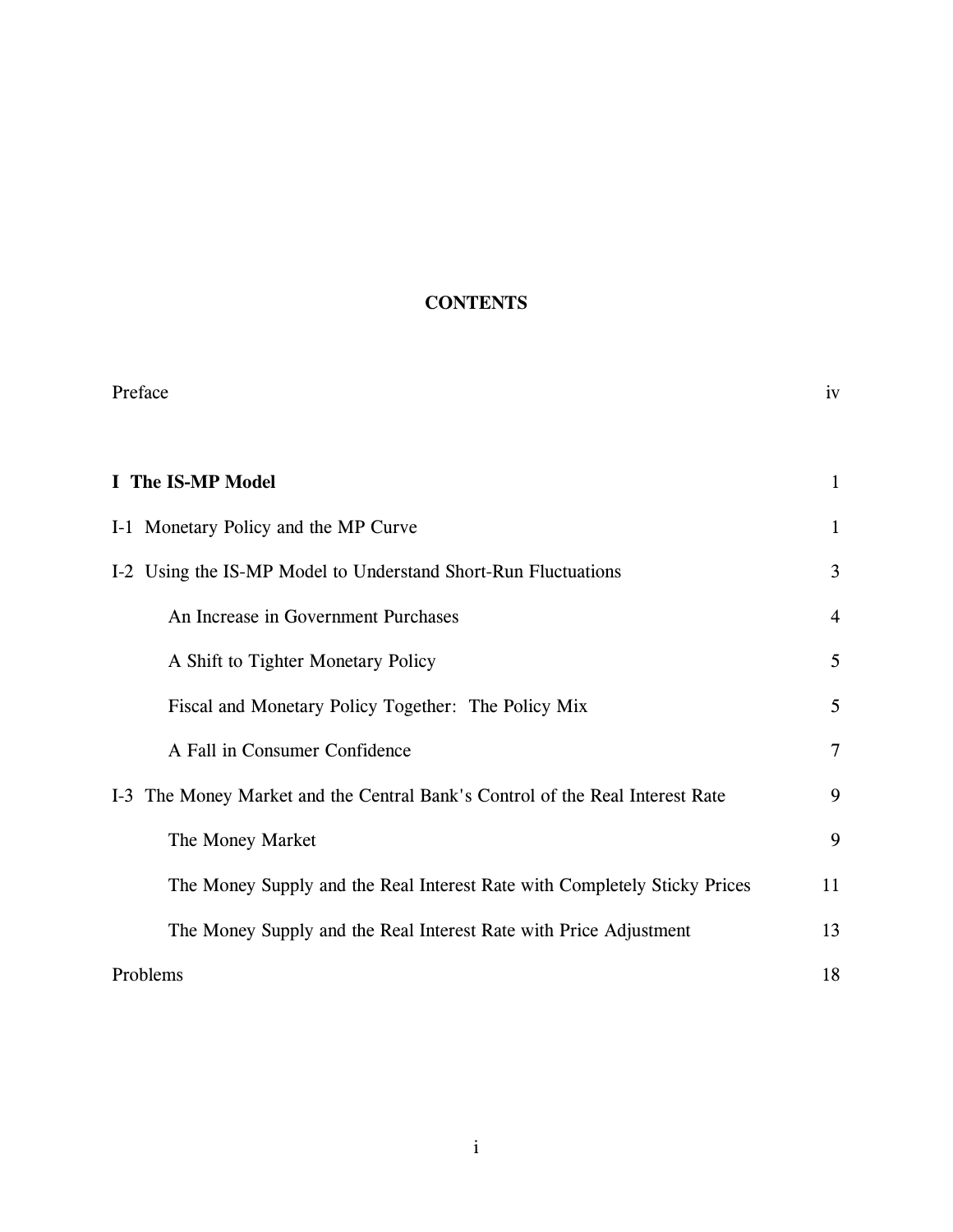# CONTENTS

| | |
|---|---|
| Preface | iv |
| **I The IS-MP Model** | 1 |
| I-1 Monetary Policy and the MP Curve | 1 |
| I-2 Using the IS-MP Model to Understand Short-Run Fluctuations | 3 |
| An Increase in Government Purchases | 4 |
| A Shift to Tighter Monetary Policy | 5 |
| Fiscal and Monetary Policy Together: The Policy Mix | 5 |
| A Fall in Consumer Confidence | 7 |
| I-3 The Money Market and the Central Bank's Control of the Real Interest Rate | 9 |
| The Money Market | 9 |
| The Money Supply and the Real Interest Rate with Completely Sticky Prices | 11 |
| The Money Supply and the Real Interest Rate with Price Adjustment | 13 |
| Problems | 18 |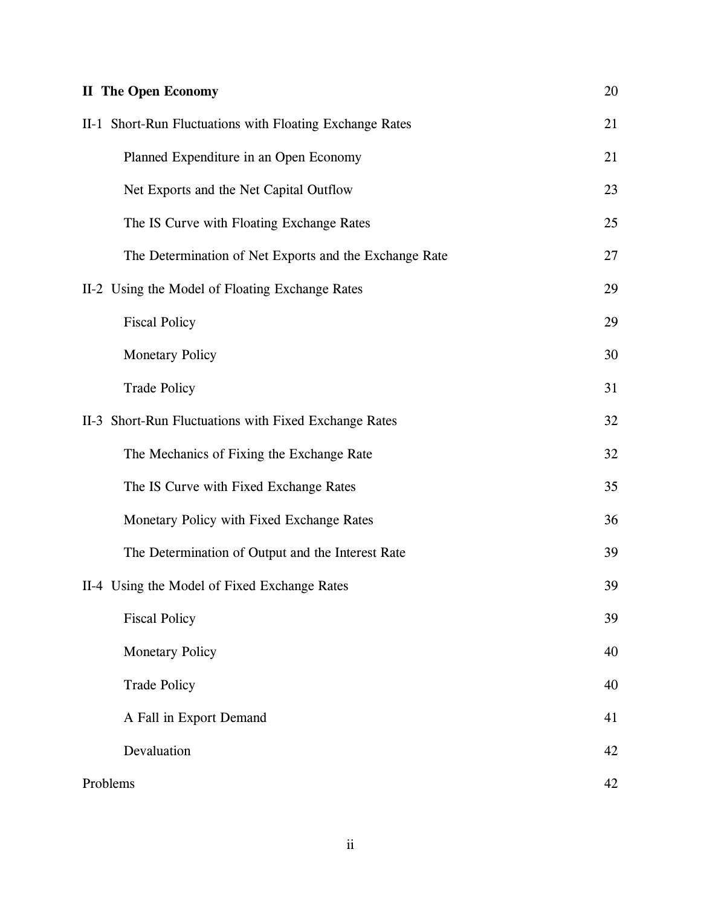| | |
|---|---|
| **II The Open Economy** | 20 |
| II-1 Short-Run Fluctuations with Floating Exchange Rates | 21 |
| Planned Expenditure in an Open Economy | 21 |
| Net Exports and the Net Capital Outflow | 23 |
| The IS Curve with Floating Exchange Rates | 25 |
| The Determination of Net Exports and the Exchange Rate | 27 |
| II-2 Using the Model of Floating Exchange Rates | 29 |
| Fiscal Policy | 29 |
| Monetary Policy | 30 |
| Trade Policy | 31 |
| II-3 Short-Run Fluctuations with Fixed Exchange Rates | 32 |
| The Mechanics of Fixing the Exchange Rate | 32 |
| The IS Curve with Fixed Exchange Rates | 35 |
| Monetary Policy with Fixed Exchange Rates | 36 |
| The Determination of Output and the Interest Rate | 39 |
| II-4 Using the Model of Fixed Exchange Rates | 39 |
| Fiscal Policy | 39 |
| Monetary Policy | 40 |
| Trade Policy | 40 |
| A Fall in Export Demand | 41 |
| Devaluation | 42 |
| Problems | 42 |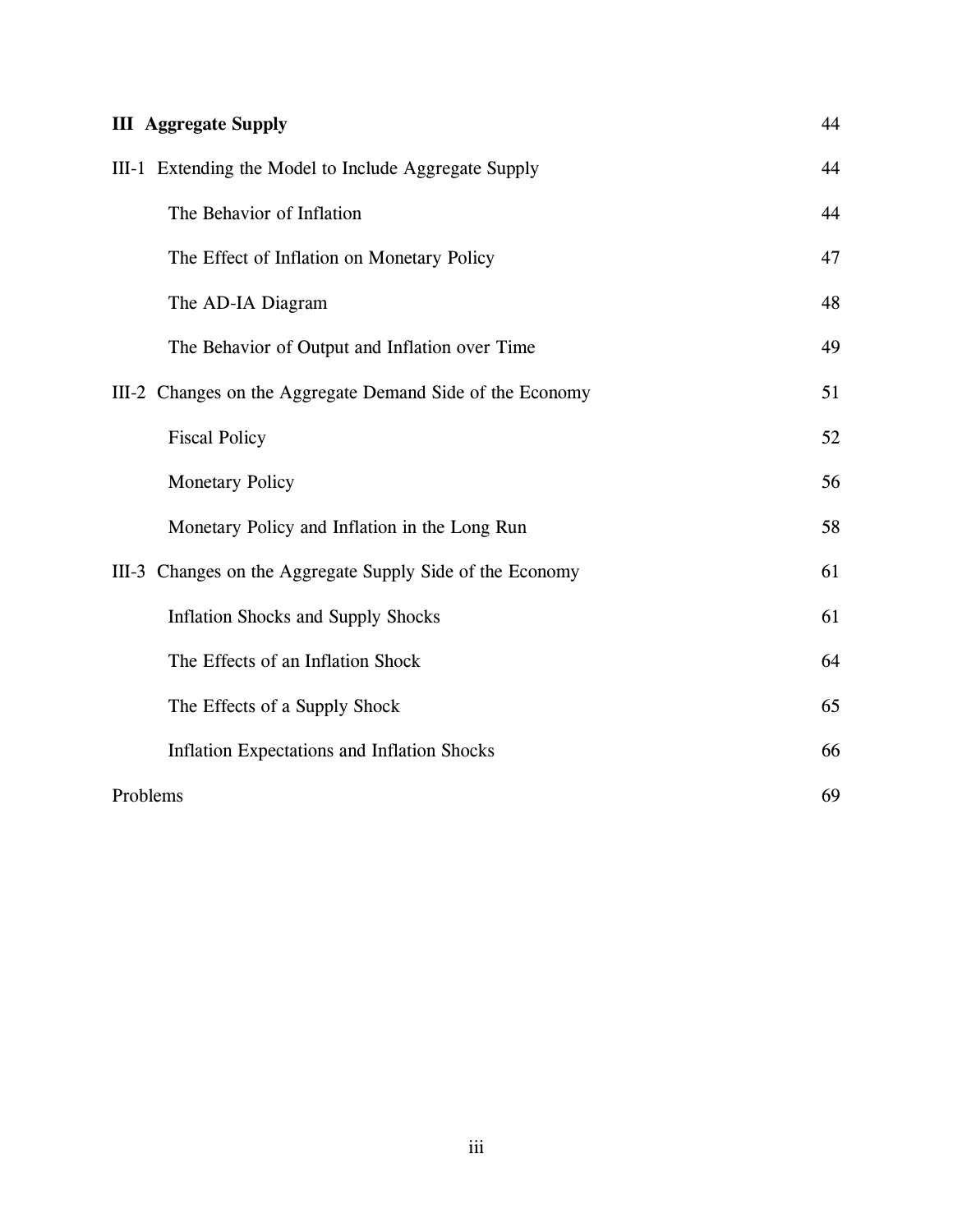**III Aggregate Supply** 44

III-1 Extending the Model to Include Aggregate Supply 44

- The Behavior of Inflation 44
- The Effect of Inflation on Monetary Policy 47
- The AD-IA Diagram 48
- The Behavior of Output and Inflation over Time 49

III-2 Changes on the Aggregate Demand Side of the Economy 51

- Fiscal Policy 52
- Monetary Policy 56
- Monetary Policy and Inflation in the Long Run 58

III-3 Changes on the Aggregate Supply Side of the Economy 61

- Inflation Shocks and Supply Shocks 61
- The Effects of an Inflation Shock 64
- The Effects of a Supply Shock 65
- Inflation Expectations and Inflation Shocks 66

Problems 69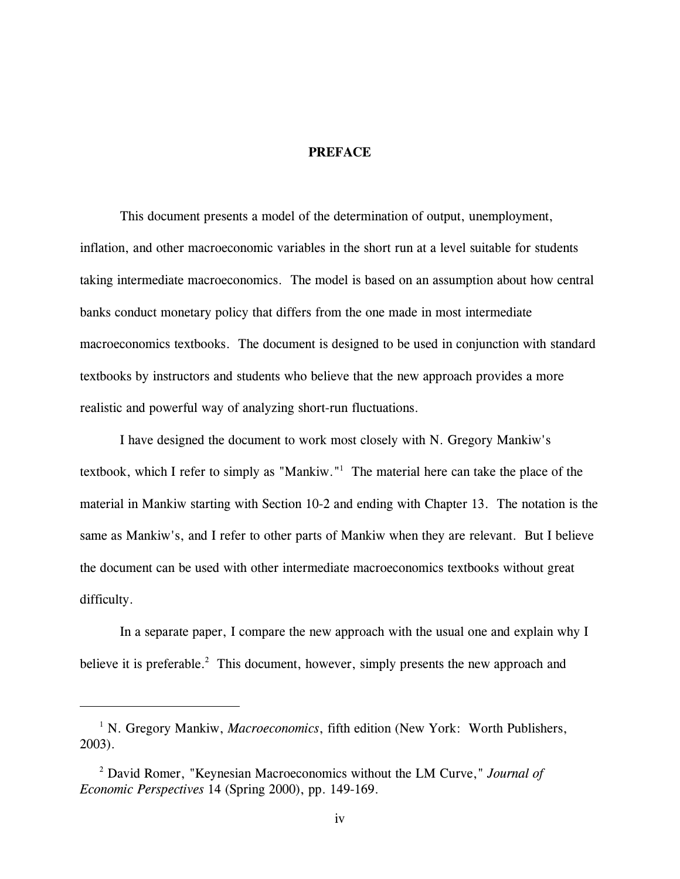# PREFACE

This document presents a model of the determination of output, unemployment, inflation, and other macroeconomic variables in the short run at a level suitable for students taking intermediate macroeconomics. The model is based on an assumption about how central banks conduct monetary policy that differs from the one made in most intermediate macroeconomics textbooks. The document is designed to be used in conjunction with standard textbooks by instructors and students who believe that the new approach provides a more realistic and powerful way of analyzing short-run fluctuations.

I have designed the document to work most closely with N. Gregory Mankiw's textbook, which I refer to simply as "Mankiw."[1] The material here can take the place of the material in Mankiw starting with Section 10-2 and ending with Chapter 13. The notation is the same as Mankiw's, and I refer to other parts of Mankiw when they are relevant. But I believe the document can be used with other intermediate macroeconomics textbooks without great difficulty.

In a separate paper, I compare the new approach with the usual one and explain why I believe it is preferable.[2] This document, however, simply presents the new approach and

---

[1] N. Gregory Mankiw, *Macroeconomics*, fifth edition (New York: Worth Publishers, 2003).

[2] David Romer, "Keynesian Macroeconomics without the LM Curve," *Journal of Economic Perspectives* 14 (Spring 2000), pp. 149-169.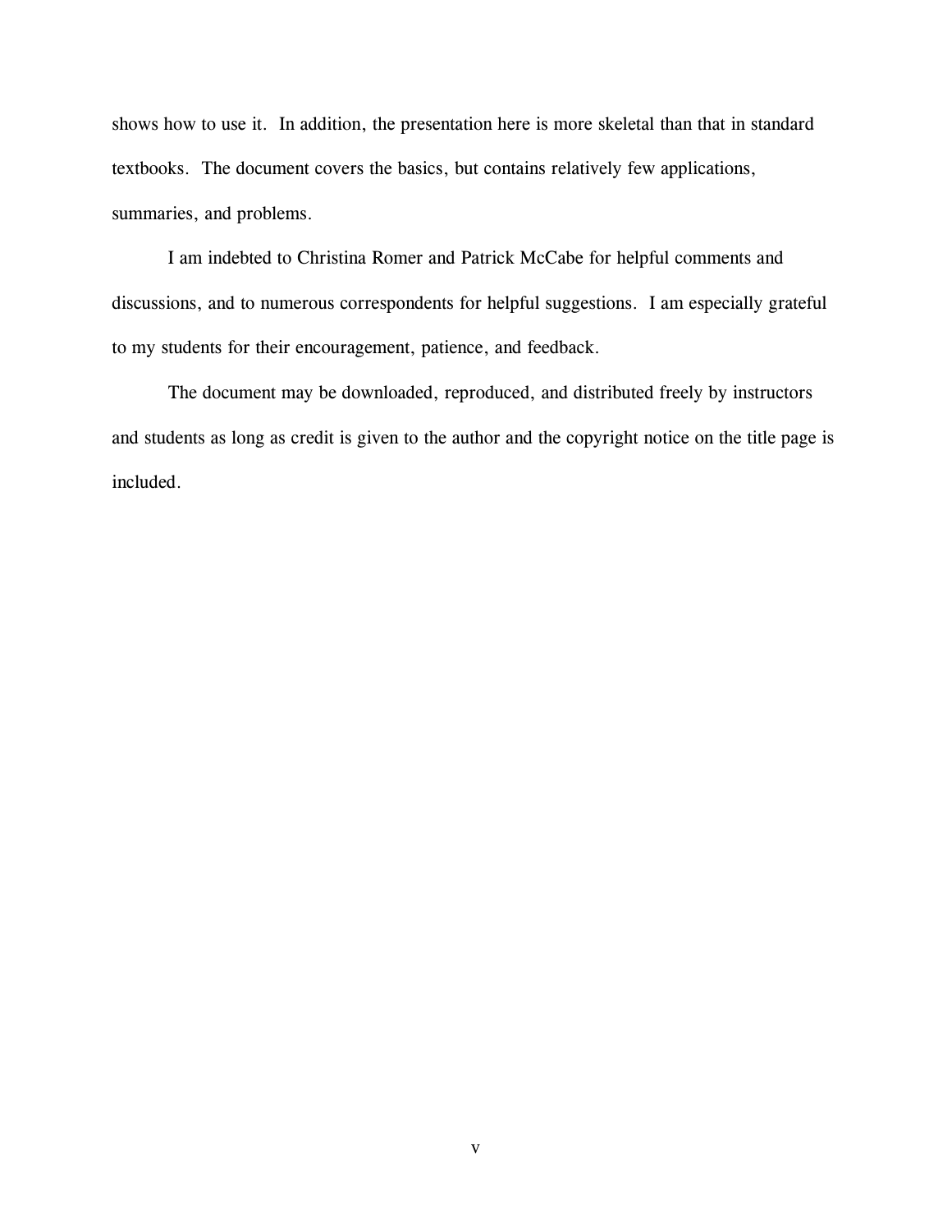shows how to use it. In addition, the presentation here is more skeletal than that in standard textbooks. The document covers the basics, but contains relatively few applications, summaries, and problems.

I am indebted to Christina Romer and Patrick McCabe for helpful comments and discussions, and to numerous correspondents for helpful suggestions. I am especially grateful to my students for their encouragement, patience, and feedback.

The document may be downloaded, reproduced, and distributed freely by instructors and students as long as credit is given to the author and the copyright notice on the title page is included.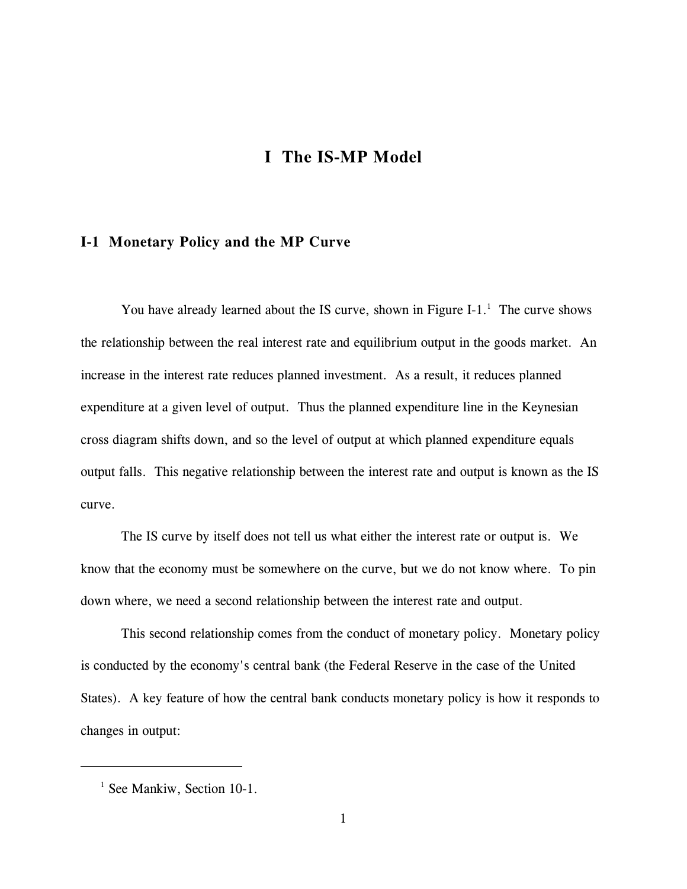# I The IS-MP Model

## I-1 Monetary Policy and the MP Curve

You have already learned about the IS curve, shown in Figure I-1.[1] The curve shows the relationship between the real interest rate and equilibrium output in the goods market. An increase in the interest rate reduces planned investment. As a result, it reduces planned expenditure at a given level of output. Thus the planned expenditure line in the Keynesian cross diagram shifts down, and so the level of output at which planned expenditure equals output falls. This negative relationship between the interest rate and output is known as the IS curve.

The IS curve by itself does not tell us what either the interest rate or output is. We know that the economy must be somewhere on the curve, but we do not know where. To pin down where, we need a second relationship between the interest rate and output.

This second relationship comes from the conduct of monetary policy. Monetary policy is conducted by the economy's central bank (the Federal Reserve in the case of the United States). A key feature of how the central bank conducts monetary policy is how it responds to changes in output:

---

[1] See Mankiw, Section 10-1.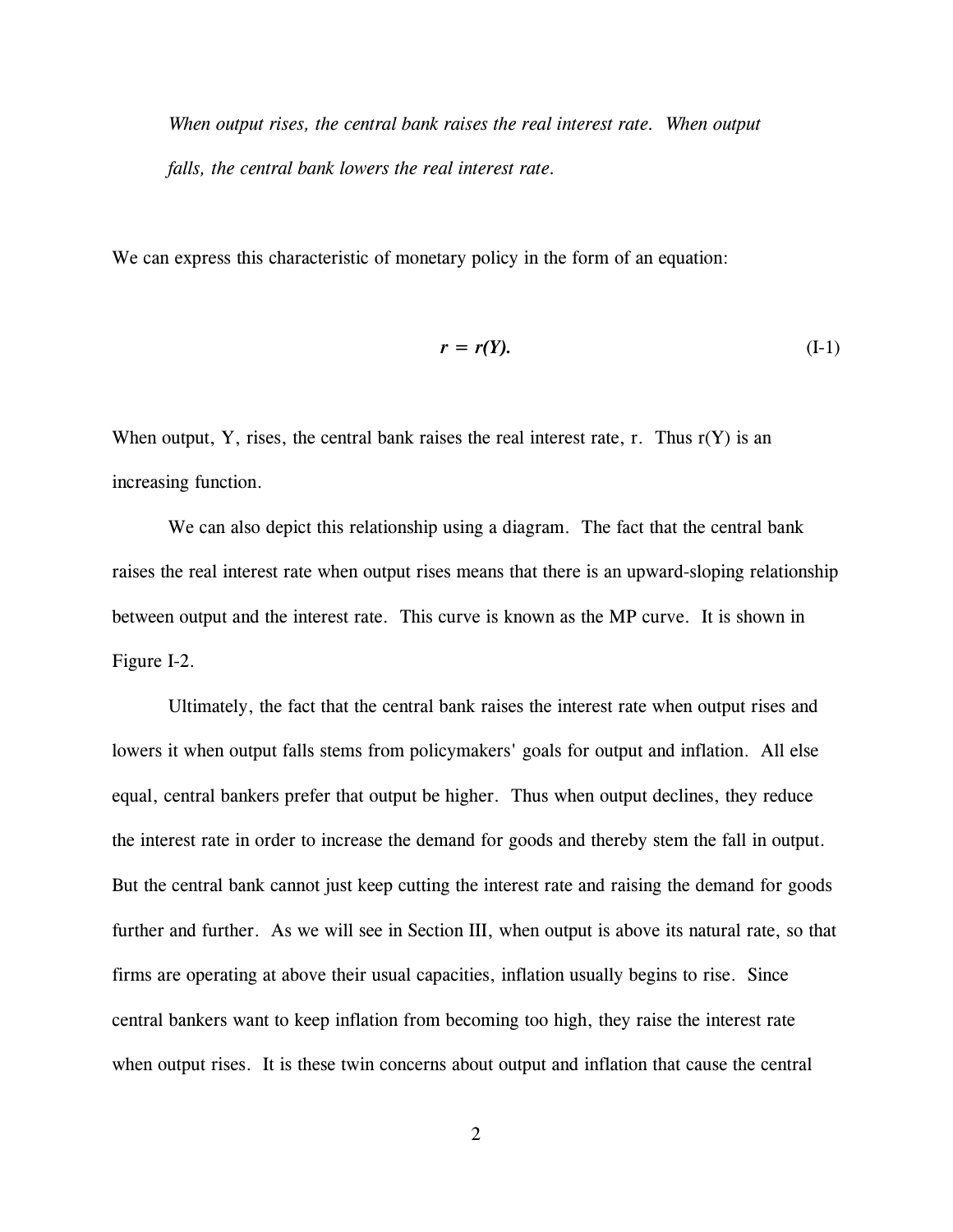*When output rises, the central bank raises the real interest rate. When output falls, the central bank lowers the real interest rate.*

We can express this characteristic of monetary policy in the form of an equation:

$$r = r(Y). \tag{I-1}$$

When output, $Y$, rises, the central bank raises the real interest rate, $r$. Thus $r(Y)$ is an increasing function.

We can also depict this relationship using a diagram. The fact that the central bank raises the real interest rate when output rises means that there is an upward-sloping relationship between output and the interest rate. This curve is known as the MP curve. It is shown in Figure I-2.

Ultimately, the fact that the central bank raises the interest rate when output rises and lowers it when output falls stems from policymakers' goals for output and inflation. All else equal, central bankers prefer that output be higher. Thus when output declines, they reduce the interest rate in order to increase the demand for goods and thereby stem the fall in output. But the central bank cannot just keep cutting the interest rate and raising the demand for goods further and further. As we will see in Section III, when output is above its natural rate, so that firms are operating at above their usual capacities, inflation usually begins to rise. Since central bankers want to keep inflation from becoming too high, they raise the interest rate when output rises. It is these twin concerns about output and inflation that cause the central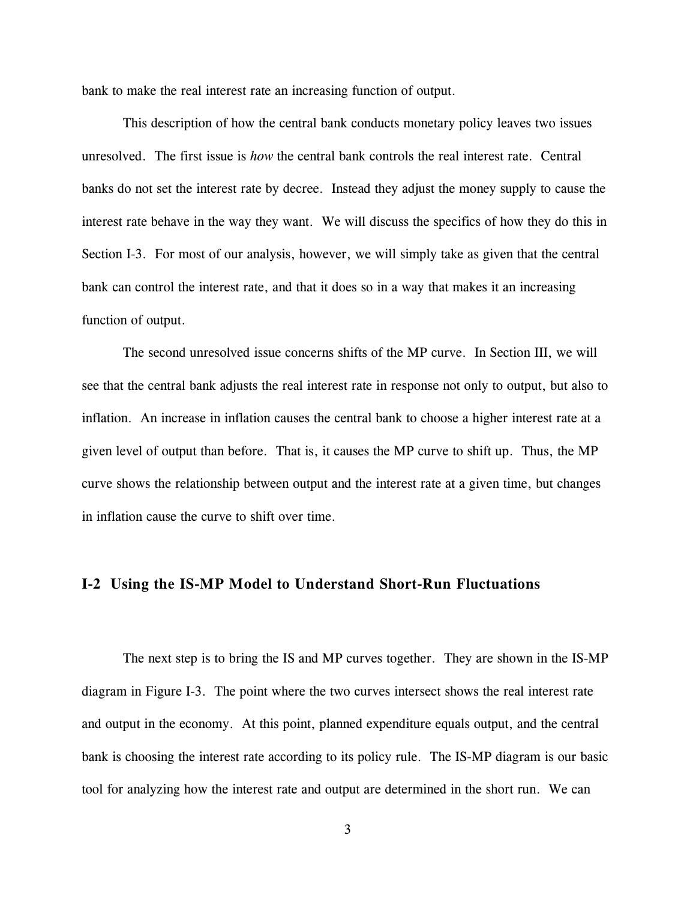bank to make the real interest rate an increasing function of output.

This description of how the central bank conducts monetary policy leaves two issues unresolved. The first issue is *how* the central bank controls the real interest rate. Central banks do not set the interest rate by decree. Instead they adjust the money supply to cause the interest rate behave in the way they want. We will discuss the specifics of how they do this in Section I-3. For most of our analysis, however, we will simply take as given that the central bank can control the interest rate, and that it does so in a way that makes it an increasing function of output.

The second unresolved issue concerns shifts of the MP curve. In Section III, we will see that the central bank adjusts the real interest rate in response not only to output, but also to inflation. An increase in inflation causes the central bank to choose a higher interest rate at a given level of output than before. That is, it causes the MP curve to shift up. Thus, the MP curve shows the relationship between output and the interest rate at a given time, but changes in inflation cause the curve to shift over time.

## I-2 Using the IS-MP Model to Understand Short-Run Fluctuations

The next step is to bring the IS and MP curves together. They are shown in the IS-MP diagram in Figure I-3. The point where the two curves intersect shows the real interest rate and output in the economy. At this point, planned expenditure equals output, and the central bank is choosing the interest rate according to its policy rule. The IS-MP diagram is our basic tool for analyzing how the interest rate and output are determined in the short run. We can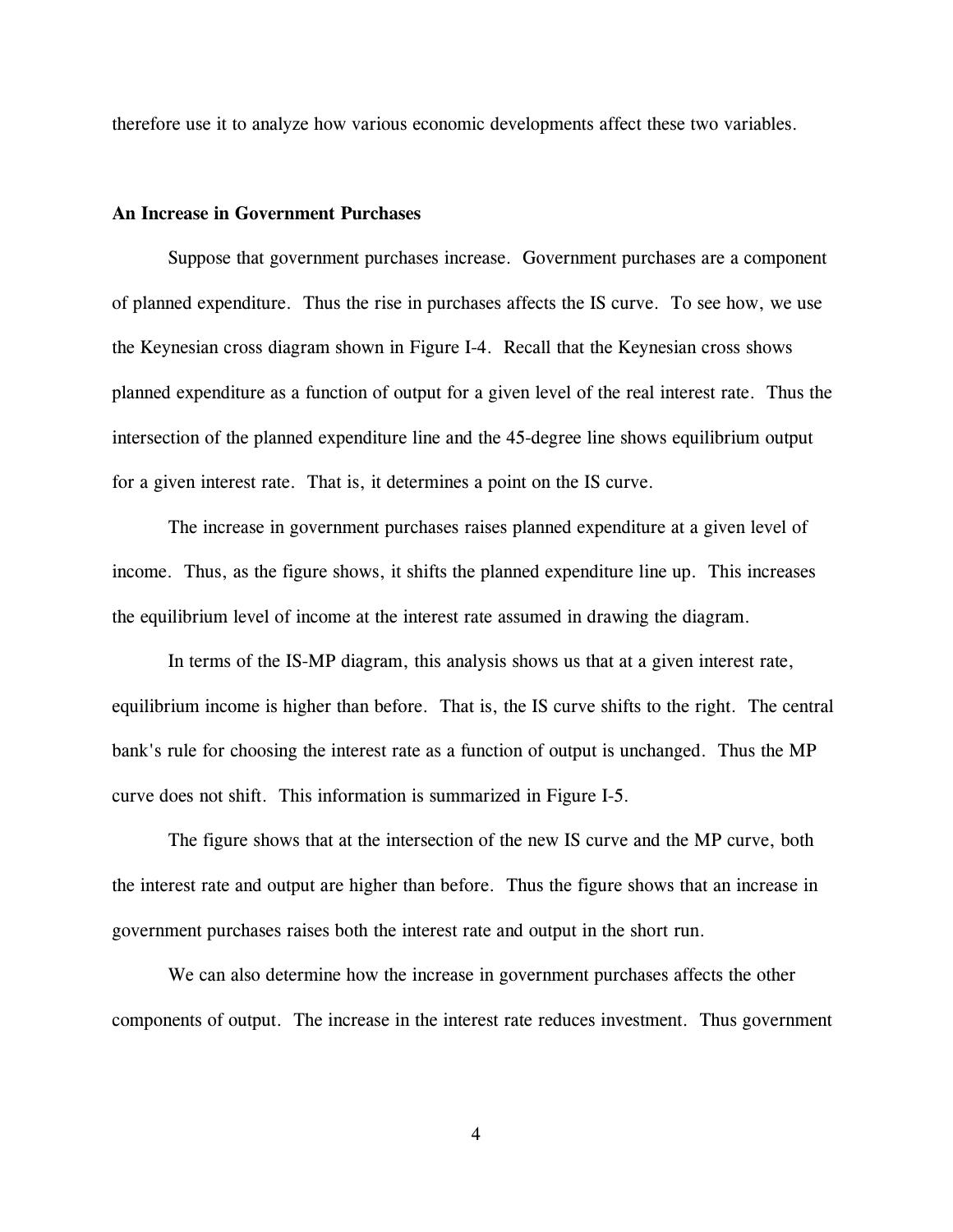therefore use it to analyze how various economic developments affect these two variables.

### An Increase in Government Purchases

Suppose that government purchases increase. Government purchases are a component of planned expenditure. Thus the rise in purchases affects the IS curve. To see how, we use the Keynesian cross diagram shown in Figure I-4. Recall that the Keynesian cross shows planned expenditure as a function of output for a given level of the real interest rate. Thus the intersection of the planned expenditure line and the 45-degree line shows equilibrium output for a given interest rate. That is, it determines a point on the IS curve.

The increase in government purchases raises planned expenditure at a given level of income. Thus, as the figure shows, it shifts the planned expenditure line up. This increases the equilibrium level of income at the interest rate assumed in drawing the diagram.

In terms of the IS-MP diagram, this analysis shows us that at a given interest rate, equilibrium income is higher than before. That is, the IS curve shifts to the right. The central bank's rule for choosing the interest rate as a function of output is unchanged. Thus the MP curve does not shift. This information is summarized in Figure I-5.

The figure shows that at the intersection of the new IS curve and the MP curve, both the interest rate and output are higher than before. Thus the figure shows that an increase in government purchases raises both the interest rate and output in the short run.

We can also determine how the increase in government purchases affects the other components of output. The increase in the interest rate reduces investment. Thus government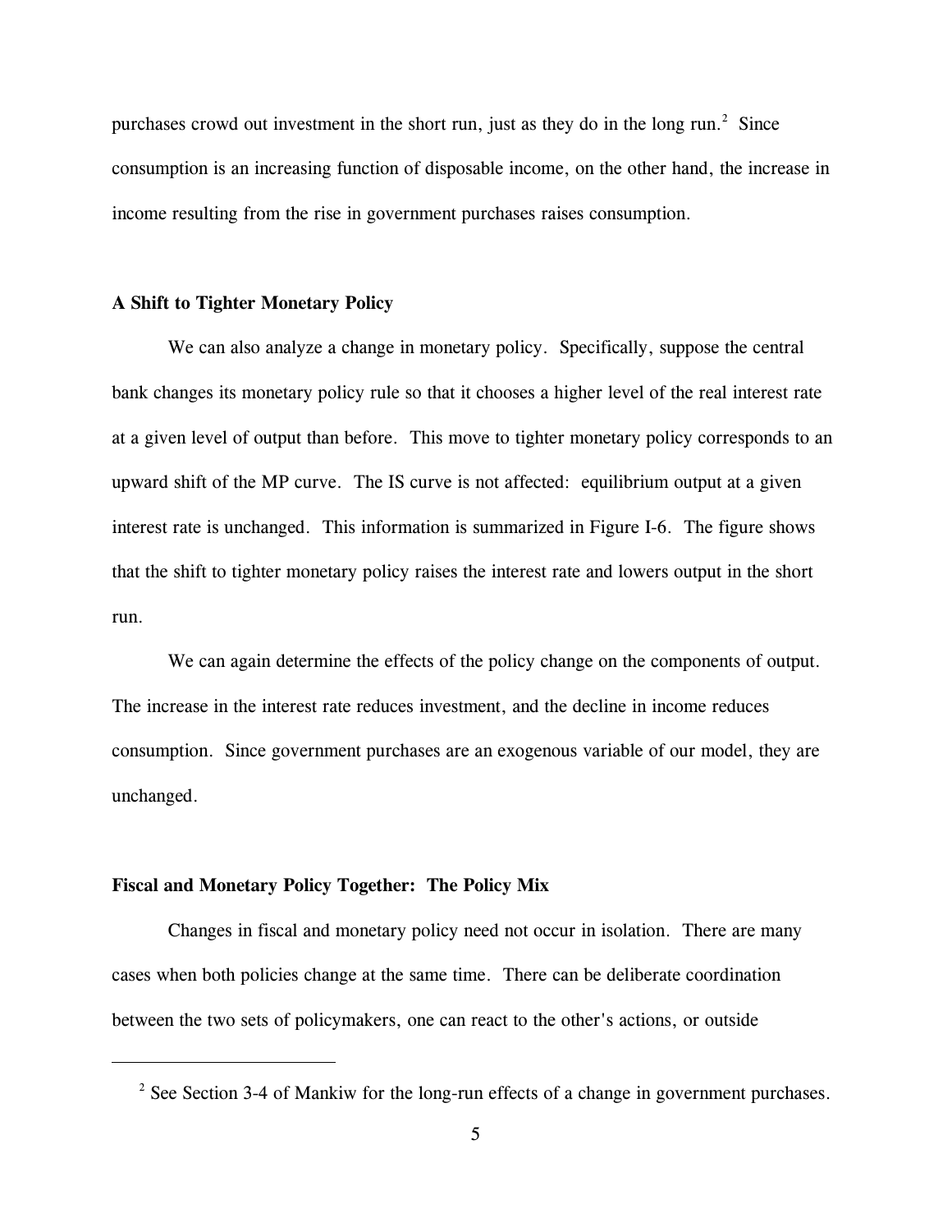purchases crowd out investment in the short run, just as they do in the long run.[2] Since consumption is an increasing function of disposable income, on the other hand, the increase in income resulting from the rise in government purchases raises consumption.

**A Shift to Tighter Monetary Policy**

We can also analyze a change in monetary policy. Specifically, suppose the central bank changes its monetary policy rule so that it chooses a higher level of the real interest rate at a given level of output than before. This move to tighter monetary policy corresponds to an upward shift of the MP curve. The IS curve is not affected: equilibrium output at a given interest rate is unchanged. This information is summarized in Figure I-6. The figure shows that the shift to tighter monetary policy raises the interest rate and lowers output in the short run.

We can again determine the effects of the policy change on the components of output. The increase in the interest rate reduces investment, and the decline in income reduces consumption. Since government purchases are an exogenous variable of our model, they are unchanged.

**Fiscal and Monetary Policy Together: The Policy Mix**

Changes in fiscal and monetary policy need not occur in isolation. There are many cases when both policies change at the same time. There can be deliberate coordination between the two sets of policymakers, one can react to the other's actions, or outside

---

[2] See Section 3-4 of Mankiw for the long-run effects of a change in government purchases.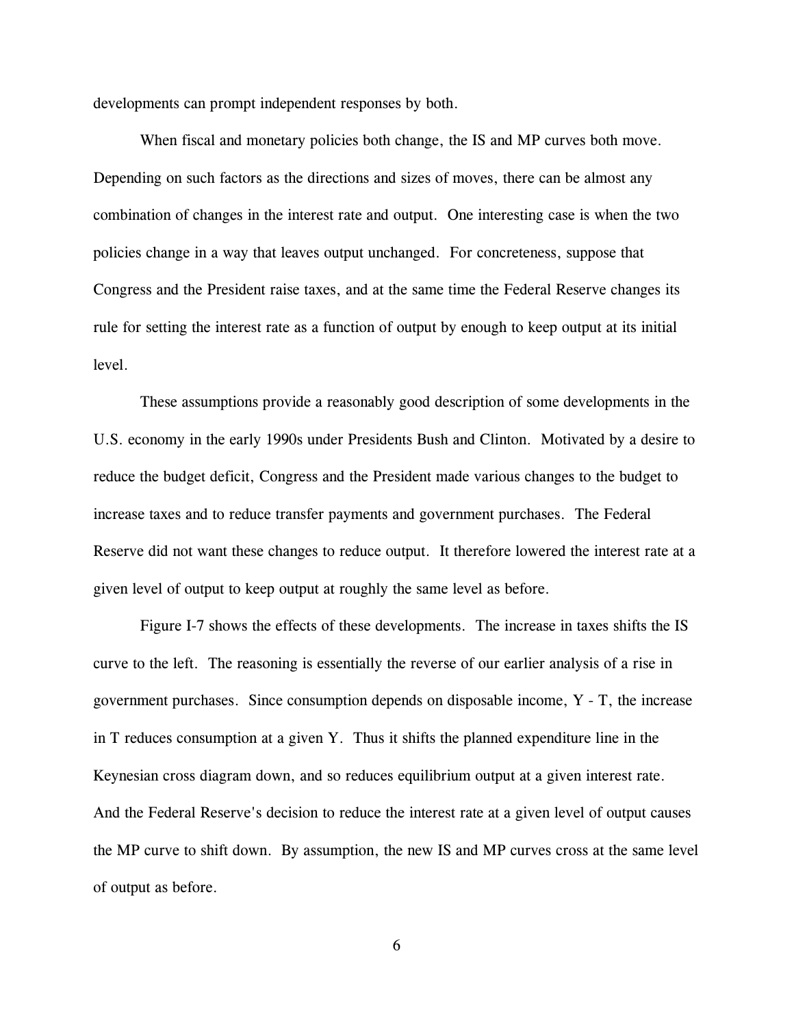developments can prompt independent responses by both.

When fiscal and monetary policies both change, the IS and MP curves both move. Depending on such factors as the directions and sizes of moves, there can be almost any combination of changes in the interest rate and output. One interesting case is when the two policies change in a way that leaves output unchanged. For concreteness, suppose that Congress and the President raise taxes, and at the same time the Federal Reserve changes its rule for setting the interest rate as a function of output by enough to keep output at its initial level.

These assumptions provide a reasonably good description of some developments in the U.S. economy in the early 1990s under Presidents Bush and Clinton. Motivated by a desire to reduce the budget deficit, Congress and the President made various changes to the budget to increase taxes and to reduce transfer payments and government purchases. The Federal Reserve did not want these changes to reduce output. It therefore lowered the interest rate at a given level of output to keep output at roughly the same level as before.

Figure I-7 shows the effects of these developments. The increase in taxes shifts the IS curve to the left. The reasoning is essentially the reverse of our earlier analysis of a rise in government purchases. Since consumption depends on disposable income, $Y - T$, the increase in $T$ reduces consumption at a given $Y$. Thus it shifts the planned expenditure line in the Keynesian cross diagram down, and so reduces equilibrium output at a given interest rate. And the Federal Reserve's decision to reduce the interest rate at a given level of output causes the MP curve to shift down. By assumption, the new IS and MP curves cross at the same level of output as before.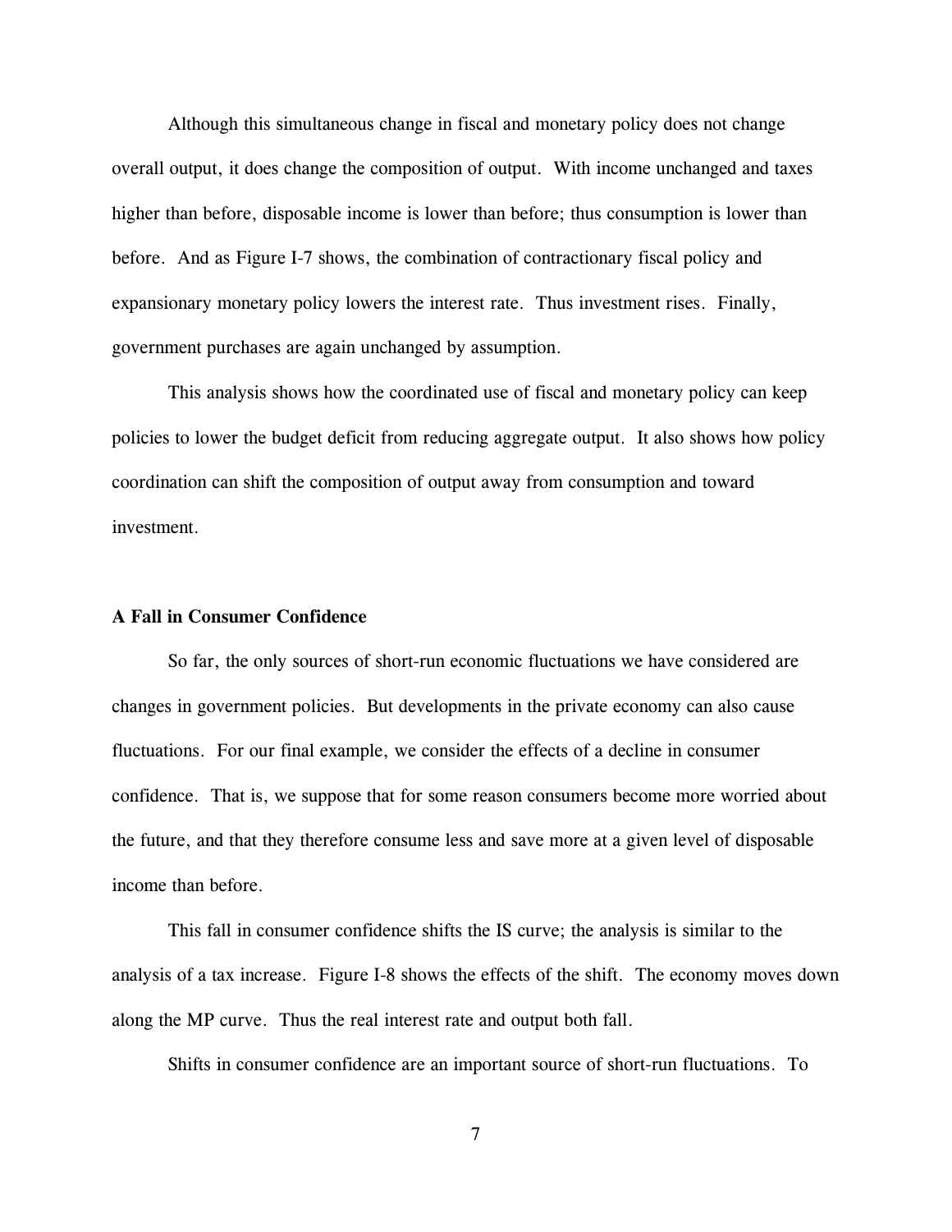Although this simultaneous change in fiscal and monetary policy does not change overall output, it does change the composition of output. With income unchanged and taxes higher than before, disposable income is lower than before; thus consumption is lower than before. And as Figure I-7 shows, the combination of contractionary fiscal policy and expansionary monetary policy lowers the interest rate. Thus investment rises. Finally, government purchases are again unchanged by assumption.

This analysis shows how the coordinated use of fiscal and monetary policy can keep policies to lower the budget deficit from reducing aggregate output. It also shows how policy coordination can shift the composition of output away from consumption and toward investment.

**A Fall in Consumer Confidence**

So far, the only sources of short-run economic fluctuations we have considered are changes in government policies. But developments in the private economy can also cause fluctuations. For our final example, we consider the effects of a decline in consumer confidence. That is, we suppose that for some reason consumers become more worried about the future, and that they therefore consume less and save more at a given level of disposable income than before.

This fall in consumer confidence shifts the IS curve; the analysis is similar to the analysis of a tax increase. Figure I-8 shows the effects of the shift. The economy moves down along the MP curve. Thus the real interest rate and output both fall.

Shifts in consumer confidence are an important source of short-run fluctuations. To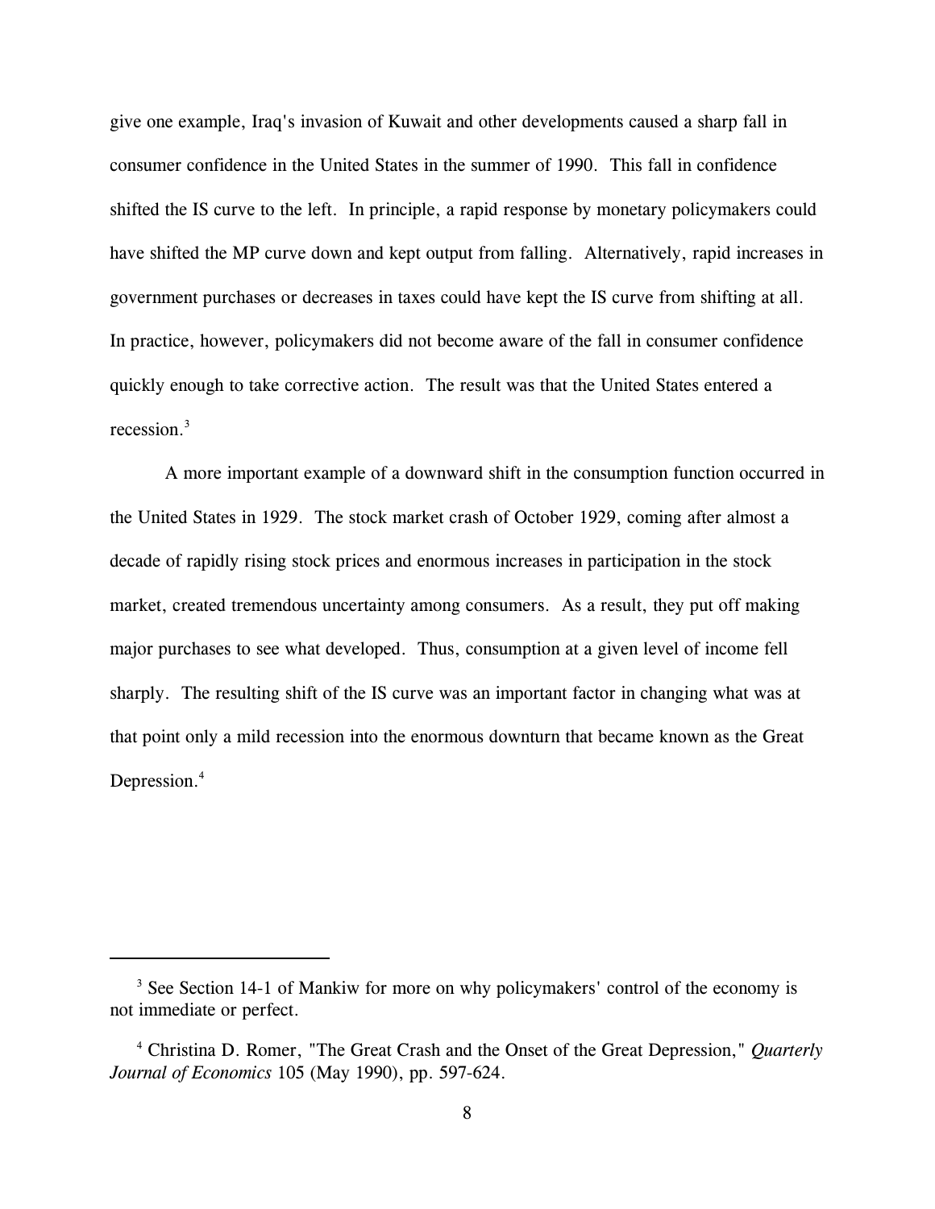give one example, Iraq's invasion of Kuwait and other developments caused a sharp fall in consumer confidence in the United States in the summer of 1990. This fall in confidence shifted the IS curve to the left. In principle, a rapid response by monetary policymakers could have shifted the MP curve down and kept output from falling. Alternatively, rapid increases in government purchases or decreases in taxes could have kept the IS curve from shifting at all. In practice, however, policymakers did not become aware of the fall in consumer confidence quickly enough to take corrective action. The result was that the United States entered a recession.[3]

A more important example of a downward shift in the consumption function occurred in the United States in 1929. The stock market crash of October 1929, coming after almost a decade of rapidly rising stock prices and enormous increases in participation in the stock market, created tremendous uncertainty among consumers. As a result, they put off making major purchases to see what developed. Thus, consumption at a given level of income fell sharply. The resulting shift of the IS curve was an important factor in changing what was at that point only a mild recession into the enormous downturn that became known as the Great Depression.[4]

---

[3] See Section 14-1 of Mankiw for more on why policymakers' control of the economy is not immediate or perfect.

[4] Christina D. Romer, "The Great Crash and the Onset of the Great Depression," *Quarterly Journal of Economics* 105 (May 1990), pp. 597-624.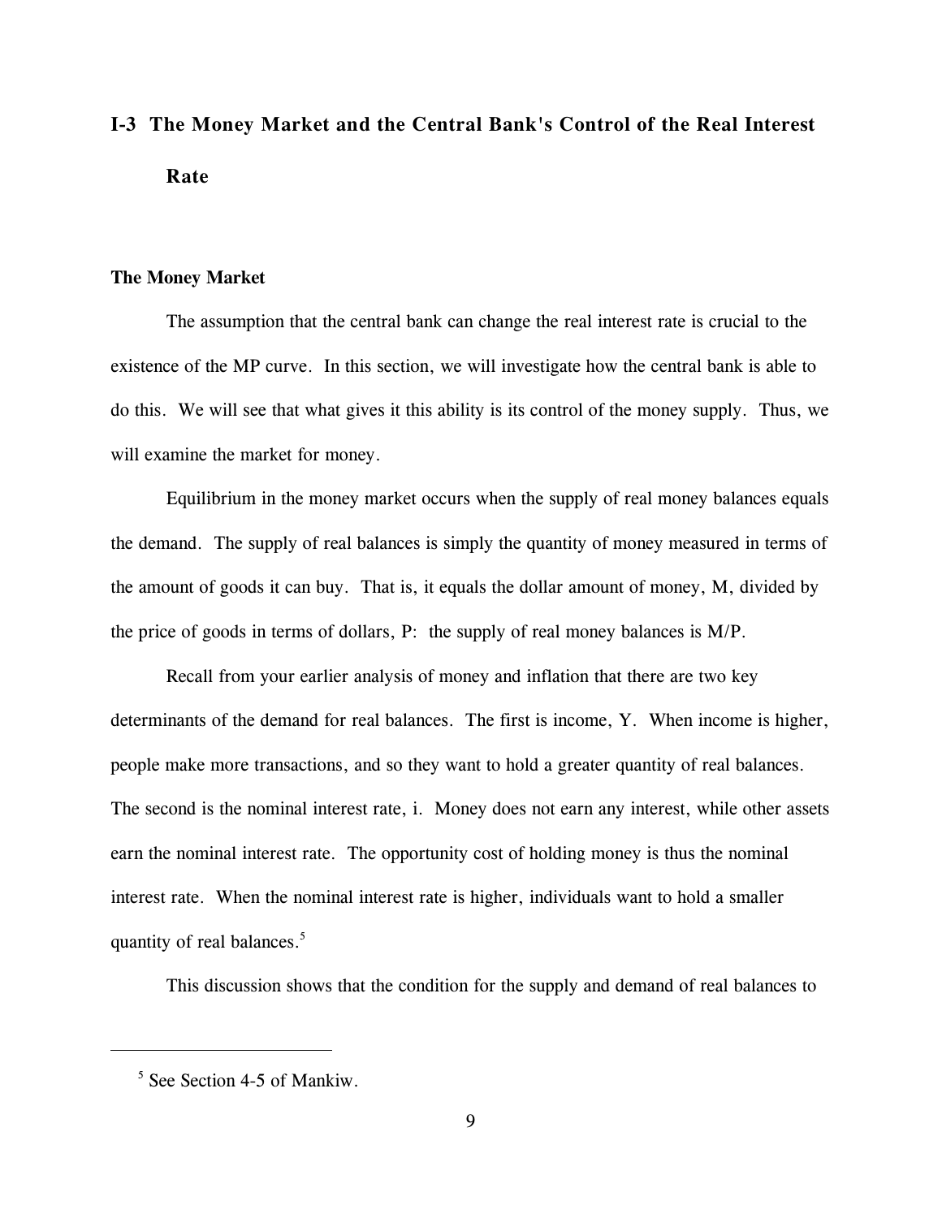## I-3 The Money Market and the Central Bank's Control of the Real Interest Rate

### The Money Market

The assumption that the central bank can change the real interest rate is crucial to the existence of the MP curve. In this section, we will investigate how the central bank is able to do this. We will see that what gives it this ability is its control of the money supply. Thus, we will examine the market for money.

Equilibrium in the money market occurs when the supply of real money balances equals the demand. The supply of real balances is simply the quantity of money measured in terms of the amount of goods it can buy. That is, it equals the dollar amount of money, $M$, divided by the price of goods in terms of dollars, $P$: the supply of real money balances is $M/P$.

Recall from your earlier analysis of money and inflation that there are two key determinants of the demand for real balances. The first is income, $Y$. When income is higher, people make more transactions, and so they want to hold a greater quantity of real balances. The second is the nominal interest rate, $i$. Money does not earn any interest, while other assets earn the nominal interest rate. The opportunity cost of holding money is thus the nominal interest rate. When the nominal interest rate is higher, individuals want to hold a smaller quantity of real balances.[5]

This discussion shows that the condition for the supply and demand of real balances to

[5] See Section 4-5 of Mankiw.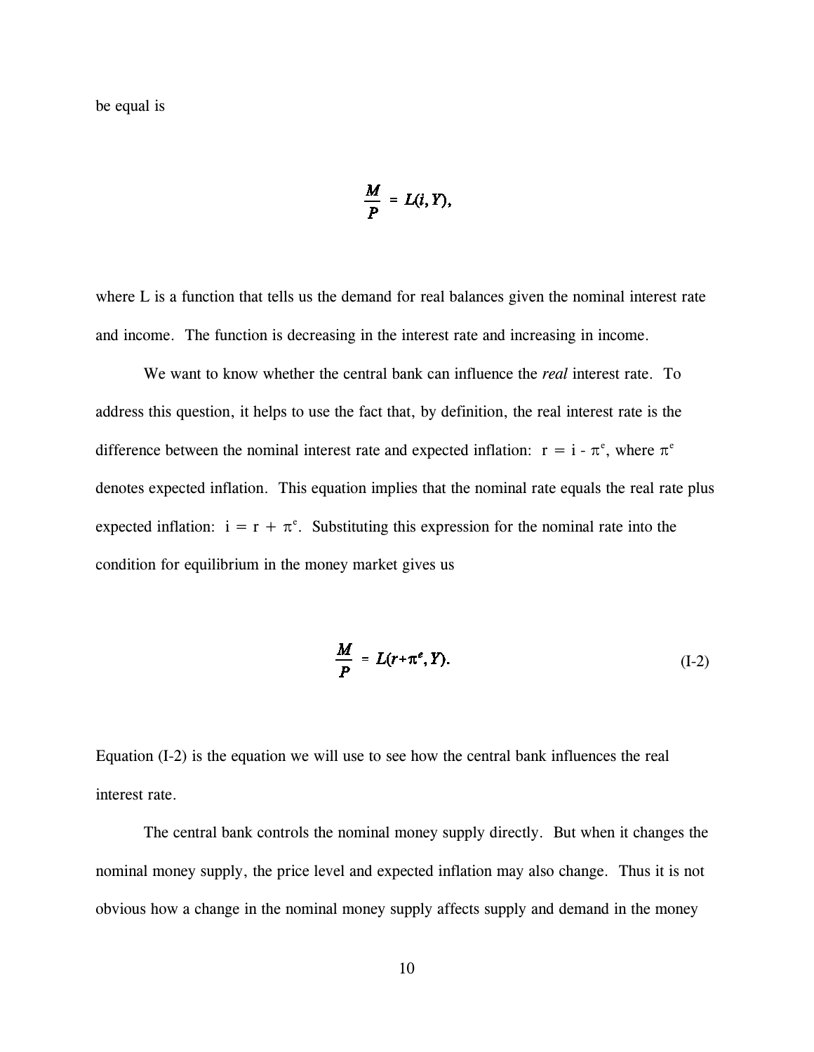be equal is

$$\frac{M}{P} = L(i, Y),$$

where L is a function that tells us the demand for real balances given the nominal interest rate and income. The function is decreasing in the interest rate and increasing in income.

We want to know whether the central bank can influence the *real* interest rate. To address this question, it helps to use the fact that, by definition, the real interest rate is the difference between the nominal interest rate and expected inflation: $r = i - \pi^e$, where $\pi^e$ denotes expected inflation. This equation implies that the nominal rate equals the real rate plus expected inflation: $i = r + \pi^e$. Substituting this expression for the nominal rate into the condition for equilibrium in the money market gives us

$$\frac{M}{P} = L(r + \pi^e, Y). \tag{I-2}$$

Equation (I-2) is the equation we will use to see how the central bank influences the real interest rate.

The central bank controls the nominal money supply directly. But when it changes the nominal money supply, the price level and expected inflation may also change. Thus it is not obvious how a change in the nominal money supply affects supply and demand in the money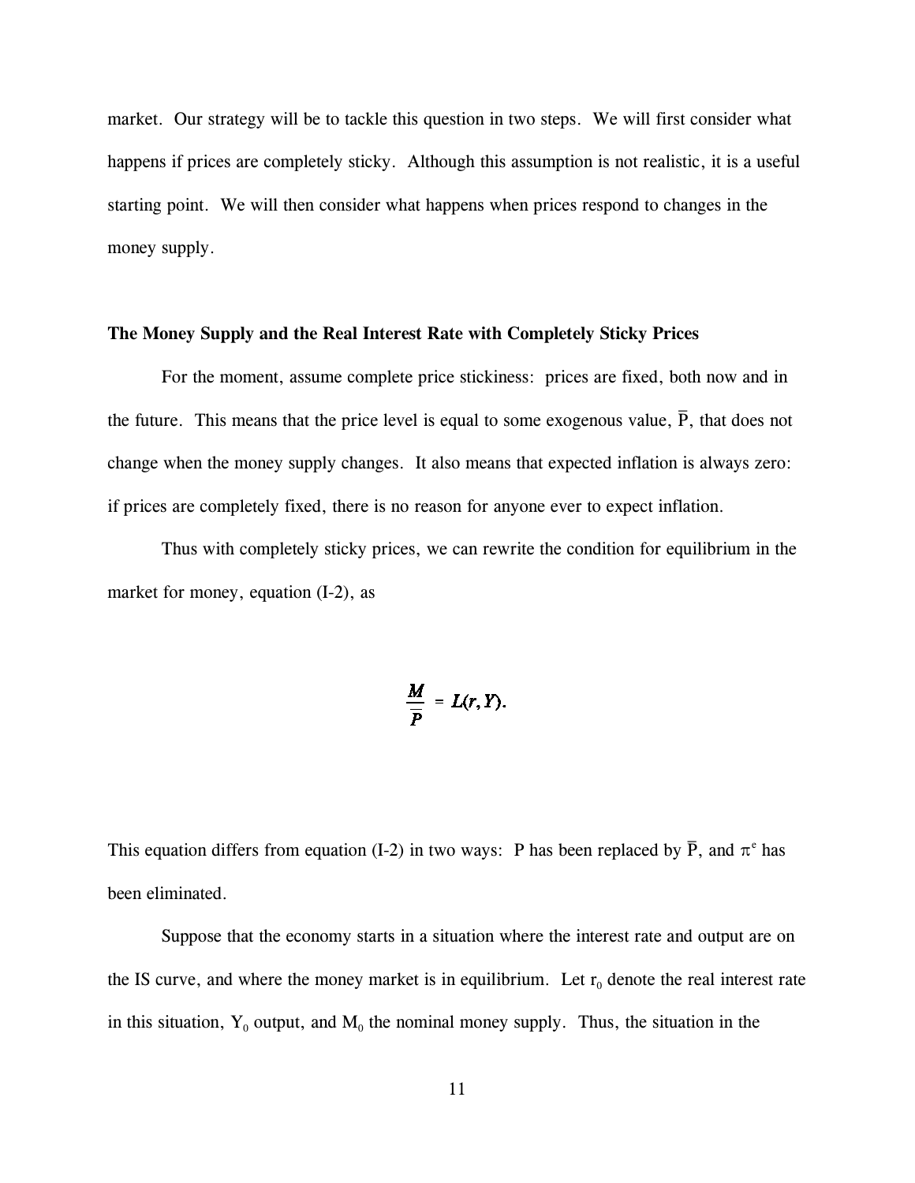market. Our strategy will be to tackle this question in two steps. We will first consider what happens if prices are completely sticky. Although this assumption is not realistic, it is a useful starting point. We will then consider what happens when prices respond to changes in the money supply.

**The Money Supply and the Real Interest Rate with Completely Sticky Prices**

For the moment, assume complete price stickiness: prices are fixed, both now and in the future. This means that the price level is equal to some exogenous value, $\overline{P}$, that does not change when the money supply changes. It also means that expected inflation is always zero: if prices are completely fixed, there is no reason for anyone ever to expect inflation.

Thus with completely sticky prices, we can rewrite the condition for equilibrium in the market for money, equation (I-2), as

$$\frac{M}{\overline{P}} = L(r, Y).$$

This equation differs from equation (I-2) in two ways: P has been replaced by $\overline{P}$, and $\pi^e$ has been eliminated.

Suppose that the economy starts in a situation where the interest rate and output are on the IS curve, and where the money market is in equilibrium. Let $r_0$ denote the real interest rate in this situation, $Y_0$ output, and $M_0$ the nominal money supply. Thus, the situation in the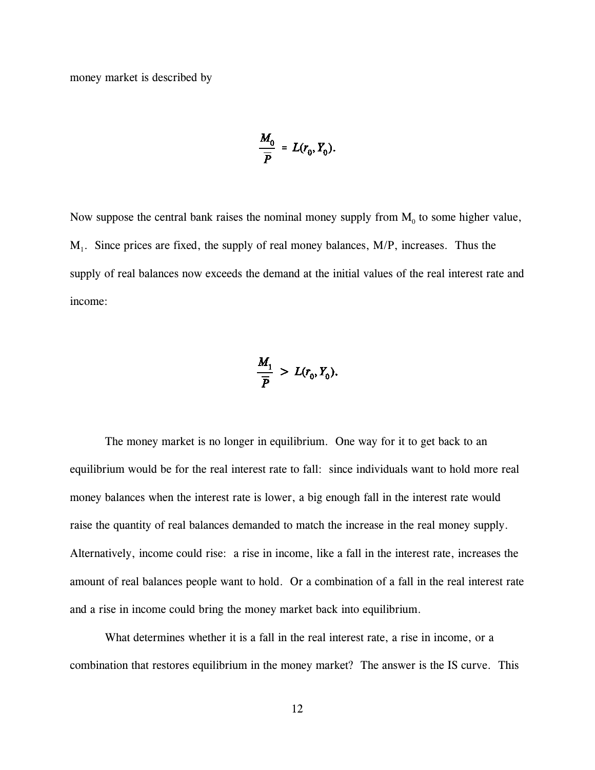money market is described by

$$\frac{M_0}{\overline{P}} = L(r_0, Y_0).$$

Now suppose the central bank raises the nominal money supply from $M_0$ to some higher value, $M_1$. Since prices are fixed, the supply of real money balances, M/P, increases. Thus the supply of real balances now exceeds the demand at the initial values of the real interest rate and income:

$$\frac{M_1}{\overline{P}} > L(r_0, Y_0).$$

The money market is no longer in equilibrium. One way for it to get back to an equilibrium would be for the real interest rate to fall: since individuals want to hold more real money balances when the interest rate is lower, a big enough fall in the interest rate would raise the quantity of real balances demanded to match the increase in the real money supply. Alternatively, income could rise: a rise in income, like a fall in the interest rate, increases the amount of real balances people want to hold. Or a combination of a fall in the real interest rate and a rise in income could bring the money market back into equilibrium.

What determines whether it is a fall in the real interest rate, a rise in income, or a combination that restores equilibrium in the money market? The answer is the IS curve. This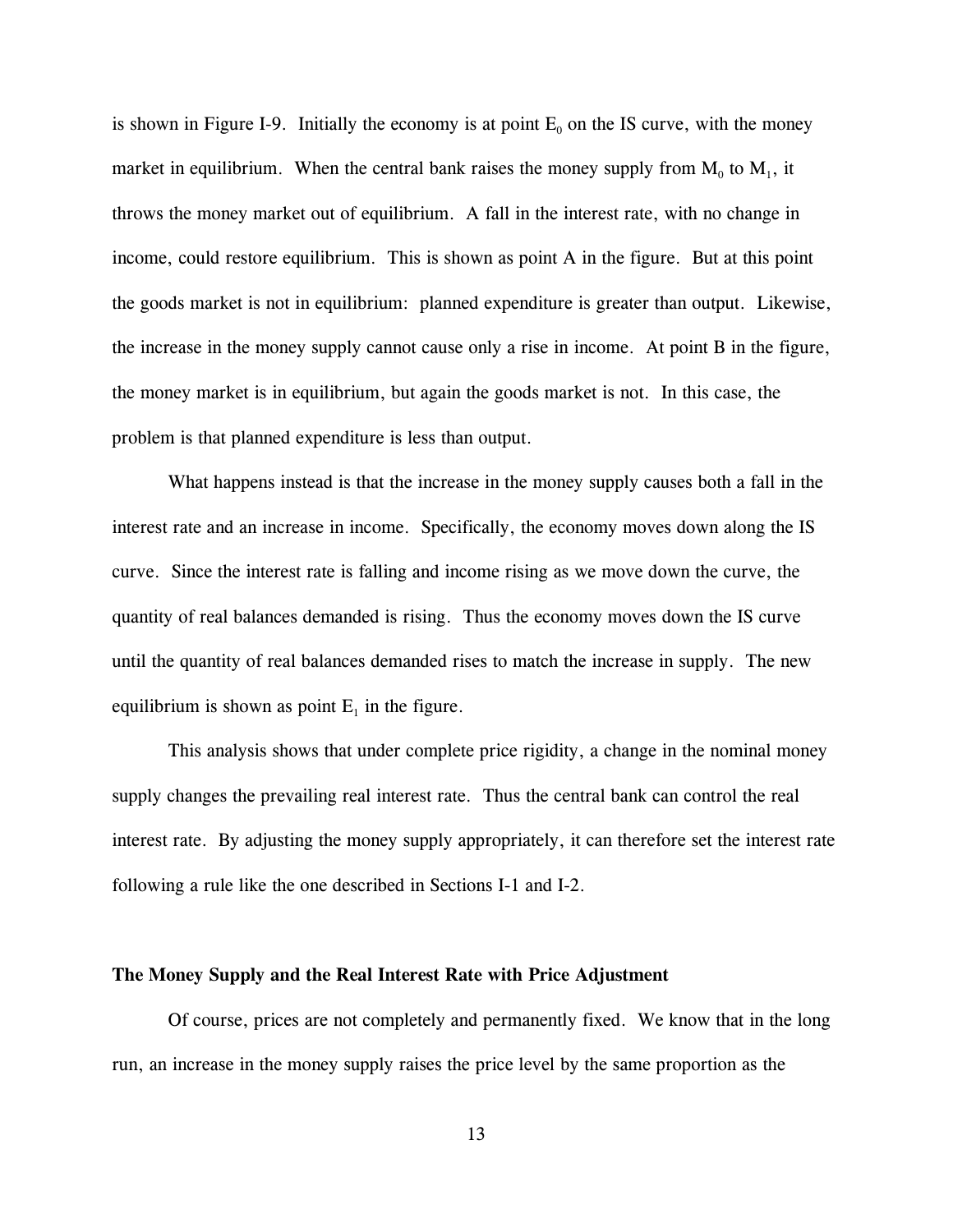is shown in Figure I-9. Initially the economy is at point $E_0$ on the IS curve, with the money market in equilibrium. When the central bank raises the money supply from $M_0$ to $M_1$, it throws the money market out of equilibrium. A fall in the interest rate, with no change in income, could restore equilibrium. This is shown as point A in the figure. But at this point the goods market is not in equilibrium: planned expenditure is greater than output. Likewise, the increase in the money supply cannot cause only a rise in income. At point B in the figure, the money market is in equilibrium, but again the goods market is not. In this case, the problem is that planned expenditure is less than output.

What happens instead is that the increase in the money supply causes both a fall in the interest rate and an increase in income. Specifically, the economy moves down along the IS curve. Since the interest rate is falling and income rising as we move down the curve, the quantity of real balances demanded is rising. Thus the economy moves down the IS curve until the quantity of real balances demanded rises to match the increase in supply. The new equilibrium is shown as point $E_1$ in the figure.

This analysis shows that under complete price rigidity, a change in the nominal money supply changes the prevailing real interest rate. Thus the central bank can control the real interest rate. By adjusting the money supply appropriately, it can therefore set the interest rate following a rule like the one described in Sections I-1 and I-2.

### The Money Supply and the Real Interest Rate with Price Adjustment

Of course, prices are not completely and permanently fixed. We know that in the long run, an increase in the money supply raises the price level by the same proportion as the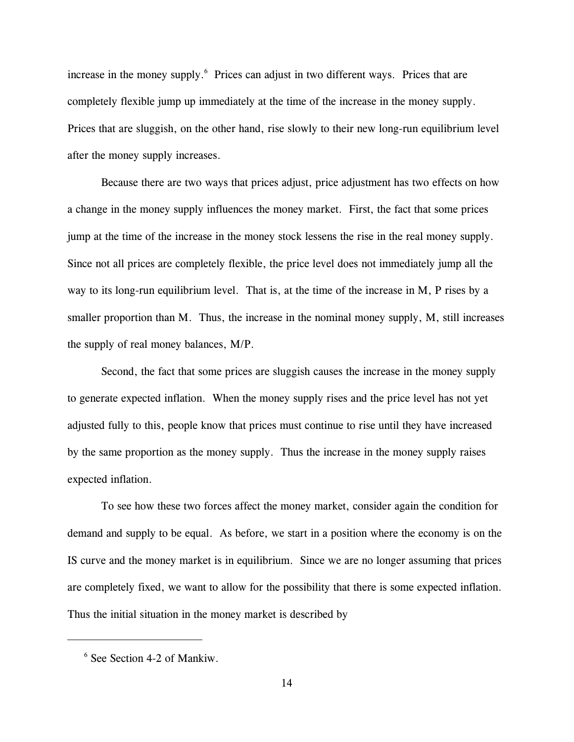increase in the money supply.[6] Prices can adjust in two different ways. Prices that are completely flexible jump up immediately at the time of the increase in the money supply. Prices that are sluggish, on the other hand, rise slowly to their new long-run equilibrium level after the money supply increases.

Because there are two ways that prices adjust, price adjustment has two effects on how a change in the money supply influences the money market. First, the fact that some prices jump at the time of the increase in the money stock lessens the rise in the real money supply. Since not all prices are completely flexible, the price level does not immediately jump all the way to its long-run equilibrium level. That is, at the time of the increase in M, P rises by a smaller proportion than M. Thus, the increase in the nominal money supply, M, still increases the supply of real money balances, M/P.

Second, the fact that some prices are sluggish causes the increase in the money supply to generate expected inflation. When the money supply rises and the price level has not yet adjusted fully to this, people know that prices must continue to rise until they have increased by the same proportion as the money supply. Thus the increase in the money supply raises expected inflation.

To see how these two forces affect the money market, consider again the condition for demand and supply to be equal. As before, we start in a position where the economy is on the IS curve and the money market is in equilibrium. Since we are no longer assuming that prices are completely fixed, we want to allow for the possibility that there is some expected inflation. Thus the initial situation in the money market is described by

---

[6] See Section 4-2 of Mankiw.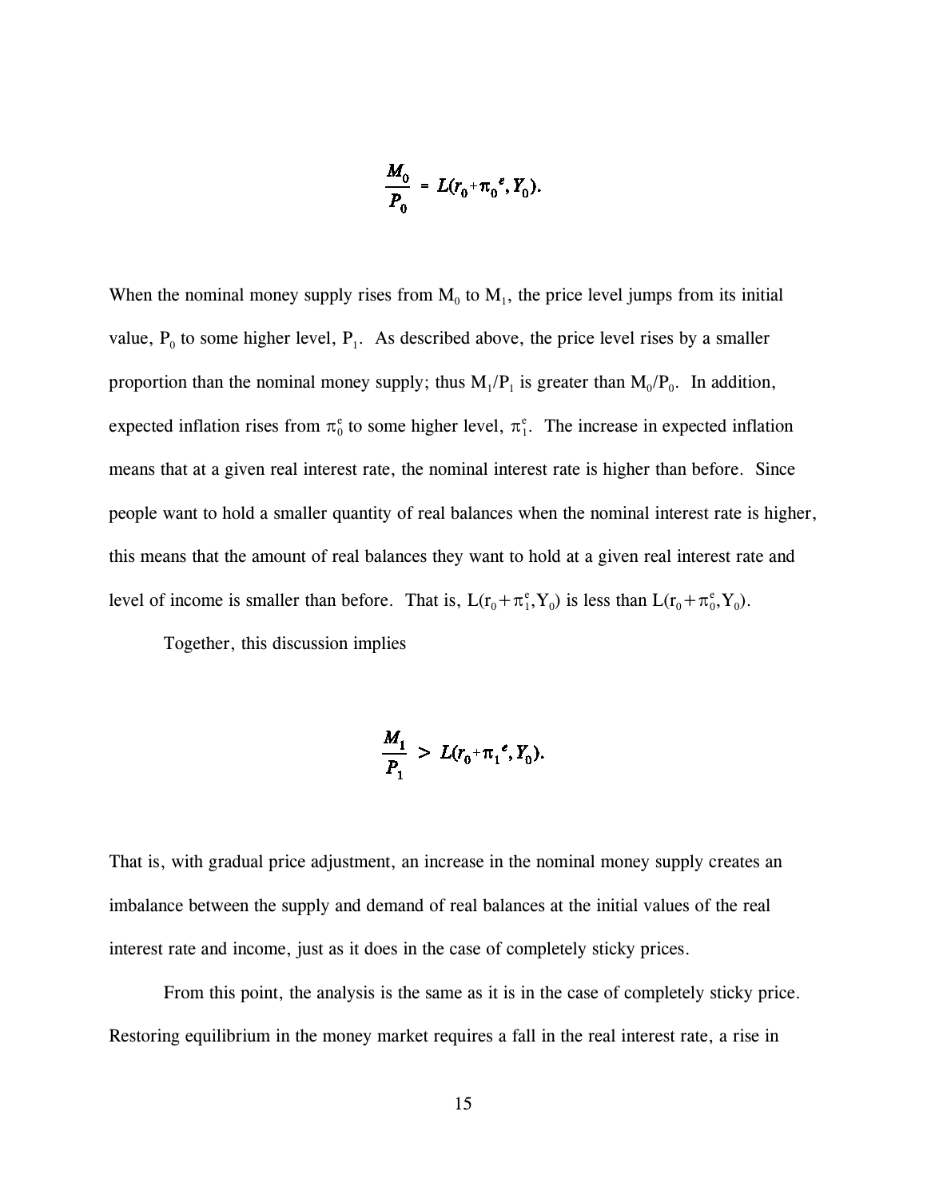$$\frac{M_0}{P_0} = L(r_0 + \pi_0{}^e, Y_0).$$

When the nominal money supply rises from $M_0$ to $M_1$, the price level jumps from its initial value, $P_0$ to some higher level, $P_1$. As described above, the price level rises by a smaller proportion than the nominal money supply; thus $M_1/P_1$ is greater than $M_0/P_0$. In addition, expected inflation rises from $\pi_0^e$ to some higher level, $\pi_1^e$. The increase in expected inflation means that at a given real interest rate, the nominal interest rate is higher than before. Since people want to hold a smaller quantity of real balances when the nominal interest rate is higher, this means that the amount of real balances they want to hold at a given real interest rate and level of income is smaller than before. That is, $L(r_0 + \pi_1^e, Y_0)$ is less than $L(r_0 + \pi_0^e, Y_0)$.

Together, this discussion implies

$$\frac{M_1}{P_1} > L(r_0 + \pi_1{}^e, Y_0).$$

That is, with gradual price adjustment, an increase in the nominal money supply creates an imbalance between the supply and demand of real balances at the initial values of the real interest rate and income, just as it does in the case of completely sticky prices.

From this point, the analysis is the same as it is in the case of completely sticky price. Restoring equilibrium in the money market requires a fall in the real interest rate, a rise in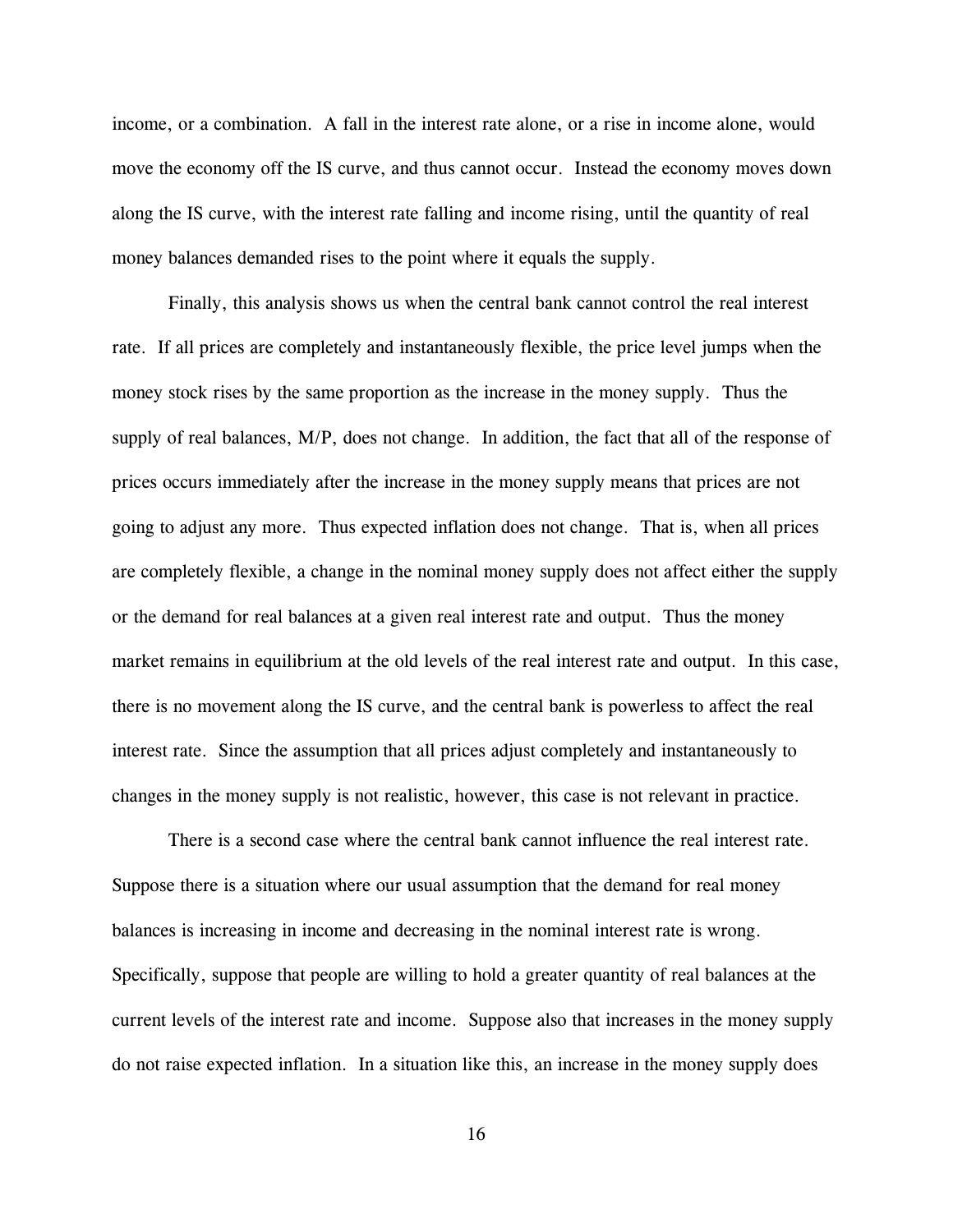income, or a combination. A fall in the interest rate alone, or a rise in income alone, would move the economy off the IS curve, and thus cannot occur. Instead the economy moves down along the IS curve, with the interest rate falling and income rising, until the quantity of real money balances demanded rises to the point where it equals the supply.

Finally, this analysis shows us when the central bank cannot control the real interest rate. If all prices are completely and instantaneously flexible, the price level jumps when the money stock rises by the same proportion as the increase in the money supply. Thus the supply of real balances, M/P, does not change. In addition, the fact that all of the response of prices occurs immediately after the increase in the money supply means that prices are not going to adjust any more. Thus expected inflation does not change. That is, when all prices are completely flexible, a change in the nominal money supply does not affect either the supply or the demand for real balances at a given real interest rate and output. Thus the money market remains in equilibrium at the old levels of the real interest rate and output. In this case, there is no movement along the IS curve, and the central bank is powerless to affect the real interest rate. Since the assumption that all prices adjust completely and instantaneously to changes in the money supply is not realistic, however, this case is not relevant in practice.

There is a second case where the central bank cannot influence the real interest rate. Suppose there is a situation where our usual assumption that the demand for real money balances is increasing in income and decreasing in the nominal interest rate is wrong. Specifically, suppose that people are willing to hold a greater quantity of real balances at the current levels of the interest rate and income. Suppose also that increases in the money supply do not raise expected inflation. In a situation like this, an increase in the money supply does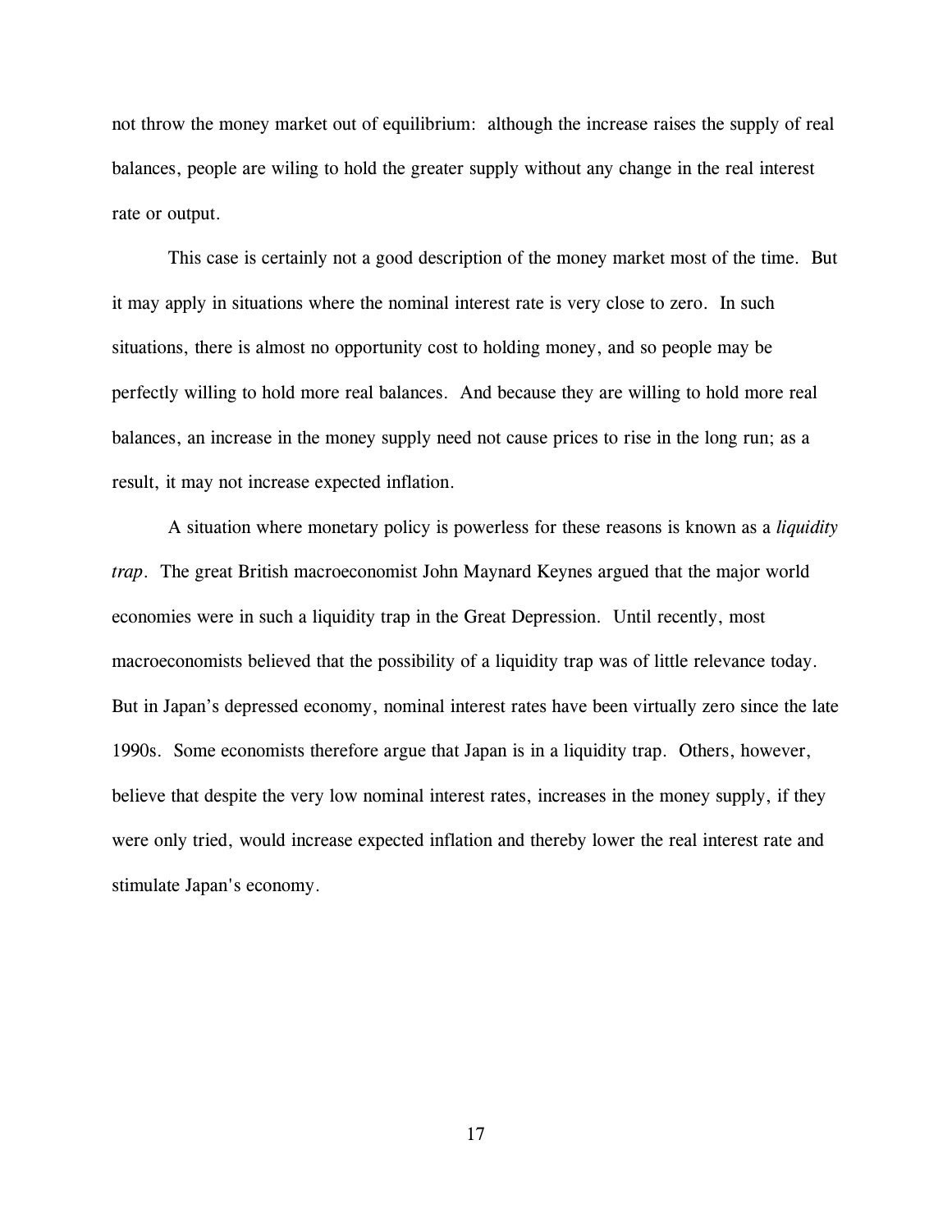not throw the money market out of equilibrium: although the increase raises the supply of real balances, people are wiling to hold the greater supply without any change in the real interest rate or output.

This case is certainly not a good description of the money market most of the time. But it may apply in situations where the nominal interest rate is very close to zero. In such situations, there is almost no opportunity cost to holding money, and so people may be perfectly willing to hold more real balances. And because they are willing to hold more real balances, an increase in the money supply need not cause prices to rise in the long run; as a result, it may not increase expected inflation.

A situation where monetary policy is powerless for these reasons is known as a *liquidity trap*. The great British macroeconomist John Maynard Keynes argued that the major world economies were in such a liquidity trap in the Great Depression. Until recently, most macroeconomists believed that the possibility of a liquidity trap was of little relevance today. But in Japan's depressed economy, nominal interest rates have been virtually zero since the late 1990s. Some economists therefore argue that Japan is in a liquidity trap. Others, however, believe that despite the very low nominal interest rates, increases in the money supply, if they were only tried, would increase expected inflation and thereby lower the real interest rate and stimulate Japan's economy.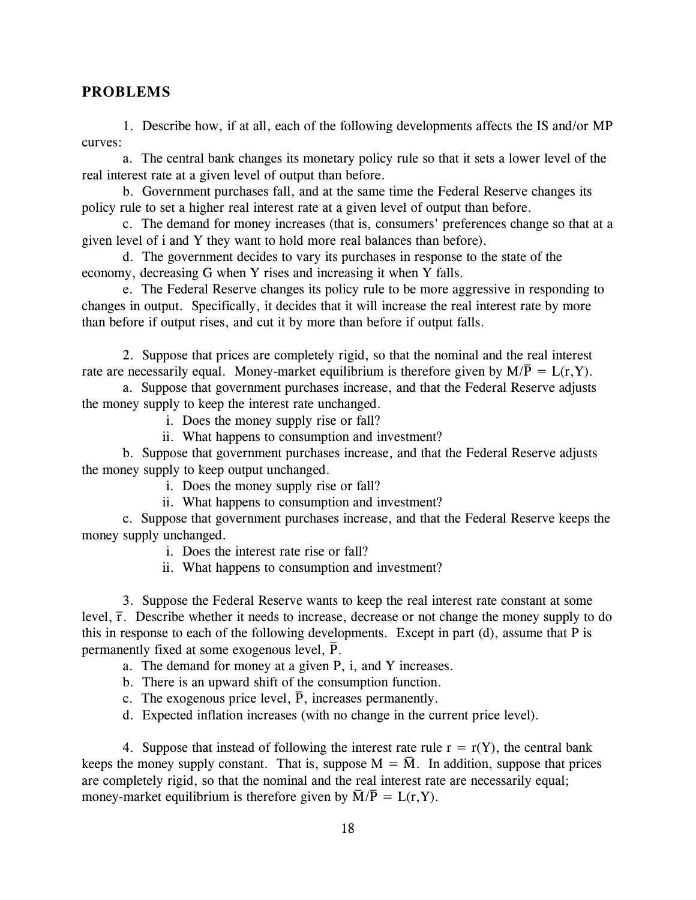## PROBLEMS

1. Describe how, if at all, each of the following developments affects the IS and/or MP curves:

a. The central bank changes its monetary policy rule so that it sets a lower level of the real interest rate at a given level of output than before.

b. Government purchases fall, and at the same time the Federal Reserve changes its policy rule to set a higher real interest rate at a given level of output than before.

c. The demand for money increases (that is, consumers' preferences change so that at a given level of i and Y they want to hold more real balances than before).

d. The government decides to vary its purchases in response to the state of the economy, decreasing G when Y rises and increasing it when Y falls.

e. The Federal Reserve changes its policy rule to be more aggressive in responding to changes in output. Specifically, it decides that it will increase the real interest rate by more than before if output rises, and cut it by more than before if output falls.

2. Suppose that prices are completely rigid, so that the nominal and the real interest rate are necessarily equal. Money-market equilibrium is therefore given by $M/\overline{P} = L(r,Y)$.

a. Suppose that government purchases increase, and that the Federal Reserve adjusts the money supply to keep the interest rate unchanged.

i. Does the money supply rise or fall?

ii. What happens to consumption and investment?

b. Suppose that government purchases increase, and that the Federal Reserve adjusts the money supply to keep output unchanged.

i. Does the money supply rise or fall?

ii. What happens to consumption and investment?

c. Suppose that government purchases increase, and that the Federal Reserve keeps the money supply unchanged.

i. Does the interest rate rise or fall?

ii. What happens to consumption and investment?

3. Suppose the Federal Reserve wants to keep the real interest rate constant at some level, $\overline{r}$. Describe whether it needs to increase, decrease or not change the money supply to do this in response to each of the following developments. Except in part (d), assume that P is permanently fixed at some exogenous level, $\overline{P}$.

a. The demand for money at a given P, i, and Y increases.

b. There is an upward shift of the consumption function.

c. The exogenous price level, $\overline{P}$, increases permanently.

d. Expected inflation increases (with no change in the current price level).

4. Suppose that instead of following the interest rate rule $r = r(Y)$, the central bank keeps the money supply constant. That is, suppose $M = \overline{M}$. In addition, suppose that prices are completely rigid, so that the nominal and the real interest rate are necessarily equal; money-market equilibrium is therefore given by $\overline{M}/\overline{P} = L(r,Y)$.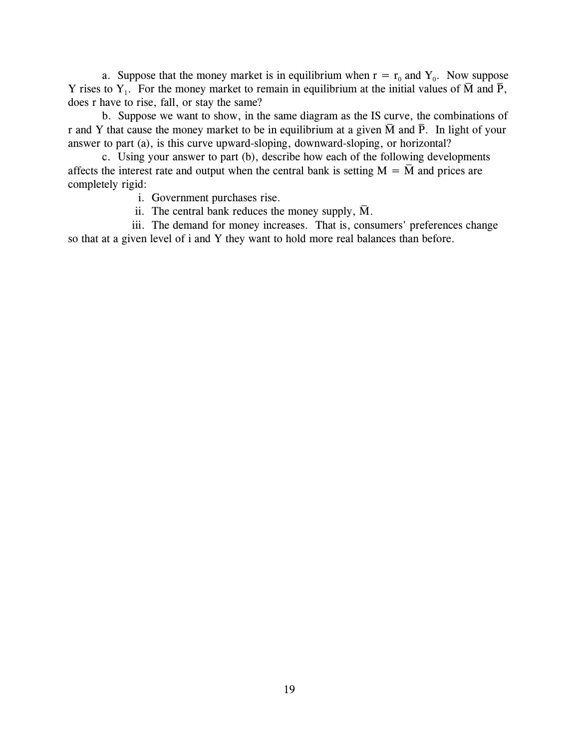a. Suppose that the money market is in equilibrium when $r = r_0$ and $Y_0$. Now suppose Y rises to $Y_1$. For the money market to remain in equilibrium at the initial values of $\bar{M}$ and $\bar{P}$, does r have to rise, fall, or stay the same?

b. Suppose we want to show, in the same diagram as the IS curve, the combinations of r and Y that cause the money market to be in equilibrium at a given $\bar{M}$ and $\bar{P}$. In light of your answer to part (a), is this curve upward-sloping, downward-sloping, or horizontal?

c. Using your answer to part (b), describe how each of the following developments affects the interest rate and output when the central bank is setting $M = \bar{M}$ and prices are completely rigid:

i. Government purchases rise.

ii. The central bank reduces the money supply, $\bar{M}$.

iii. The demand for money increases. That is, consumers' preferences change so that at a given level of i and Y they want to hold more real balances than before.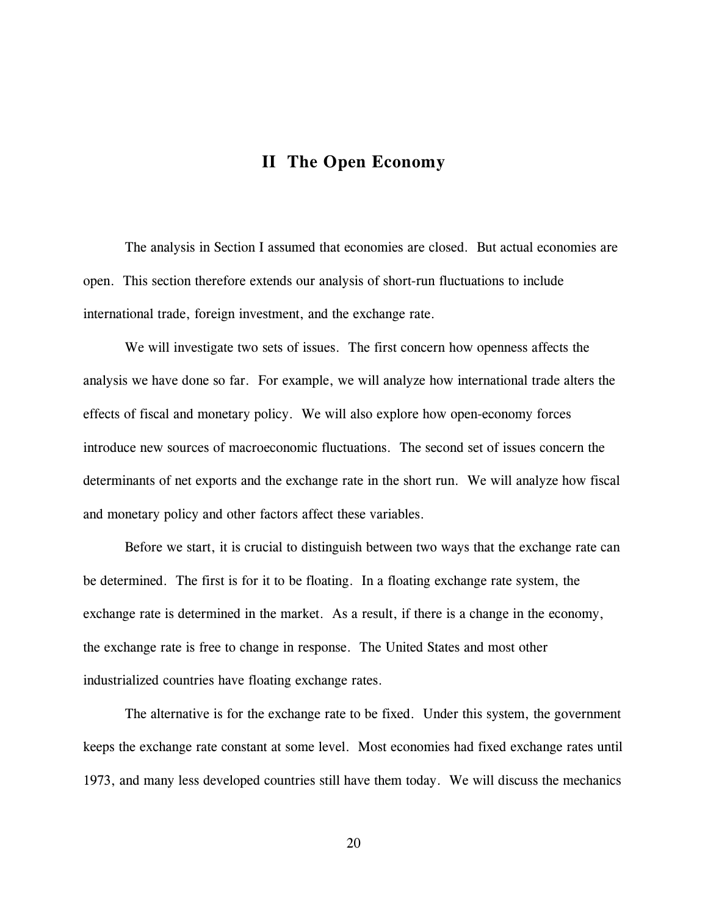# II The Open Economy

The analysis in Section I assumed that economies are closed. But actual economies are open. This section therefore extends our analysis of short-run fluctuations to include international trade, foreign investment, and the exchange rate.

We will investigate two sets of issues. The first concern how openness affects the analysis we have done so far. For example, we will analyze how international trade alters the effects of fiscal and monetary policy. We will also explore how open-economy forces introduce new sources of macroeconomic fluctuations. The second set of issues concern the determinants of net exports and the exchange rate in the short run. We will analyze how fiscal and monetary policy and other factors affect these variables.

Before we start, it is crucial to distinguish between two ways that the exchange rate can be determined. The first is for it to be floating. In a floating exchange rate system, the exchange rate is determined in the market. As a result, if there is a change in the economy, the exchange rate is free to change in response. The United States and most other industrialized countries have floating exchange rates.

The alternative is for the exchange rate to be fixed. Under this system, the government keeps the exchange rate constant at some level. Most economies had fixed exchange rates until 1973, and many less developed countries still have them today. We will discuss the mechanics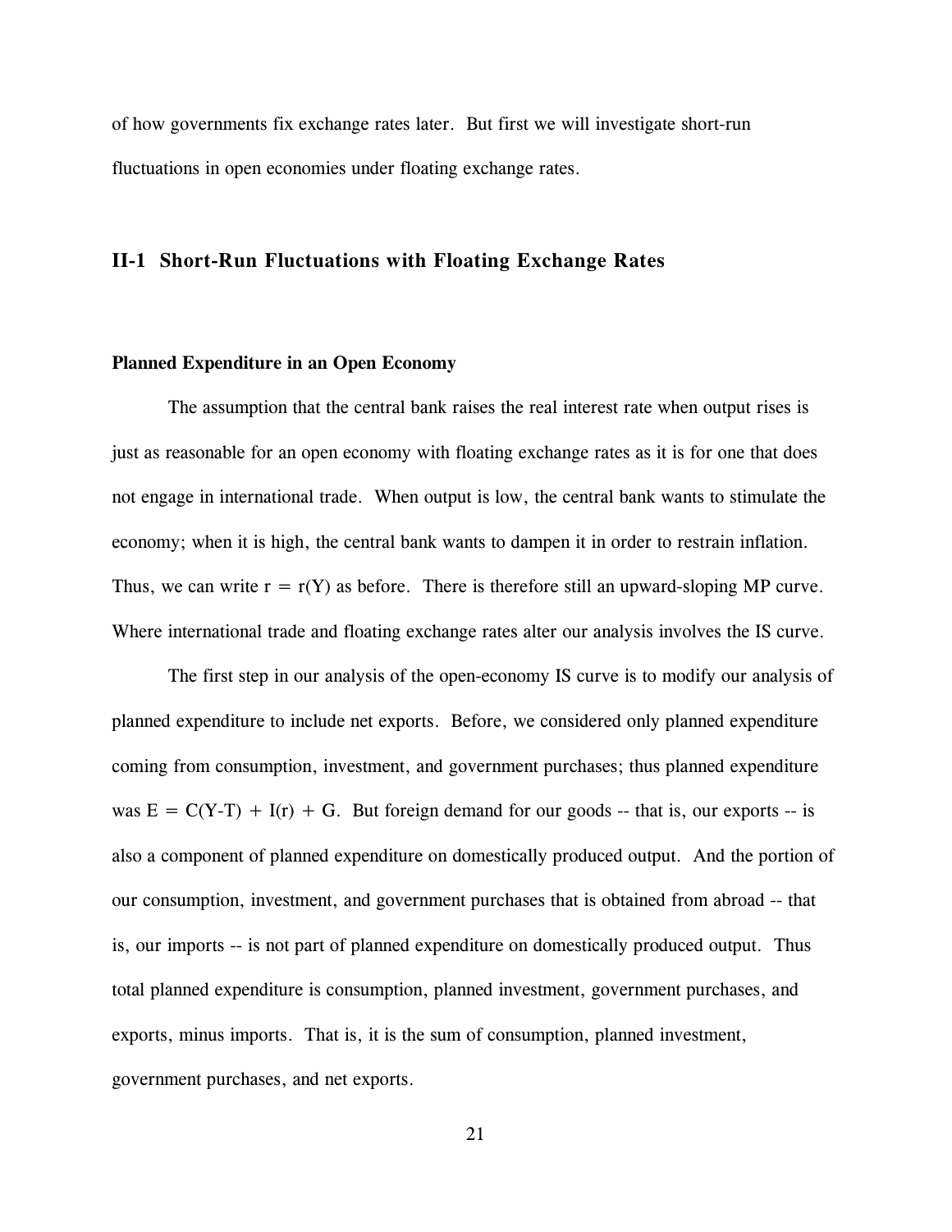of how governments fix exchange rates later. But first we will investigate short-run fluctuations in open economies under floating exchange rates.

## II-1 Short-Run Fluctuations with Floating Exchange Rates

### Planned Expenditure in an Open Economy

The assumption that the central bank raises the real interest rate when output rises is just as reasonable for an open economy with floating exchange rates as it is for one that does not engage in international trade. When output is low, the central bank wants to stimulate the economy; when it is high, the central bank wants to dampen it in order to restrain inflation. Thus, we can write $r = r(Y)$ as before. There is therefore still an upward-sloping MP curve. Where international trade and floating exchange rates alter our analysis involves the IS curve.

The first step in our analysis of the open-economy IS curve is to modify our analysis of planned expenditure to include net exports. Before, we considered only planned expenditure coming from consumption, investment, and government purchases; thus planned expenditure was $E = C(Y-T) + I(r) + G$. But foreign demand for our goods -- that is, our exports -- is also a component of planned expenditure on domestically produced output. And the portion of our consumption, investment, and government purchases that is obtained from abroad -- that is, our imports -- is not part of planned expenditure on domestically produced output. Thus total planned expenditure is consumption, planned investment, government purchases, and exports, minus imports. That is, it is the sum of consumption, planned investment, government purchases, and net exports.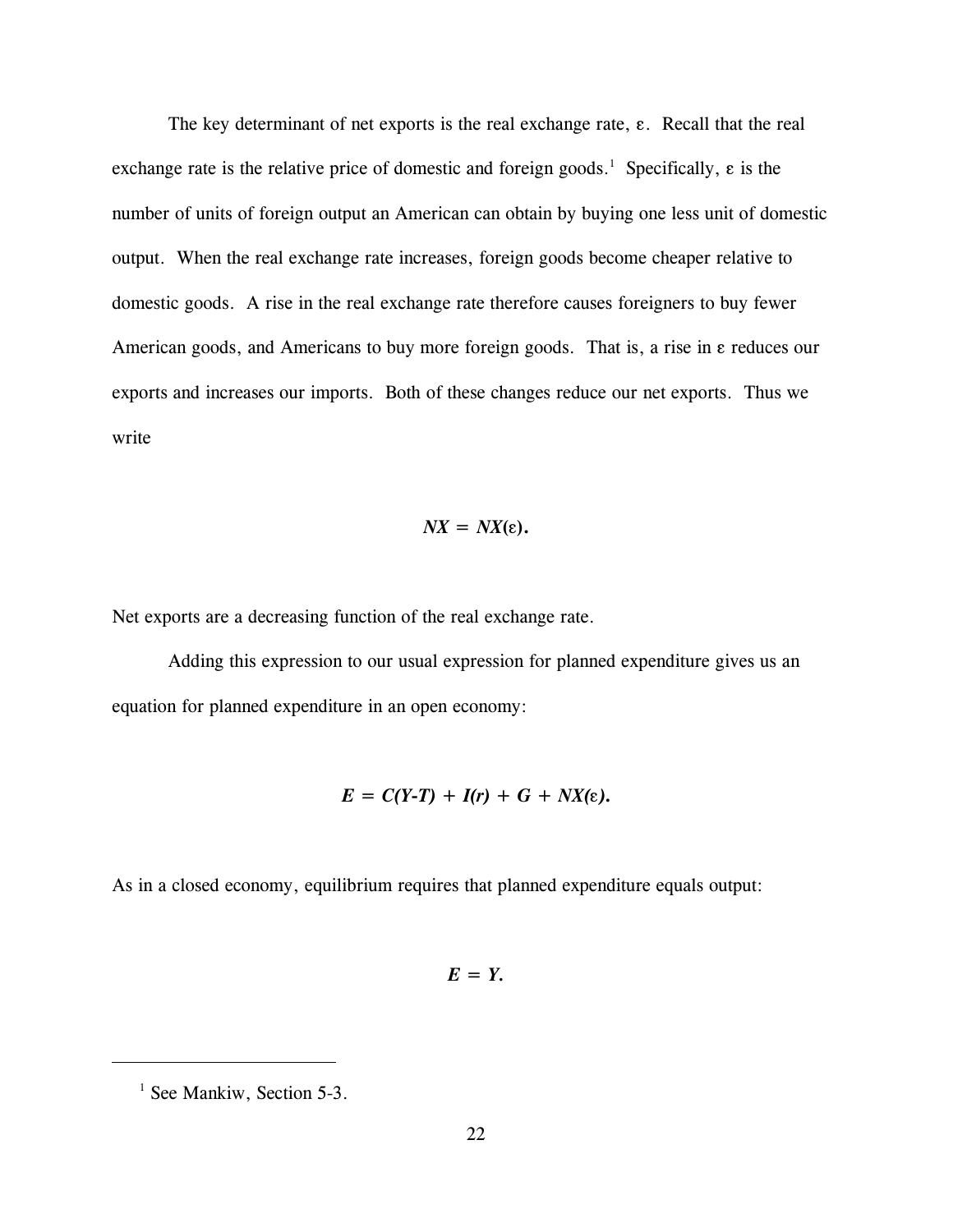The key determinant of net exports is the real exchange rate, ε. Recall that the real exchange rate is the relative price of domestic and foreign goods.[1] Specifically, ε is the number of units of foreign output an American can obtain by buying one less unit of domestic output. When the real exchange rate increases, foreign goods become cheaper relative to domestic goods. A rise in the real exchange rate therefore causes foreigners to buy fewer American goods, and Americans to buy more foreign goods. That is, a rise in ε reduces our exports and increases our imports. Both of these changes reduce our net exports. Thus we write

$$NX = NX(\varepsilon).$$

Net exports are a decreasing function of the real exchange rate.

Adding this expression to our usual expression for planned expenditure gives us an equation for planned expenditure in an open economy:

$$E = C(Y\text{-}T) + I(r) + G + NX(\varepsilon).$$

As in a closed economy, equilibrium requires that planned expenditure equals output:

$$E = Y.$$

---

[1] See Mankiw, Section 5-3.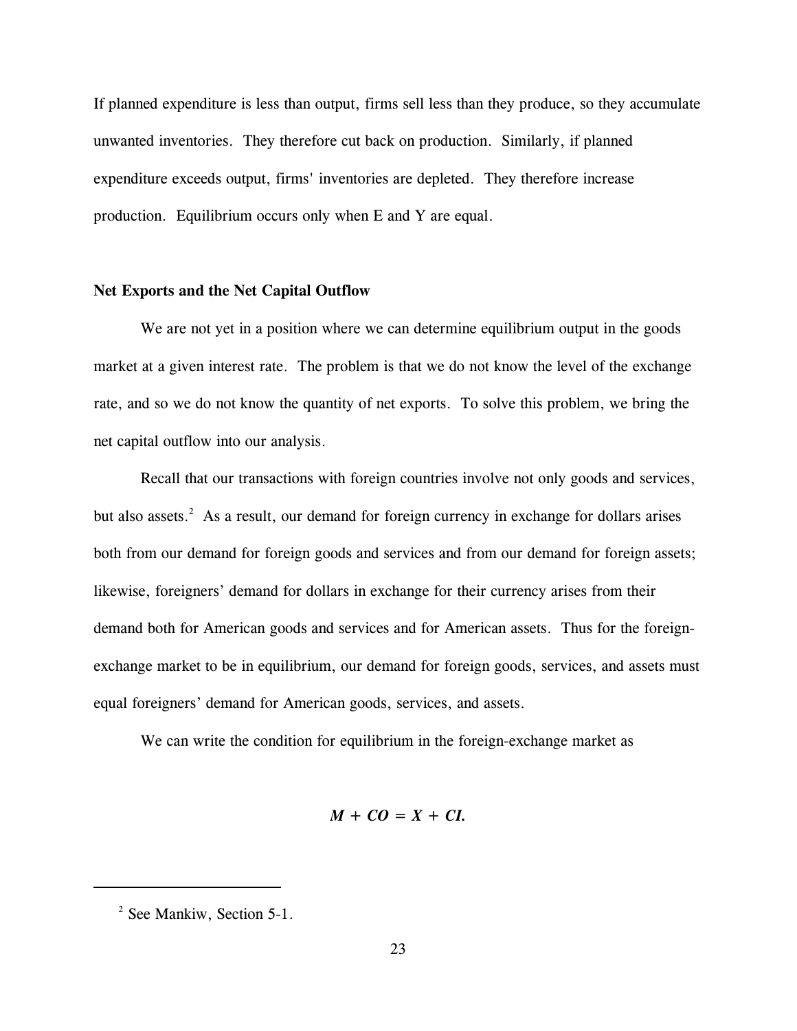If planned expenditure is less than output, firms sell less than they produce, so they accumulate unwanted inventories. They therefore cut back on production. Similarly, if planned expenditure exceeds output, firms' inventories are depleted. They therefore increase production. Equilibrium occurs only when E and Y are equal.

**Net Exports and the Net Capital Outflow**

We are not yet in a position where we can determine equilibrium output in the goods market at a given interest rate. The problem is that we do not know the level of the exchange rate, and so we do not know the quantity of net exports. To solve this problem, we bring the net capital outflow into our analysis.

Recall that our transactions with foreign countries involve not only goods and services, but also assets.[2] As a result, our demand for foreign currency in exchange for dollars arises both from our demand for foreign goods and services and from our demand for foreign assets; likewise, foreigners' demand for dollars in exchange for their currency arises from their demand both for American goods and services and for American assets. Thus for the foreign-exchange market to be in equilibrium, our demand for foreign goods, services, and assets must equal foreigners' demand for American goods, services, and assets.

We can write the condition for equilibrium in the foreign-exchange market as

$$M + CO = X + CI.$$

---

[2] See Mankiw, Section 5-1.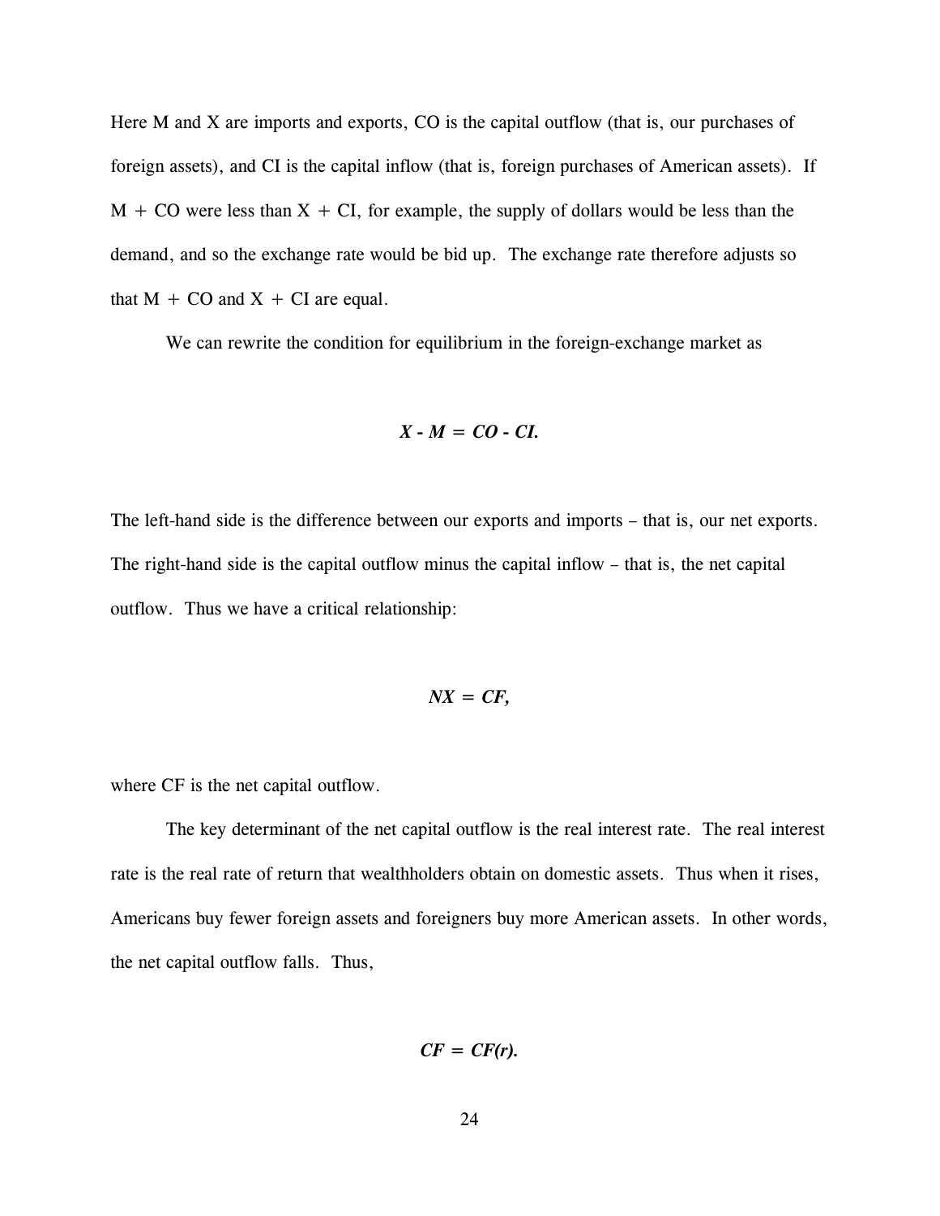Here M and X are imports and exports, CO is the capital outflow (that is, our purchases of foreign assets), and CI is the capital inflow (that is, foreign purchases of American assets). If $M + CO$ were less than $X + CI$, for example, the supply of dollars would be less than the demand, and so the exchange rate would be bid up. The exchange rate therefore adjusts so that $M + CO$ and $X + CI$ are equal.

We can rewrite the condition for equilibrium in the foreign-exchange market as

$$X - M = CO - CI.$$

The left-hand side is the difference between our exports and imports – that is, our net exports. The right-hand side is the capital outflow minus the capital inflow – that is, the net capital outflow. Thus we have a critical relationship:

$$NX = CF,$$

where CF is the net capital outflow.

The key determinant of the net capital outflow is the real interest rate. The real interest rate is the real rate of return that wealthholders obtain on domestic assets. Thus when it rises, Americans buy fewer foreign assets and foreigners buy more American assets. In other words, the net capital outflow falls. Thus,

$$CF = CF(r).$$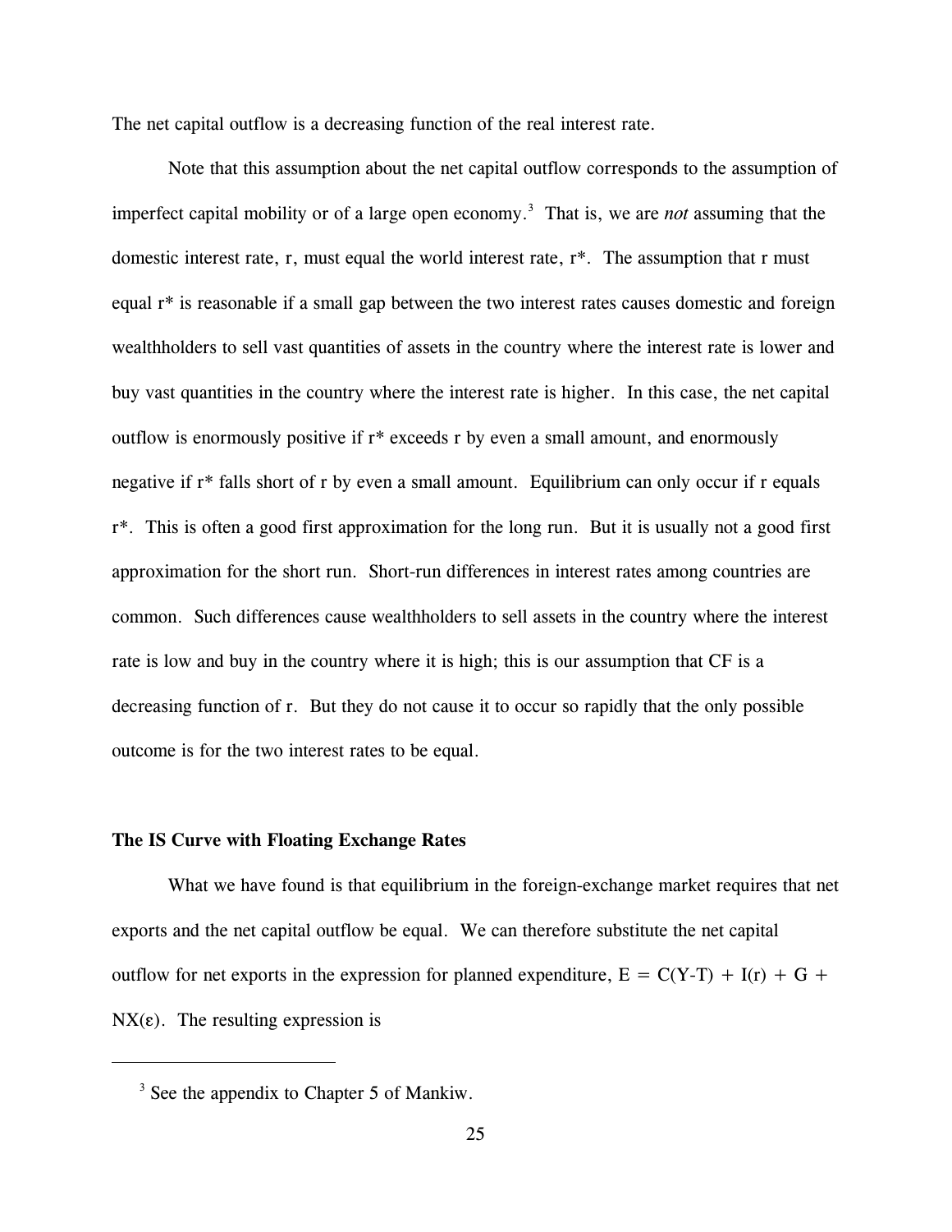The net capital outflow is a decreasing function of the real interest rate.

Note that this assumption about the net capital outflow corresponds to the assumption of imperfect capital mobility or of a large open economy.[3] That is, we are *not* assuming that the domestic interest rate, r, must equal the world interest rate, r*. The assumption that r must equal r* is reasonable if a small gap between the two interest rates causes domestic and foreign wealthholders to sell vast quantities of assets in the country where the interest rate is lower and buy vast quantities in the country where the interest rate is higher. In this case, the net capital outflow is enormously positive if r* exceeds r by even a small amount, and enormously negative if r* falls short of r by even a small amount. Equilibrium can only occur if r equals r*. This is often a good first approximation for the long run. But it is usually not a good first approximation for the short run. Short-run differences in interest rates among countries are common. Such differences cause wealthholders to sell assets in the country where the interest rate is low and buy in the country where it is high; this is our assumption that CF is a decreasing function of r. But they do not cause it to occur so rapidly that the only possible outcome is for the two interest rates to be equal.

### The IS Curve with Floating Exchange Rates

What we have found is that equilibrium in the foreign-exchange market requires that net exports and the net capital outflow be equal. We can therefore substitute the net capital outflow for net exports in the expression for planned expenditure, $E = C(Y-T) + I(r) + G + NX(\varepsilon)$. The resulting expression is

---

[3] See the appendix to Chapter 5 of Mankiw.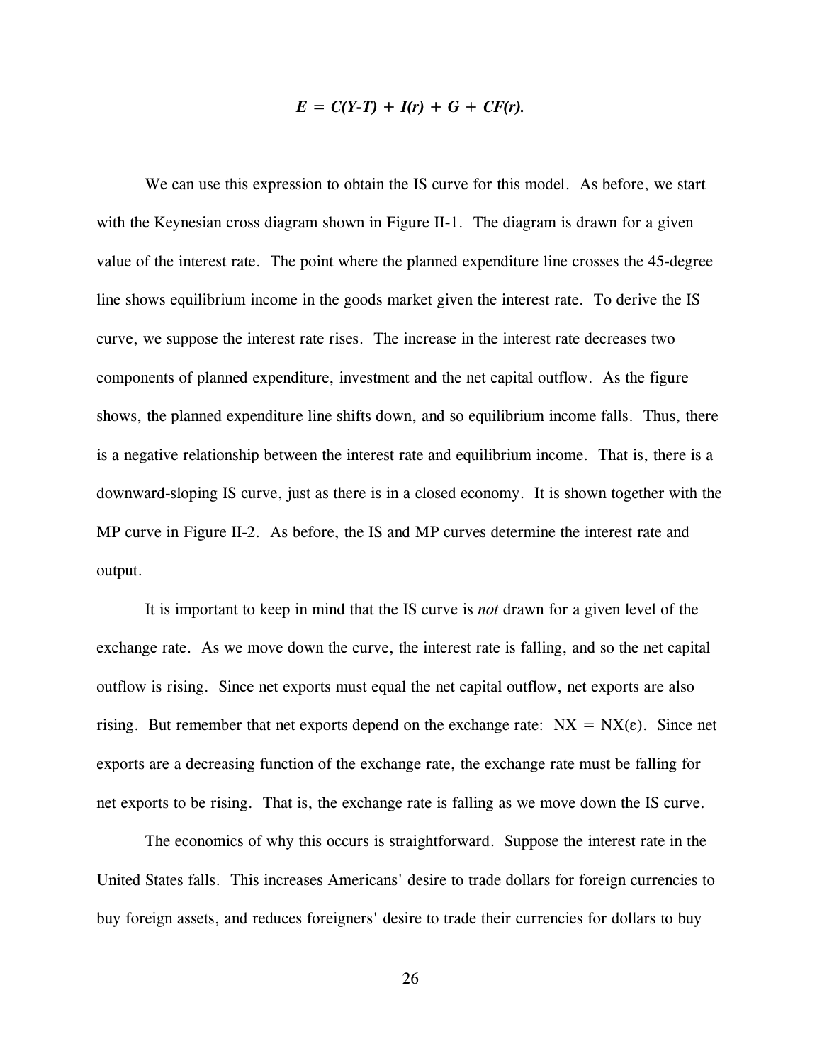$$E = C(Y\text{-}T) + I(r) + G + CF(r).$$

We can use this expression to obtain the IS curve for this model. As before, we start with the Keynesian cross diagram shown in Figure II-1. The diagram is drawn for a given value of the interest rate. The point where the planned expenditure line crosses the 45-degree line shows equilibrium income in the goods market given the interest rate. To derive the IS curve, we suppose the interest rate rises. The increase in the interest rate decreases two components of planned expenditure, investment and the net capital outflow. As the figure shows, the planned expenditure line shifts down, and so equilibrium income falls. Thus, there is a negative relationship between the interest rate and equilibrium income. That is, there is a downward-sloping IS curve, just as there is in a closed economy. It is shown together with the MP curve in Figure II-2. As before, the IS and MP curves determine the interest rate and output.

It is important to keep in mind that the IS curve is *not* drawn for a given level of the exchange rate. As we move down the curve, the interest rate is falling, and so the net capital outflow is rising. Since net exports must equal the net capital outflow, net exports are also rising. But remember that net exports depend on the exchange rate: $NX = NX(\varepsilon)$. Since net exports are a decreasing function of the exchange rate, the exchange rate must be falling for net exports to be rising. That is, the exchange rate is falling as we move down the IS curve.

The economics of why this occurs is straightforward. Suppose the interest rate in the United States falls. This increases Americans' desire to trade dollars for foreign currencies to buy foreign assets, and reduces foreigners' desire to trade their currencies for dollars to buy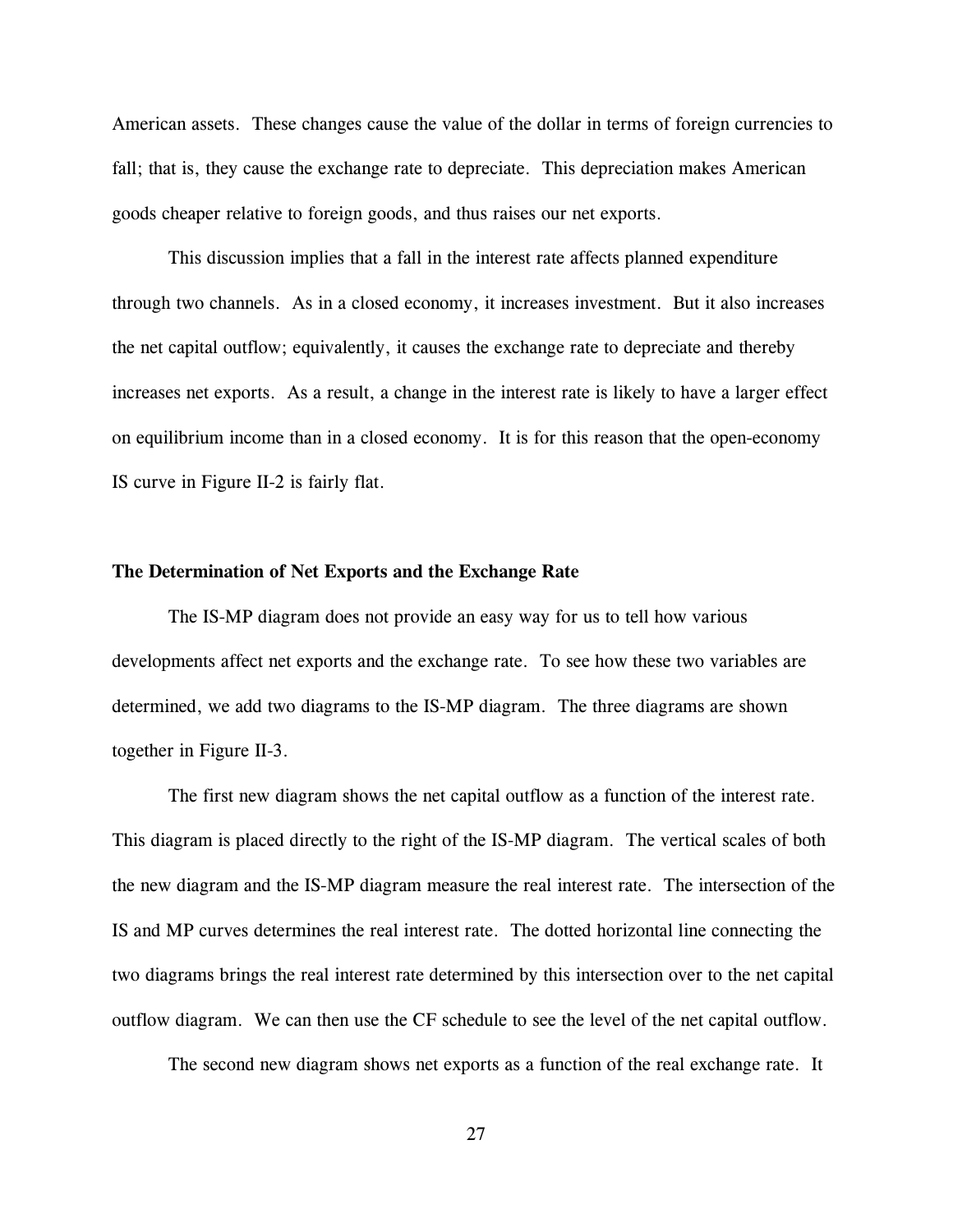American assets. These changes cause the value of the dollar in terms of foreign currencies to fall; that is, they cause the exchange rate to depreciate. This depreciation makes American goods cheaper relative to foreign goods, and thus raises our net exports.

This discussion implies that a fall in the interest rate affects planned expenditure through two channels. As in a closed economy, it increases investment. But it also increases the net capital outflow; equivalently, it causes the exchange rate to depreciate and thereby increases net exports. As a result, a change in the interest rate is likely to have a larger effect on equilibrium income than in a closed economy. It is for this reason that the open-economy IS curve in Figure II-2 is fairly flat.

**The Determination of Net Exports and the Exchange Rate**

The IS-MP diagram does not provide an easy way for us to tell how various developments affect net exports and the exchange rate. To see how these two variables are determined, we add two diagrams to the IS-MP diagram. The three diagrams are shown together in Figure II-3.

The first new diagram shows the net capital outflow as a function of the interest rate. This diagram is placed directly to the right of the IS-MP diagram. The vertical scales of both the new diagram and the IS-MP diagram measure the real interest rate. The intersection of the IS and MP curves determines the real interest rate. The dotted horizontal line connecting the two diagrams brings the real interest rate determined by this intersection over to the net capital outflow diagram. We can then use the CF schedule to see the level of the net capital outflow.

The second new diagram shows net exports as a function of the real exchange rate. It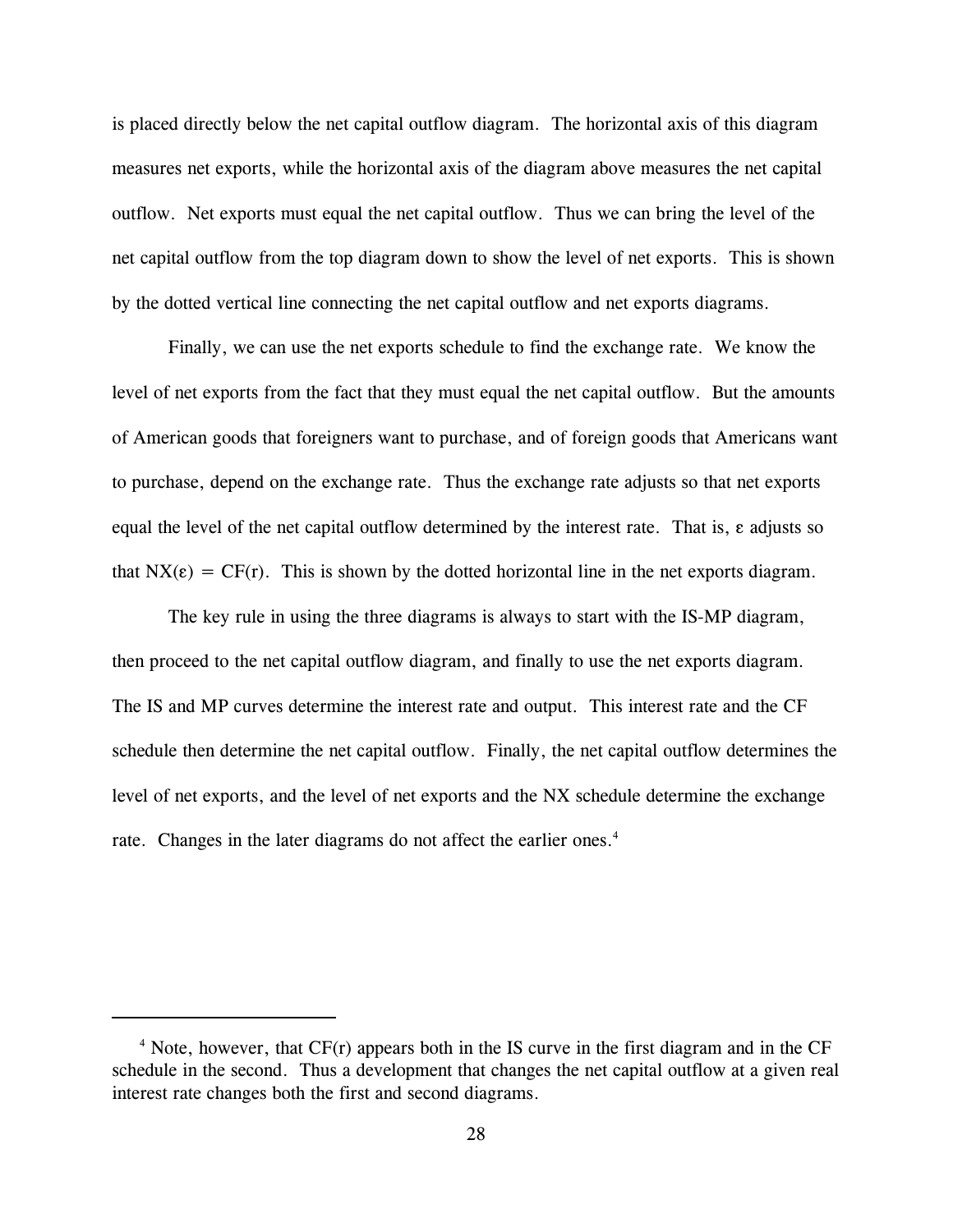is placed directly below the net capital outflow diagram. The horizontal axis of this diagram measures net exports, while the horizontal axis of the diagram above measures the net capital outflow. Net exports must equal the net capital outflow. Thus we can bring the level of the net capital outflow from the top diagram down to show the level of net exports. This is shown by the dotted vertical line connecting the net capital outflow and net exports diagrams.

Finally, we can use the net exports schedule to find the exchange rate. We know the level of net exports from the fact that they must equal the net capital outflow. But the amounts of American goods that foreigners want to purchase, and of foreign goods that Americans want to purchase, depend on the exchange rate. Thus the exchange rate adjusts so that net exports equal the level of the net capital outflow determined by the interest rate. That is, $\varepsilon$ adjusts so that $NX(\varepsilon) = CF(r)$. This is shown by the dotted horizontal line in the net exports diagram.

The key rule in using the three diagrams is always to start with the IS-MP diagram, then proceed to the net capital outflow diagram, and finally to use the net exports diagram. The IS and MP curves determine the interest rate and output. This interest rate and the CF schedule then determine the net capital outflow. Finally, the net capital outflow determines the level of net exports, and the level of net exports and the NX schedule determine the exchange rate. Changes in the later diagrams do not affect the earlier ones.[4]

---

[4] Note, however, that $CF(r)$ appears both in the IS curve in the first diagram and in the CF schedule in the second. Thus a development that changes the net capital outflow at a given real interest rate changes both the first and second diagrams.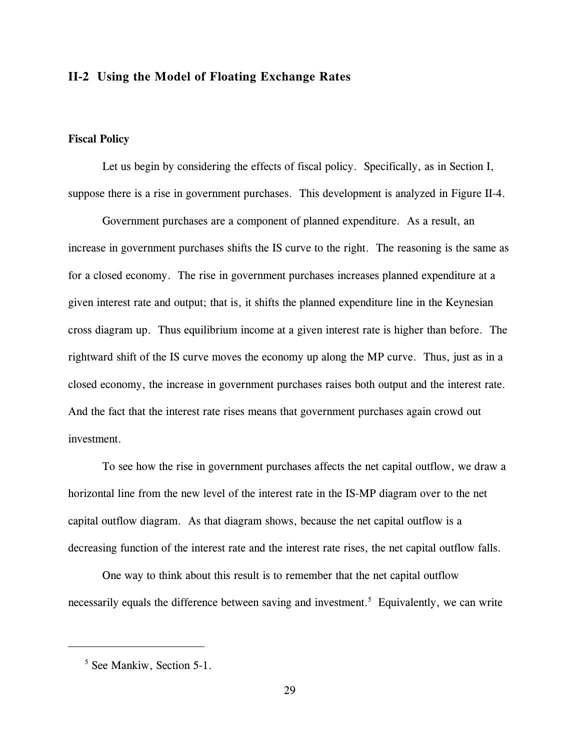## II-2 Using the Model of Floating Exchange Rates

### Fiscal Policy

Let us begin by considering the effects of fiscal policy. Specifically, as in Section I, suppose there is a rise in government purchases. This development is analyzed in Figure II-4.

Government purchases are a component of planned expenditure. As a result, an increase in government purchases shifts the IS curve to the right. The reasoning is the same as for a closed economy. The rise in government purchases increases planned expenditure at a given interest rate and output; that is, it shifts the planned expenditure line in the Keynesian cross diagram up. Thus equilibrium income at a given interest rate is higher than before. The rightward shift of the IS curve moves the economy up along the MP curve. Thus, just as in a closed economy, the increase in government purchases raises both output and the interest rate. And the fact that the interest rate rises means that government purchases again crowd out investment.

To see how the rise in government purchases affects the net capital outflow, we draw a horizontal line from the new level of the interest rate in the IS-MP diagram over to the net capital outflow diagram. As that diagram shows, because the net capital outflow is a decreasing function of the interest rate and the interest rate rises, the net capital outflow falls.

One way to think about this result is to remember that the net capital outflow necessarily equals the difference between saving and investment.[5] Equivalently, we can write

---

[5] See Mankiw, Section 5-1.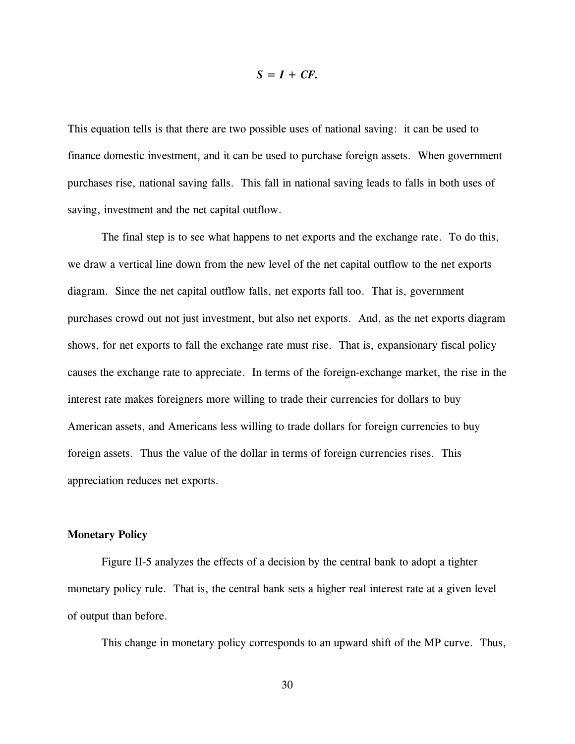$$S = I + CF.$$

This equation tells is that there are two possible uses of national saving: it can be used to finance domestic investment, and it can be used to purchase foreign assets. When government purchases rise, national saving falls. This fall in national saving leads to falls in both uses of saving, investment and the net capital outflow.

The final step is to see what happens to net exports and the exchange rate. To do this, we draw a vertical line down from the new level of the net capital outflow to the net exports diagram. Since the net capital outflow falls, net exports fall too. That is, government purchases crowd out not just investment, but also net exports. And, as the net exports diagram shows, for net exports to fall the exchange rate must rise. That is, expansionary fiscal policy causes the exchange rate to appreciate. In terms of the foreign-exchange market, the rise in the interest rate makes foreigners more willing to trade their currencies for dollars to buy American assets, and Americans less willing to trade dollars for foreign currencies to buy foreign assets. Thus the value of the dollar in terms of foreign currencies rises. This appreciation reduces net exports.

**Monetary Policy**

Figure II-5 analyzes the effects of a decision by the central bank to adopt a tighter monetary policy rule. That is, the central bank sets a higher real interest rate at a given level of output than before.

This change in monetary policy corresponds to an upward shift of the MP curve. Thus,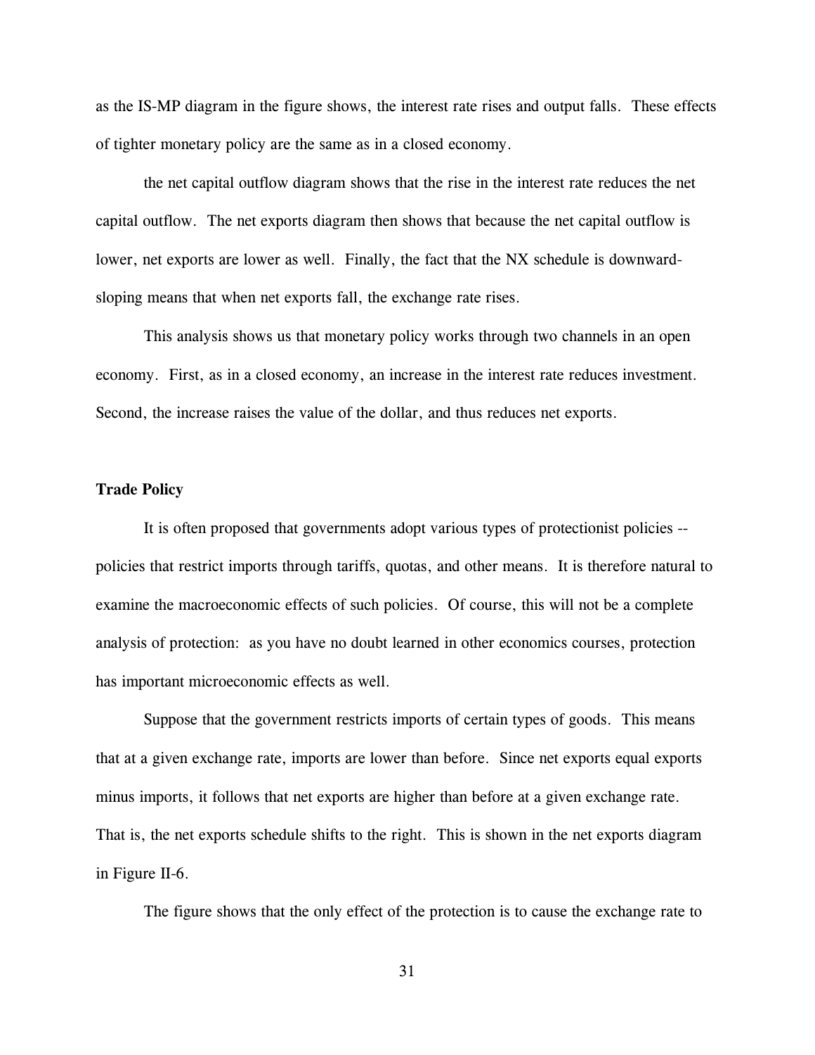as the IS-MP diagram in the figure shows, the interest rate rises and output falls. These effects of tighter monetary policy are the same as in a closed economy.

the net capital outflow diagram shows that the rise in the interest rate reduces the net capital outflow. The net exports diagram then shows that because the net capital outflow is lower, net exports are lower as well. Finally, the fact that the NX schedule is downward-sloping means that when net exports fall, the exchange rate rises.

This analysis shows us that monetary policy works through two channels in an open economy. First, as in a closed economy, an increase in the interest rate reduces investment. Second, the increase raises the value of the dollar, and thus reduces net exports.

**Trade Policy**

It is often proposed that governments adopt various types of protectionist policies -- policies that restrict imports through tariffs, quotas, and other means. It is therefore natural to examine the macroeconomic effects of such policies. Of course, this will not be a complete analysis of protection: as you have no doubt learned in other economics courses, protection has important microeconomic effects as well.

Suppose that the government restricts imports of certain types of goods. This means that at a given exchange rate, imports are lower than before. Since net exports equal exports minus imports, it follows that net exports are higher than before at a given exchange rate. That is, the net exports schedule shifts to the right. This is shown in the net exports diagram in Figure II-6.

The figure shows that the only effect of the protection is to cause the exchange rate to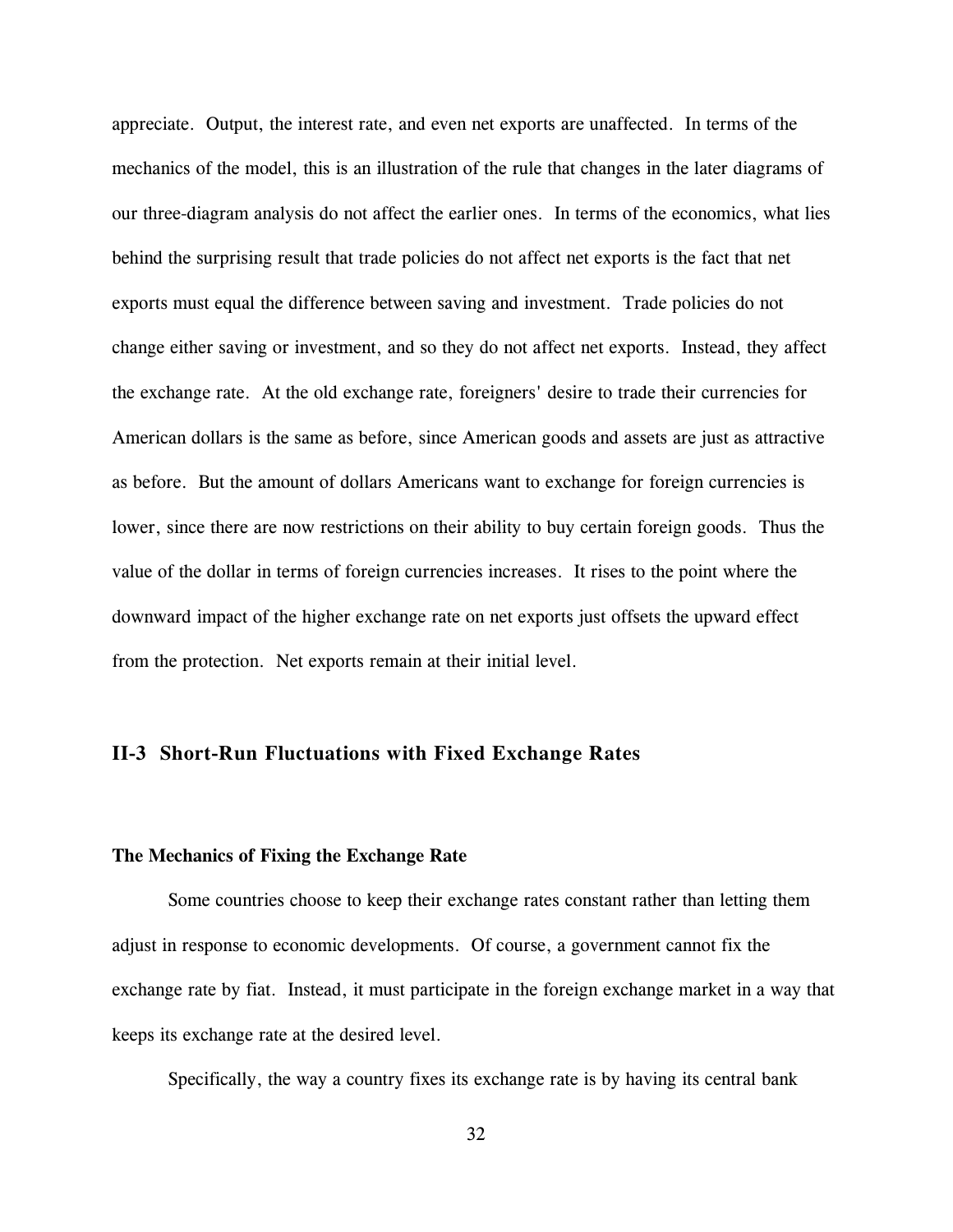appreciate. Output, the interest rate, and even net exports are unaffected. In terms of the mechanics of the model, this is an illustration of the rule that changes in the later diagrams of our three-diagram analysis do not affect the earlier ones. In terms of the economics, what lies behind the surprising result that trade policies do not affect net exports is the fact that net exports must equal the difference between saving and investment. Trade policies do not change either saving or investment, and so they do not affect net exports. Instead, they affect the exchange rate. At the old exchange rate, foreigners' desire to trade their currencies for American dollars is the same as before, since American goods and assets are just as attractive as before. But the amount of dollars Americans want to exchange for foreign currencies is lower, since there are now restrictions on their ability to buy certain foreign goods. Thus the value of the dollar in terms of foreign currencies increases. It rises to the point where the downward impact of the higher exchange rate on net exports just offsets the upward effect from the protection. Net exports remain at their initial level.

## II-3 Short-Run Fluctuations with Fixed Exchange Rates

### The Mechanics of Fixing the Exchange Rate

Some countries choose to keep their exchange rates constant rather than letting them adjust in response to economic developments. Of course, a government cannot fix the exchange rate by fiat. Instead, it must participate in the foreign exchange market in a way that keeps its exchange rate at the desired level.

Specifically, the way a country fixes its exchange rate is by having its central bank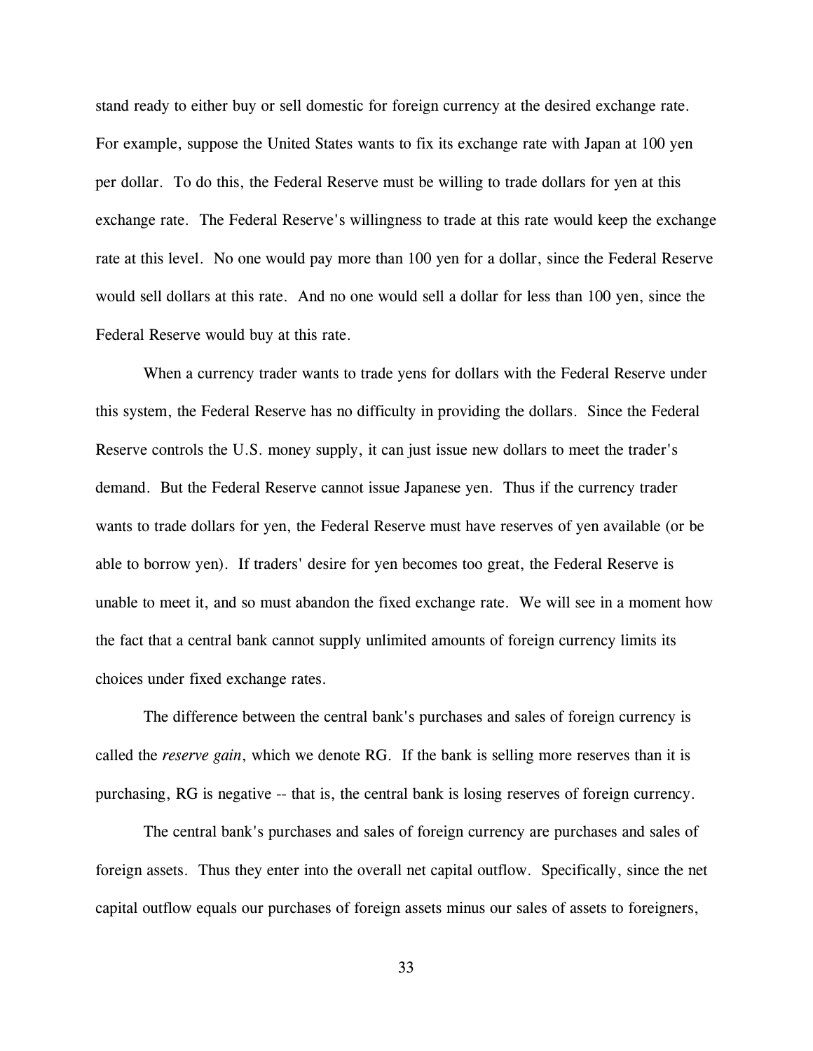stand ready to either buy or sell domestic for foreign currency at the desired exchange rate. For example, suppose the United States wants to fix its exchange rate with Japan at 100 yen per dollar. To do this, the Federal Reserve must be willing to trade dollars for yen at this exchange rate. The Federal Reserve's willingness to trade at this rate would keep the exchange rate at this level. No one would pay more than 100 yen for a dollar, since the Federal Reserve would sell dollars at this rate. And no one would sell a dollar for less than 100 yen, since the Federal Reserve would buy at this rate.

When a currency trader wants to trade yens for dollars with the Federal Reserve under this system, the Federal Reserve has no difficulty in providing the dollars. Since the Federal Reserve controls the U.S. money supply, it can just issue new dollars to meet the trader's demand. But the Federal Reserve cannot issue Japanese yen. Thus if the currency trader wants to trade dollars for yen, the Federal Reserve must have reserves of yen available (or be able to borrow yen). If traders' desire for yen becomes too great, the Federal Reserve is unable to meet it, and so must abandon the fixed exchange rate. We will see in a moment how the fact that a central bank cannot supply unlimited amounts of foreign currency limits its choices under fixed exchange rates.

The difference between the central bank's purchases and sales of foreign currency is called the *reserve gain*, which we denote RG. If the bank is selling more reserves than it is purchasing, RG is negative -- that is, the central bank is losing reserves of foreign currency.

The central bank's purchases and sales of foreign currency are purchases and sales of foreign assets. Thus they enter into the overall net capital outflow. Specifically, since the net capital outflow equals our purchases of foreign assets minus our sales of assets to foreigners,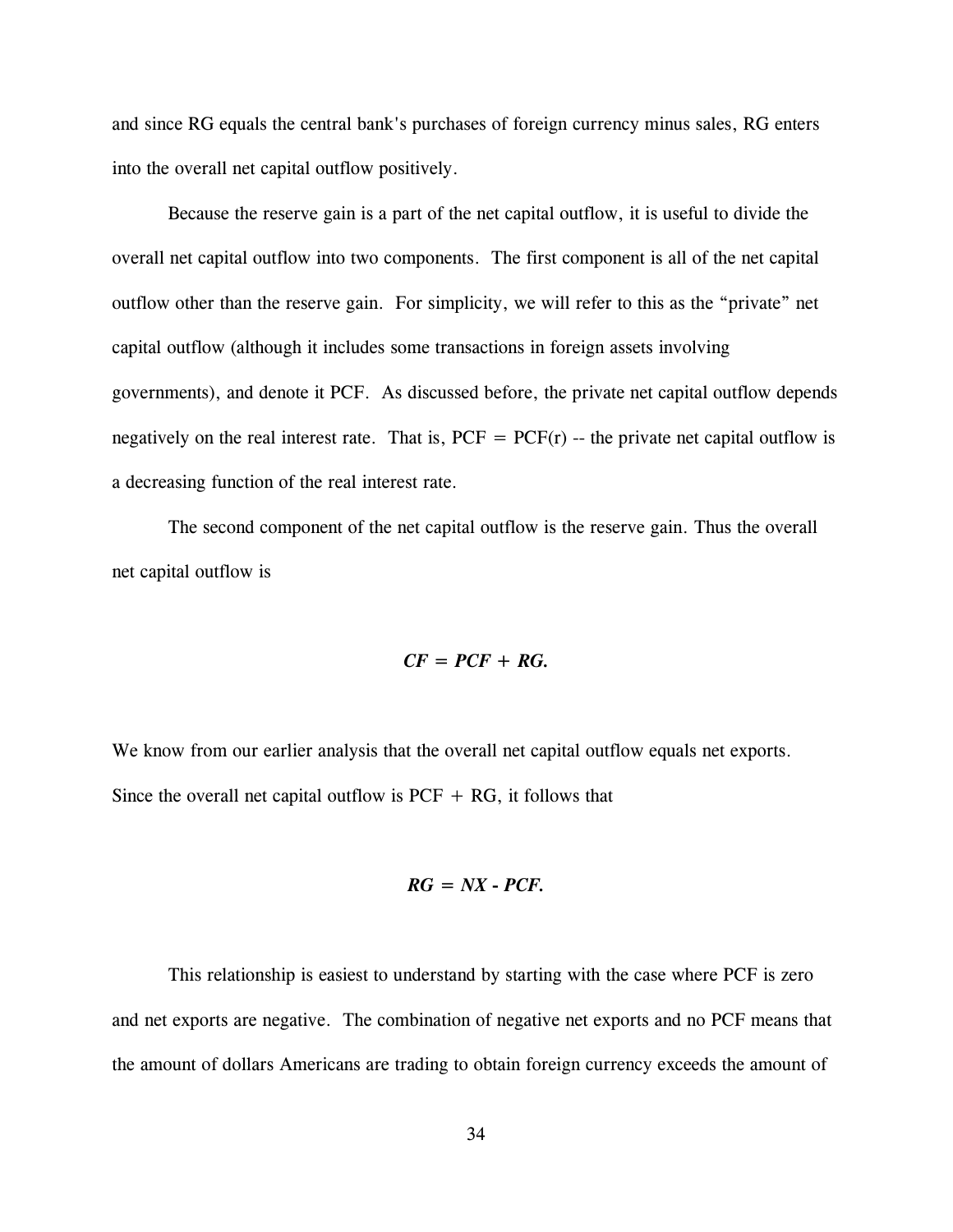and since RG equals the central bank's purchases of foreign currency minus sales, RG enters into the overall net capital outflow positively.

Because the reserve gain is a part of the net capital outflow, it is useful to divide the overall net capital outflow into two components. The first component is all of the net capital outflow other than the reserve gain. For simplicity, we will refer to this as the "private" net capital outflow (although it includes some transactions in foreign assets involving governments), and denote it PCF. As discussed before, the private net capital outflow depends negatively on the real interest rate. That is, PCF = PCF(r) -- the private net capital outflow is a decreasing function of the real interest rate.

The second component of the net capital outflow is the reserve gain. Thus the overall net capital outflow is

$$CF = PCF + RG.$$

We know from our earlier analysis that the overall net capital outflow equals net exports. Since the overall net capital outflow is PCF + RG, it follows that

$$RG = NX - PCF.$$

This relationship is easiest to understand by starting with the case where PCF is zero and net exports are negative. The combination of negative net exports and no PCF means that the amount of dollars Americans are trading to obtain foreign currency exceeds the amount of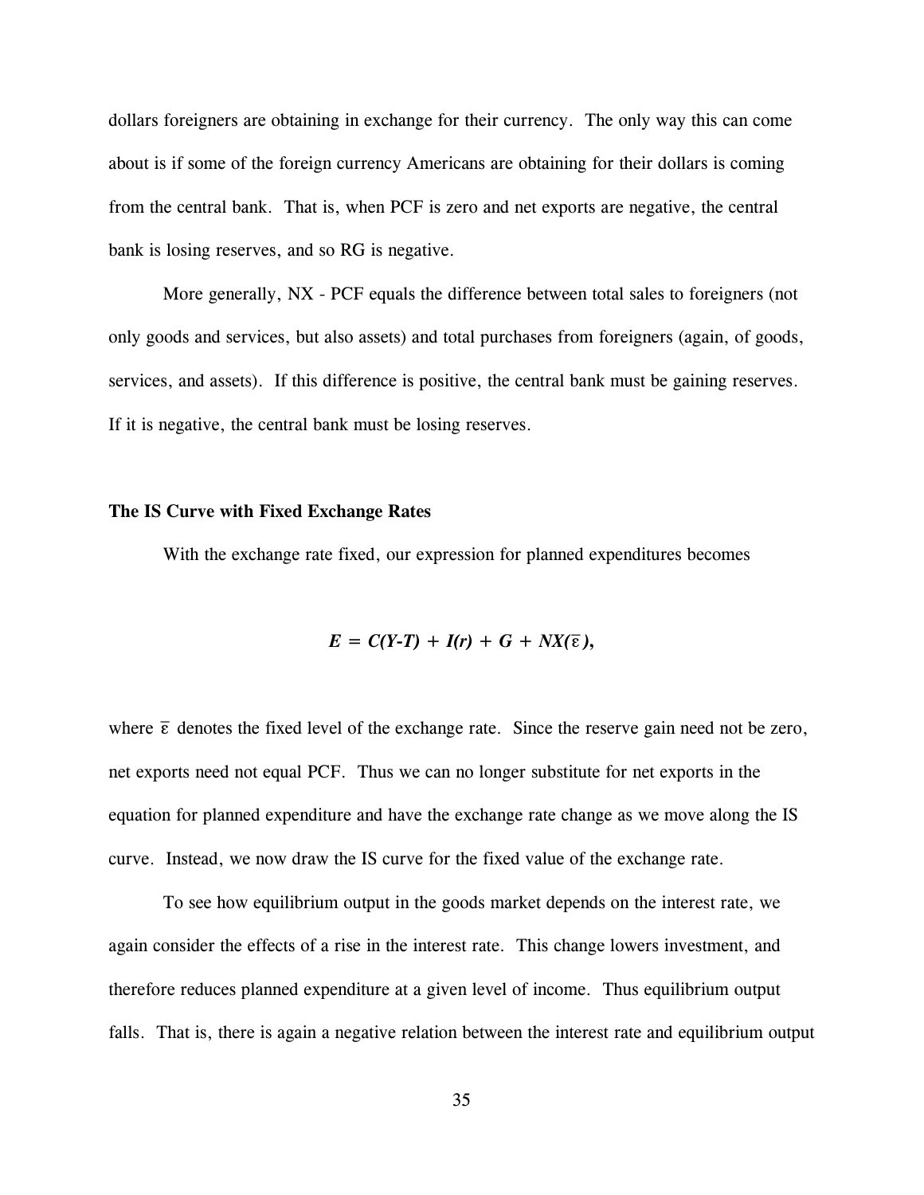dollars foreigners are obtaining in exchange for their currency. The only way this can come about is if some of the foreign currency Americans are obtaining for their dollars is coming from the central bank. That is, when PCF is zero and net exports are negative, the central bank is losing reserves, and so RG is negative.

More generally, NX - PCF equals the difference between total sales to foreigners (not only goods and services, but also assets) and total purchases from foreigners (again, of goods, services, and assets). If this difference is positive, the central bank must be gaining reserves. If it is negative, the central bank must be losing reserves.

### The IS Curve with Fixed Exchange Rates

With the exchange rate fixed, our expression for planned expenditures becomes

$$E = C(Y-T) + I(r) + G + NX(\bar{\varepsilon}),$$

where $\bar{\varepsilon}$ denotes the fixed level of the exchange rate. Since the reserve gain need not be zero, net exports need not equal PCF. Thus we can no longer substitute for net exports in the equation for planned expenditure and have the exchange rate change as we move along the IS curve. Instead, we now draw the IS curve for the fixed value of the exchange rate.

To see how equilibrium output in the goods market depends on the interest rate, we again consider the effects of a rise in the interest rate. This change lowers investment, and therefore reduces planned expenditure at a given level of income. Thus equilibrium output falls. That is, there is again a negative relation between the interest rate and equilibrium output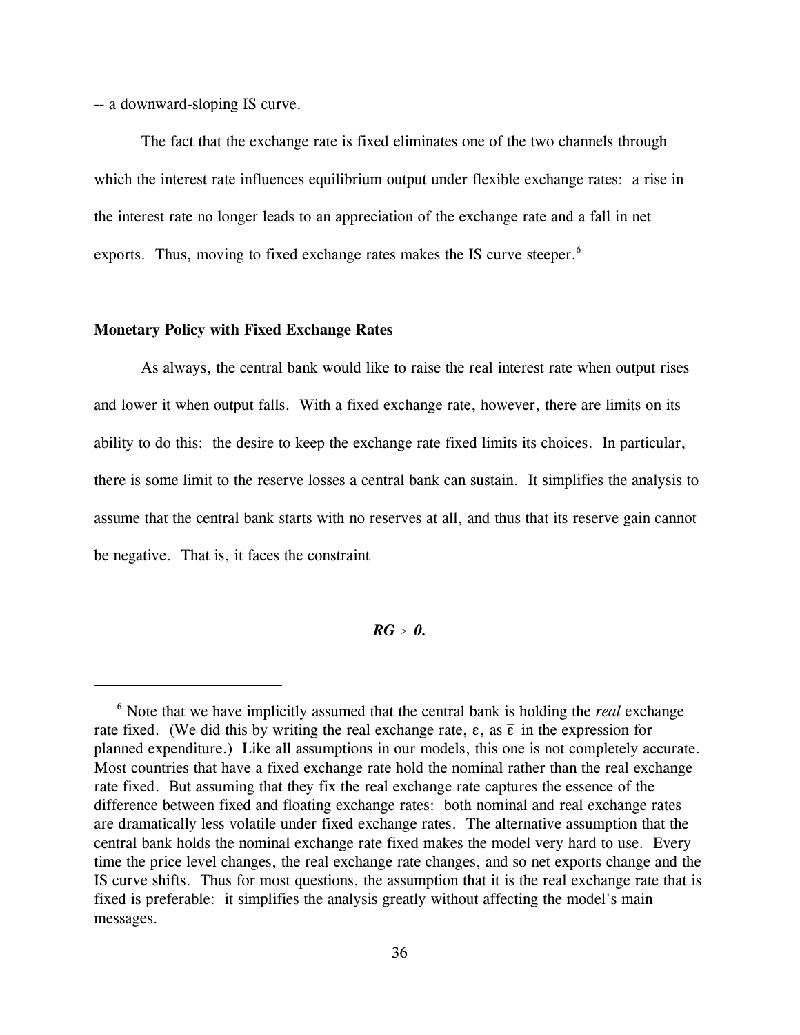-- a downward-sloping IS curve.

The fact that the exchange rate is fixed eliminates one of the two channels through which the interest rate influences equilibrium output under flexible exchange rates: a rise in the interest rate no longer leads to an appreciation of the exchange rate and a fall in net exports. Thus, moving to fixed exchange rates makes the IS curve steeper.[6]

**Monetary Policy with Fixed Exchange Rates**

As always, the central bank would like to raise the real interest rate when output rises and lower it when output falls. With a fixed exchange rate, however, there are limits on its ability to do this: the desire to keep the exchange rate fixed limits its choices. In particular, there is some limit to the reserve losses a central bank can sustain. It simplifies the analysis to assume that the central bank starts with no reserves at all, and thus that its reserve gain cannot be negative. That is, it faces the constraint

$$RG \geq 0.$$

[6] Note that we have implicitly assumed that the central bank is holding the *real* exchange rate fixed. (We did this by writing the real exchange rate, $\varepsilon$, as $\bar{\varepsilon}$ in the expression for planned expenditure.) Like all assumptions in our models, this one is not completely accurate. Most countries that have a fixed exchange rate hold the nominal rather than the real exchange rate fixed. But assuming that they fix the real exchange rate captures the essence of the difference between fixed and floating exchange rates: both nominal and real exchange rates are dramatically less volatile under fixed exchange rates. The alternative assumption that the central bank holds the nominal exchange rate fixed makes the model very hard to use. Every time the price level changes, the real exchange rate changes, and so net exports change and the IS curve shifts. Thus for most questions, the assumption that it is the real exchange rate that is fixed is preferable: it simplifies the analysis greatly without affecting the model's main messages.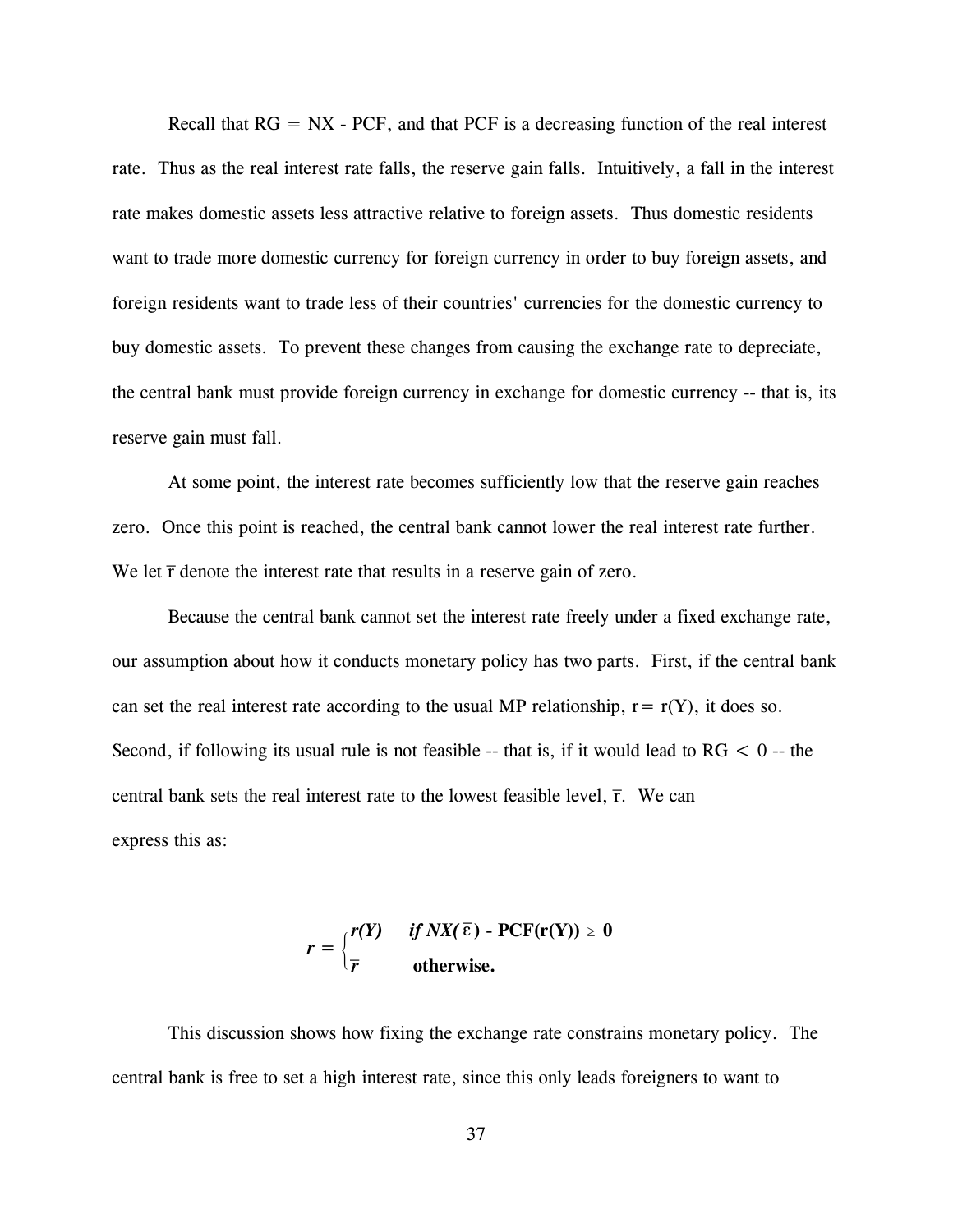Recall that RG = NX - PCF, and that PCF is a decreasing function of the real interest rate. Thus as the real interest rate falls, the reserve gain falls. Intuitively, a fall in the interest rate makes domestic assets less attractive relative to foreign assets. Thus domestic residents want to trade more domestic currency for foreign currency in order to buy foreign assets, and foreign residents want to trade less of their countries' currencies for the domestic currency to buy domestic assets. To prevent these changes from causing the exchange rate to depreciate, the central bank must provide foreign currency in exchange for domestic currency -- that is, its reserve gain must fall.

At some point, the interest rate becomes sufficiently low that the reserve gain reaches zero. Once this point is reached, the central bank cannot lower the real interest rate further. We let $\bar{r}$ denote the interest rate that results in a reserve gain of zero.

Because the central bank cannot set the interest rate freely under a fixed exchange rate, our assumption about how it conducts monetary policy has two parts. First, if the central bank can set the real interest rate according to the usual MP relationship, $r = r(Y)$, it does so. Second, if following its usual rule is not feasible -- that is, if it would lead to $RG < 0$ -- the central bank sets the real interest rate to the lowest feasible level, $\bar{r}$. We can express this as:

$$
r = \begin{cases} r(Y) & \text{if } NX(\bar{\varepsilon}) - \mathrm{PCF}(r(Y)) \geq 0 \\ \bar{r} & \text{otherwise.} \end{cases}
$$

This discussion shows how fixing the exchange rate constrains monetary policy. The central bank is free to set a high interest rate, since this only leads foreigners to want to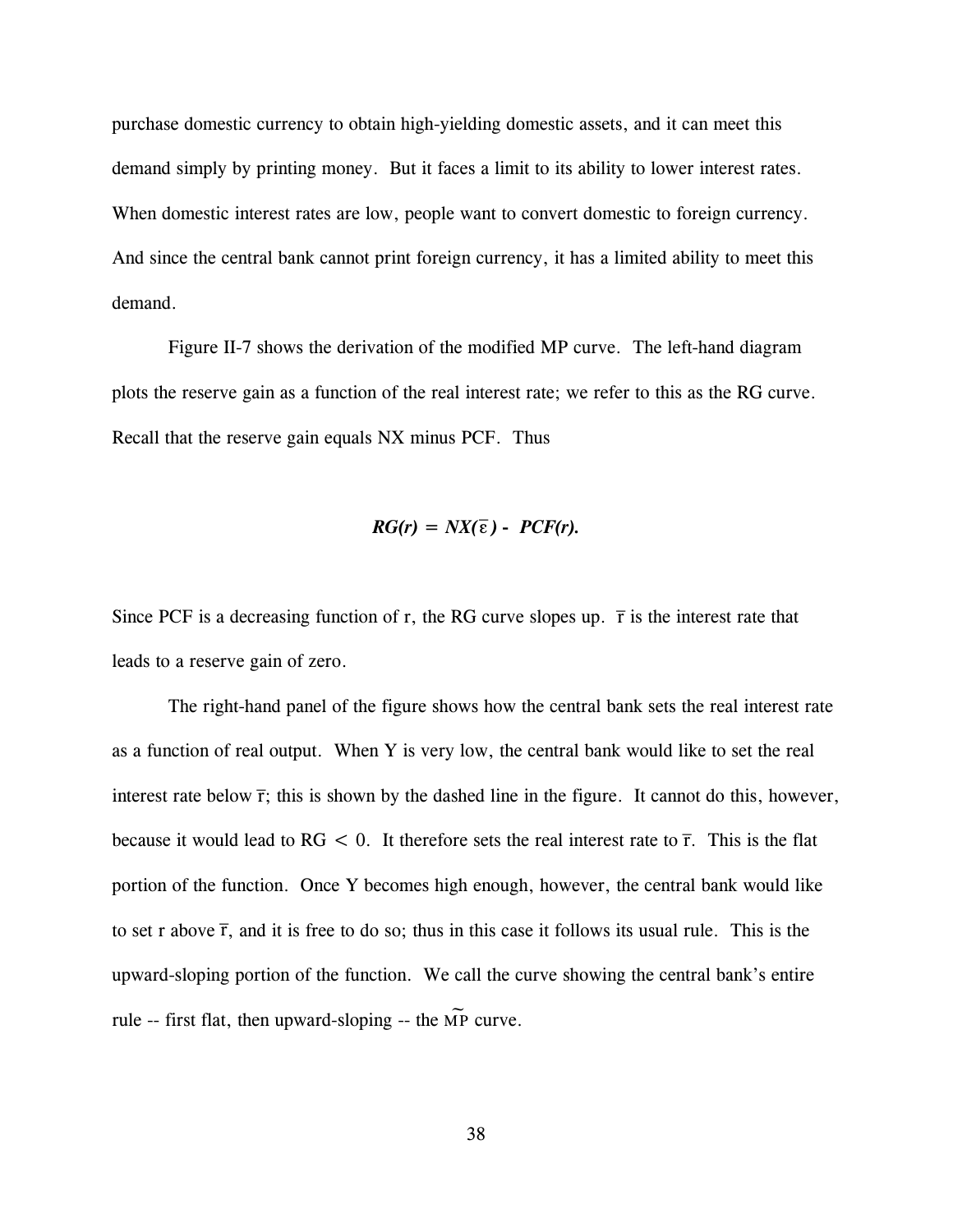purchase domestic currency to obtain high-yielding domestic assets, and it can meet this demand simply by printing money. But it faces a limit to its ability to lower interest rates. When domestic interest rates are low, people want to convert domestic to foreign currency. And since the central bank cannot print foreign currency, it has a limited ability to meet this demand.

Figure II-7 shows the derivation of the modified MP curve. The left-hand diagram plots the reserve gain as a function of the real interest rate; we refer to this as the RG curve. Recall that the reserve gain equals NX minus PCF. Thus

$$RG(r) = NX(\bar{\varepsilon}) - PCF(r).$$

Since PCF is a decreasing function of r, the RG curve slopes up. $\bar{r}$ is the interest rate that leads to a reserve gain of zero.

The right-hand panel of the figure shows how the central bank sets the real interest rate as a function of real output. When Y is very low, the central bank would like to set the real interest rate below $\bar{r}$; this is shown by the dashed line in the figure. It cannot do this, however, because it would lead to $RG < 0$. It therefore sets the real interest rate to $\bar{r}$. This is the flat portion of the function. Once Y becomes high enough, however, the central bank would like to set r above $\bar{r}$, and it is free to do so; thus in this case it follows its usual rule. This is the upward-sloping portion of the function. We call the curve showing the central bank's entire rule -- first flat, then upward-sloping -- the $\widetilde{MP}$ curve.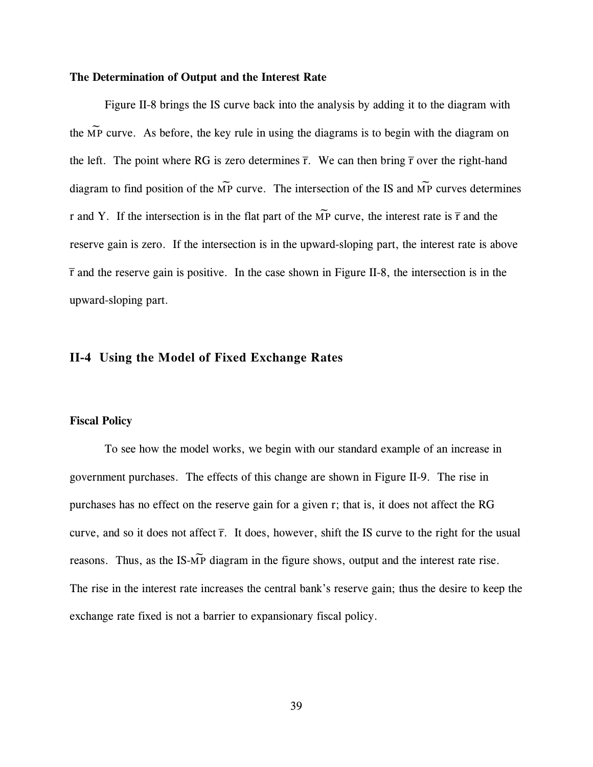### The Determination of Output and the Interest Rate

Figure II-8 brings the IS curve back into the analysis by adding it to the diagram with the $\widetilde{MP}$ curve. As before, the key rule in using the diagrams is to begin with the diagram on the left. The point where RG is zero determines $\bar{r}$. We can then bring $\bar{r}$ over the right-hand diagram to find position of the $\widetilde{MP}$ curve. The intersection of the IS and $\widetilde{MP}$ curves determines r and Y. If the intersection is in the flat part of the $\widetilde{MP}$ curve, the interest rate is $\bar{r}$ and the reserve gain is zero. If the intersection is in the upward-sloping part, the interest rate is above $\bar{r}$ and the reserve gain is positive. In the case shown in Figure II-8, the intersection is in the upward-sloping part.

## II-4 Using the Model of Fixed Exchange Rates

### Fiscal Policy

To see how the model works, we begin with our standard example of an increase in government purchases. The effects of this change are shown in Figure II-9. The rise in purchases has no effect on the reserve gain for a given r; that is, it does not affect the RG curve, and so it does not affect $\bar{r}$. It does, however, shift the IS curve to the right for the usual reasons. Thus, as the IS-$\widetilde{MP}$ diagram in the figure shows, output and the interest rate rise. The rise in the interest rate increases the central bank's reserve gain; thus the desire to keep the exchange rate fixed is not a barrier to expansionary fiscal policy.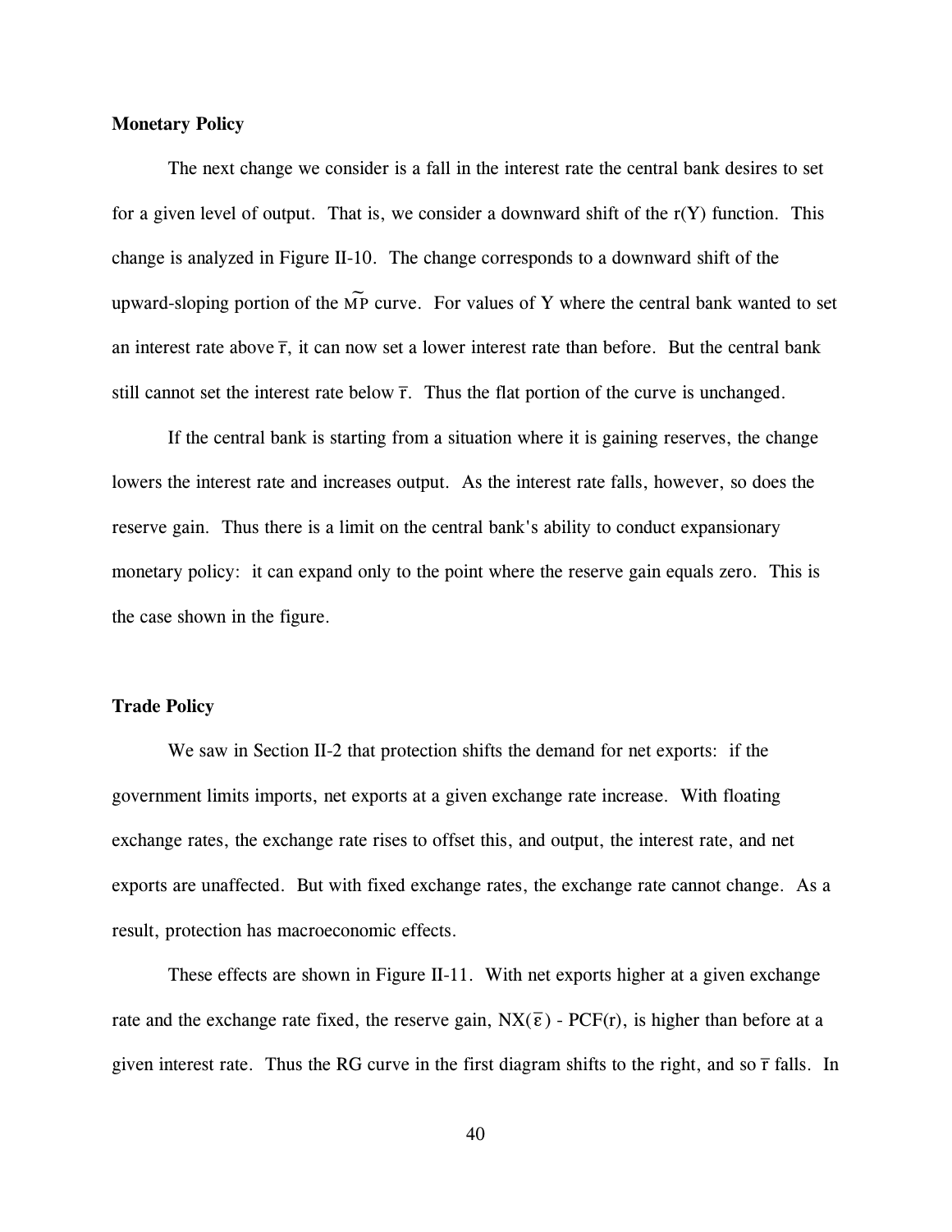**Monetary Policy**

The next change we consider is a fall in the interest rate the central bank desires to set for a given level of output. That is, we consider a downward shift of the r(Y) function. This change is analyzed in Figure II-10. The change corresponds to a downward shift of the upward-sloping portion of the $\widetilde{MP}$ curve. For values of Y where the central bank wanted to set an interest rate above $\bar{r}$, it can now set a lower interest rate than before. But the central bank still cannot set the interest rate below $\bar{r}$. Thus the flat portion of the curve is unchanged.

If the central bank is starting from a situation where it is gaining reserves, the change lowers the interest rate and increases output. As the interest rate falls, however, so does the reserve gain. Thus there is a limit on the central bank's ability to conduct expansionary monetary policy: it can expand only to the point where the reserve gain equals zero. This is the case shown in the figure.

**Trade Policy**

We saw in Section II-2 that protection shifts the demand for net exports: if the government limits imports, net exports at a given exchange rate increase. With floating exchange rates, the exchange rate rises to offset this, and output, the interest rate, and net exports are unaffected. But with fixed exchange rates, the exchange rate cannot change. As a result, protection has macroeconomic effects.

These effects are shown in Figure II-11. With net exports higher at a given exchange rate and the exchange rate fixed, the reserve gain, $NX(\bar{\varepsilon})$ - PCF(r), is higher than before at a given interest rate. Thus the RG curve in the first diagram shifts to the right, and so $\bar{r}$ falls. In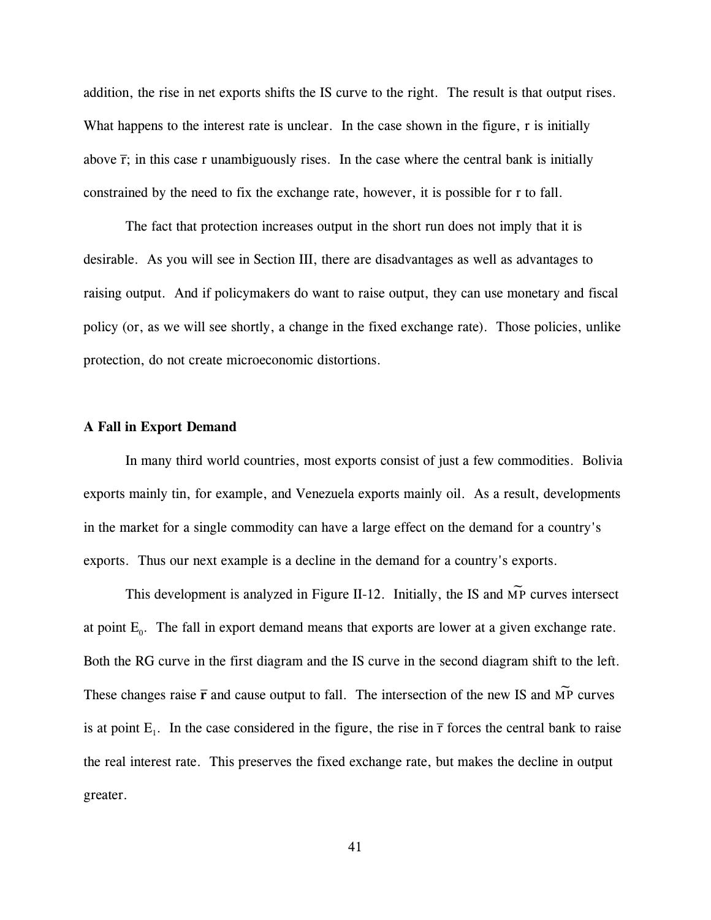addition, the rise in net exports shifts the IS curve to the right. The result is that output rises. What happens to the interest rate is unclear. In the case shown in the figure, r is initially above $\bar{r}$; in this case r unambiguously rises. In the case where the central bank is initially constrained by the need to fix the exchange rate, however, it is possible for r to fall.

The fact that protection increases output in the short run does not imply that it is desirable. As you will see in Section III, there are disadvantages as well as advantages to raising output. And if policymakers do want to raise output, they can use monetary and fiscal policy (or, as we will see shortly, a change in the fixed exchange rate). Those policies, unlike protection, do not create microeconomic distortions.

**A Fall in Export Demand**

In many third world countries, most exports consist of just a few commodities. Bolivia exports mainly tin, for example, and Venezuela exports mainly oil. As a result, developments in the market for a single commodity can have a large effect on the demand for a country's exports. Thus our next example is a decline in the demand for a country's exports.

This development is analyzed in Figure II-12. Initially, the IS and $\widetilde{MP}$ curves intersect at point $E_0$. The fall in export demand means that exports are lower at a given exchange rate. Both the RG curve in the first diagram and the IS curve in the second diagram shift to the left. These changes raise $\bar{\mathbf{r}}$ and cause output to fall. The intersection of the new IS and $\widetilde{MP}$ curves is at point $E_1$. In the case considered in the figure, the rise in $\bar{r}$ forces the central bank to raise the real interest rate. This preserves the fixed exchange rate, but makes the decline in output greater.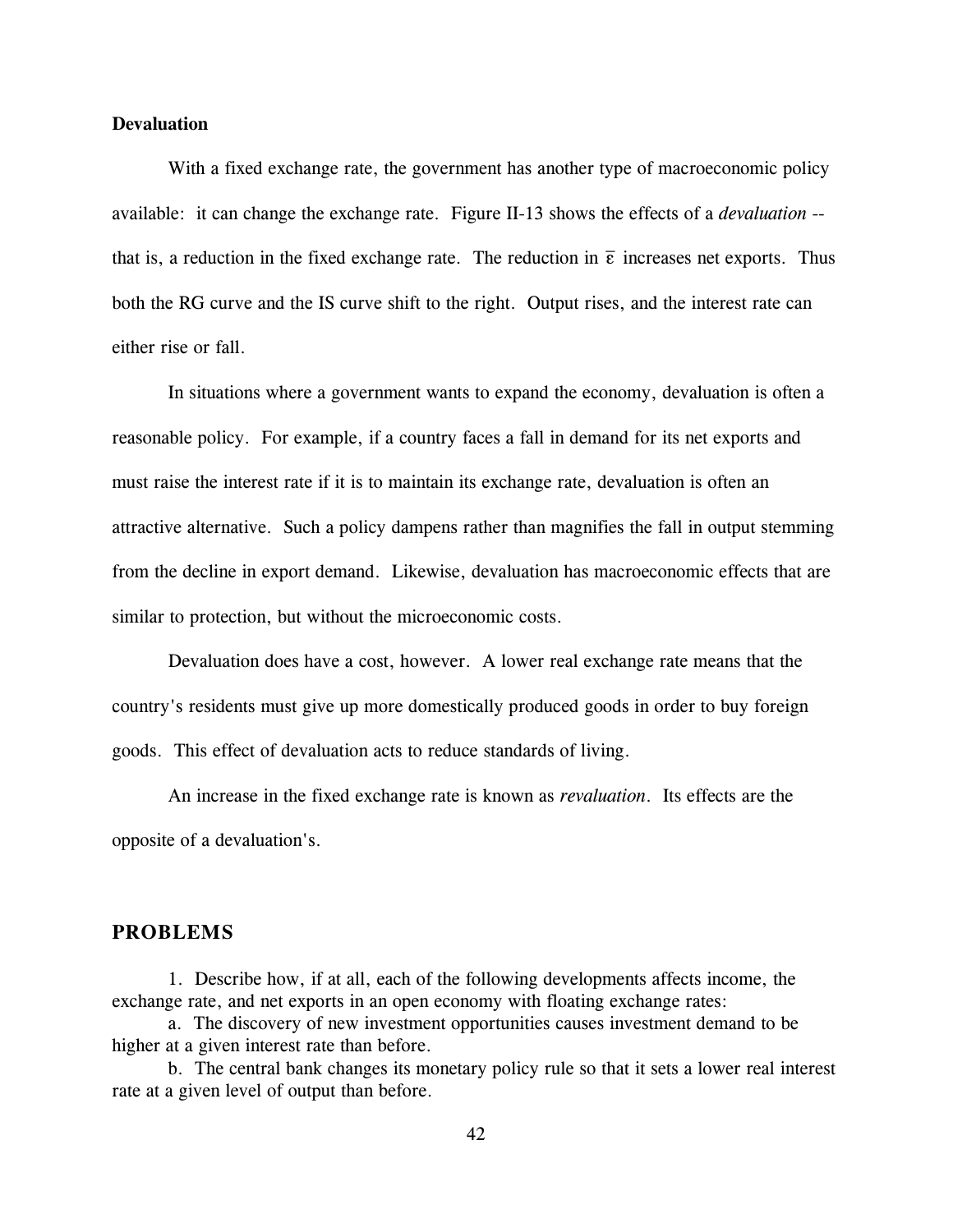**Devaluation**

With a fixed exchange rate, the government has another type of macroeconomic policy available: it can change the exchange rate. Figure II-13 shows the effects of a *devaluation* -- that is, a reduction in the fixed exchange rate. The reduction in $\bar{\varepsilon}$ increases net exports. Thus both the RG curve and the IS curve shift to the right. Output rises, and the interest rate can either rise or fall.

In situations where a government wants to expand the economy, devaluation is often a reasonable policy. For example, if a country faces a fall in demand for its net exports and must raise the interest rate if it is to maintain its exchange rate, devaluation is often an attractive alternative. Such a policy dampens rather than magnifies the fall in output stemming from the decline in export demand. Likewise, devaluation has macroeconomic effects that are similar to protection, but without the microeconomic costs.

Devaluation does have a cost, however. A lower real exchange rate means that the country's residents must give up more domestically produced goods in order to buy foreign goods. This effect of devaluation acts to reduce standards of living.

An increase in the fixed exchange rate is known as *revaluation*. Its effects are the opposite of a devaluation's.

## PROBLEMS

1. Describe how, if at all, each of the following developments affects income, the exchange rate, and net exports in an open economy with floating exchange rates:

a. The discovery of new investment opportunities causes investment demand to be higher at a given interest rate than before.

b. The central bank changes its monetary policy rule so that it sets a lower real interest rate at a given level of output than before.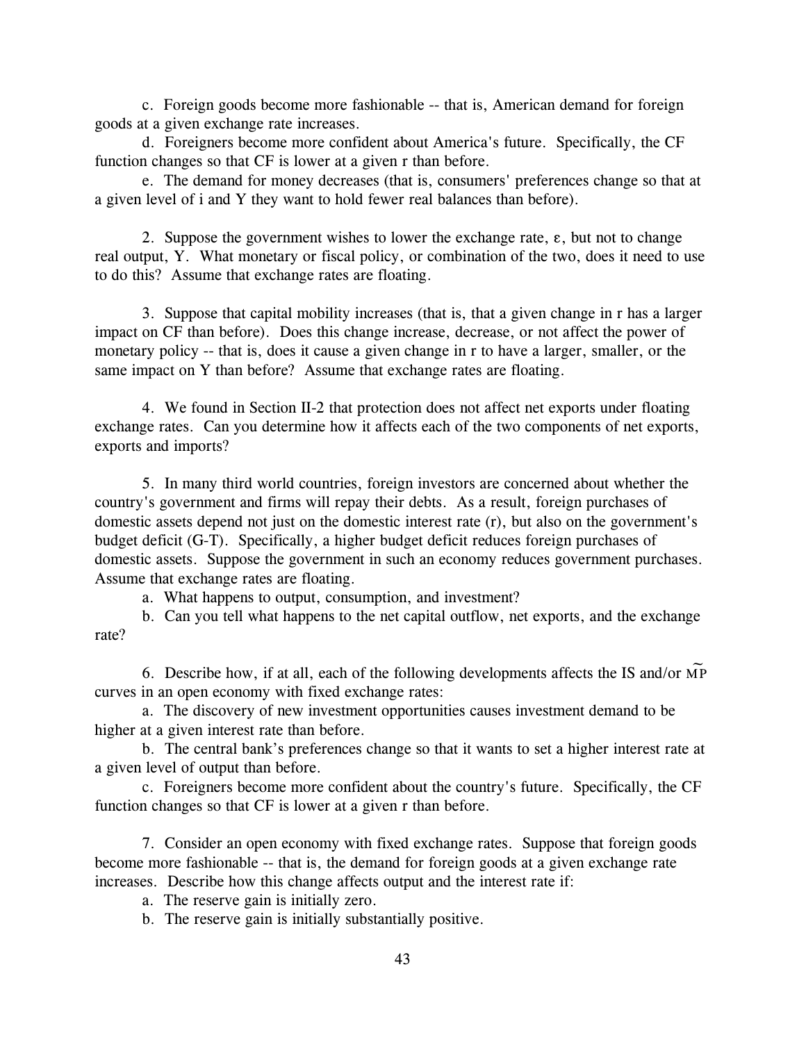c. Foreign goods become more fashionable -- that is, American demand for foreign goods at a given exchange rate increases.

d. Foreigners become more confident about America's future. Specifically, the CF function changes so that CF is lower at a given r than before.

e. The demand for money decreases (that is, consumers' preferences change so that at a given level of i and Y they want to hold fewer real balances than before).

2. Suppose the government wishes to lower the exchange rate, $\varepsilon$, but not to change real output, Y. What monetary or fiscal policy, or combination of the two, does it need to use to do this? Assume that exchange rates are floating.

3. Suppose that capital mobility increases (that is, that a given change in r has a larger impact on CF than before). Does this change increase, decrease, or not affect the power of monetary policy -- that is, does it cause a given change in r to have a larger, smaller, or the same impact on Y than before? Assume that exchange rates are floating.

4. We found in Section II-2 that protection does not affect net exports under floating exchange rates. Can you determine how it affects each of the two components of net exports, exports and imports?

5. In many third world countries, foreign investors are concerned about whether the country's government and firms will repay their debts. As a result, foreign purchases of domestic assets depend not just on the domestic interest rate (r), but also on the government's budget deficit (G-T). Specifically, a higher budget deficit reduces foreign purchases of domestic assets. Suppose the government in such an economy reduces government purchases. Assume that exchange rates are floating.

a. What happens to output, consumption, and investment?

b. Can you tell what happens to the net capital outflow, net exports, and the exchange rate?

6. Describe how, if at all, each of the following developments affects the IS and/or $\widetilde{MP}$ curves in an open economy with fixed exchange rates:

a. The discovery of new investment opportunities causes investment demand to be higher at a given interest rate than before.

b. The central bank's preferences change so that it wants to set a higher interest rate at a given level of output than before.

c. Foreigners become more confident about the country's future. Specifically, the CF function changes so that CF is lower at a given r than before.

7. Consider an open economy with fixed exchange rates. Suppose that foreign goods become more fashionable -- that is, the demand for foreign goods at a given exchange rate increases. Describe how this change affects output and the interest rate if:

a. The reserve gain is initially zero.

b. The reserve gain is initially substantially positive.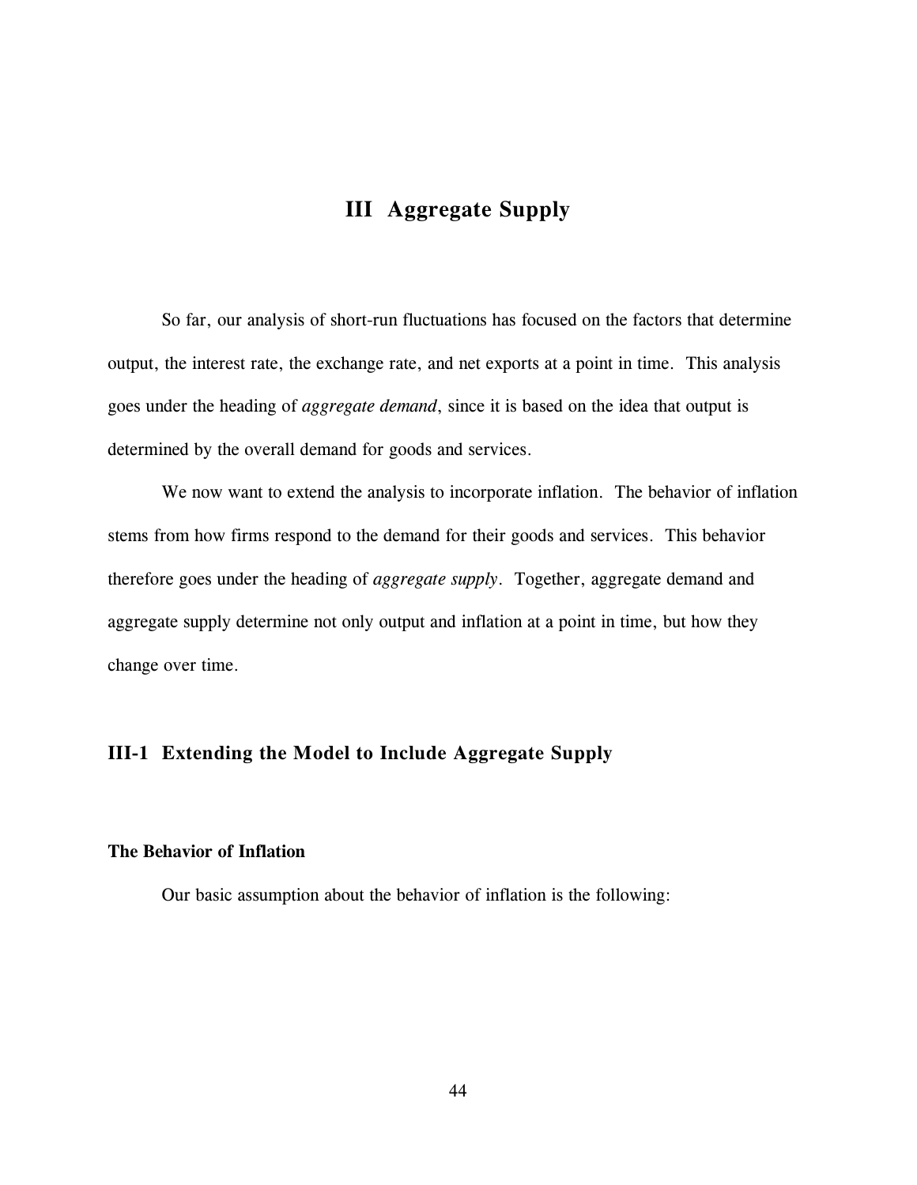# III Aggregate Supply

So far, our analysis of short-run fluctuations has focused on the factors that determine output, the interest rate, the exchange rate, and net exports at a point in time. This analysis goes under the heading of *aggregate demand*, since it is based on the idea that output is determined by the overall demand for goods and services.

We now want to extend the analysis to incorporate inflation. The behavior of inflation stems from how firms respond to the demand for their goods and services. This behavior therefore goes under the heading of *aggregate supply*. Together, aggregate demand and aggregate supply determine not only output and inflation at a point in time, but how they change over time.

## III-1 Extending the Model to Include Aggregate Supply

### The Behavior of Inflation

Our basic assumption about the behavior of inflation is the following: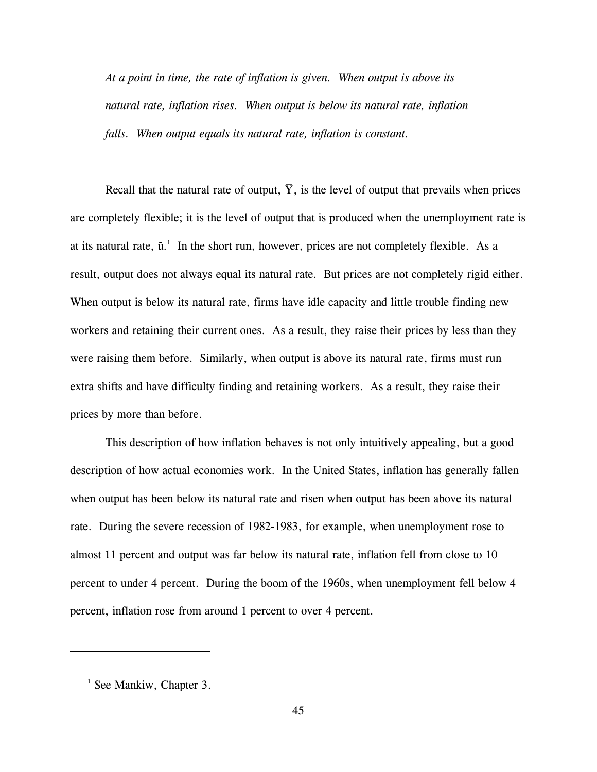*At a point in time, the rate of inflation is given. When output is above its natural rate, inflation rises. When output is below its natural rate, inflation falls. When output equals its natural rate, inflation is constant.*

Recall that the natural rate of output, $\bar{Y}$, is the level of output that prevails when prices are completely flexible; it is the level of output that is produced when the unemployment rate is at its natural rate, $\bar{u}$.[1] In the short run, however, prices are not completely flexible. As a result, output does not always equal its natural rate. But prices are not completely rigid either. When output is below its natural rate, firms have idle capacity and little trouble finding new workers and retaining their current ones. As a result, they raise their prices by less than they were raising them before. Similarly, when output is above its natural rate, firms must run extra shifts and have difficulty finding and retaining workers. As a result, they raise their prices by more than before.

This description of how inflation behaves is not only intuitively appealing, but a good description of how actual economies work. In the United States, inflation has generally fallen when output has been below its natural rate and risen when output has been above its natural rate. During the severe recession of 1982-1983, for example, when unemployment rose to almost 11 percent and output was far below its natural rate, inflation fell from close to 10 percent to under 4 percent. During the boom of the 1960s, when unemployment fell below 4 percent, inflation rose from around 1 percent to over 4 percent.

---

[1] See Mankiw, Chapter 3.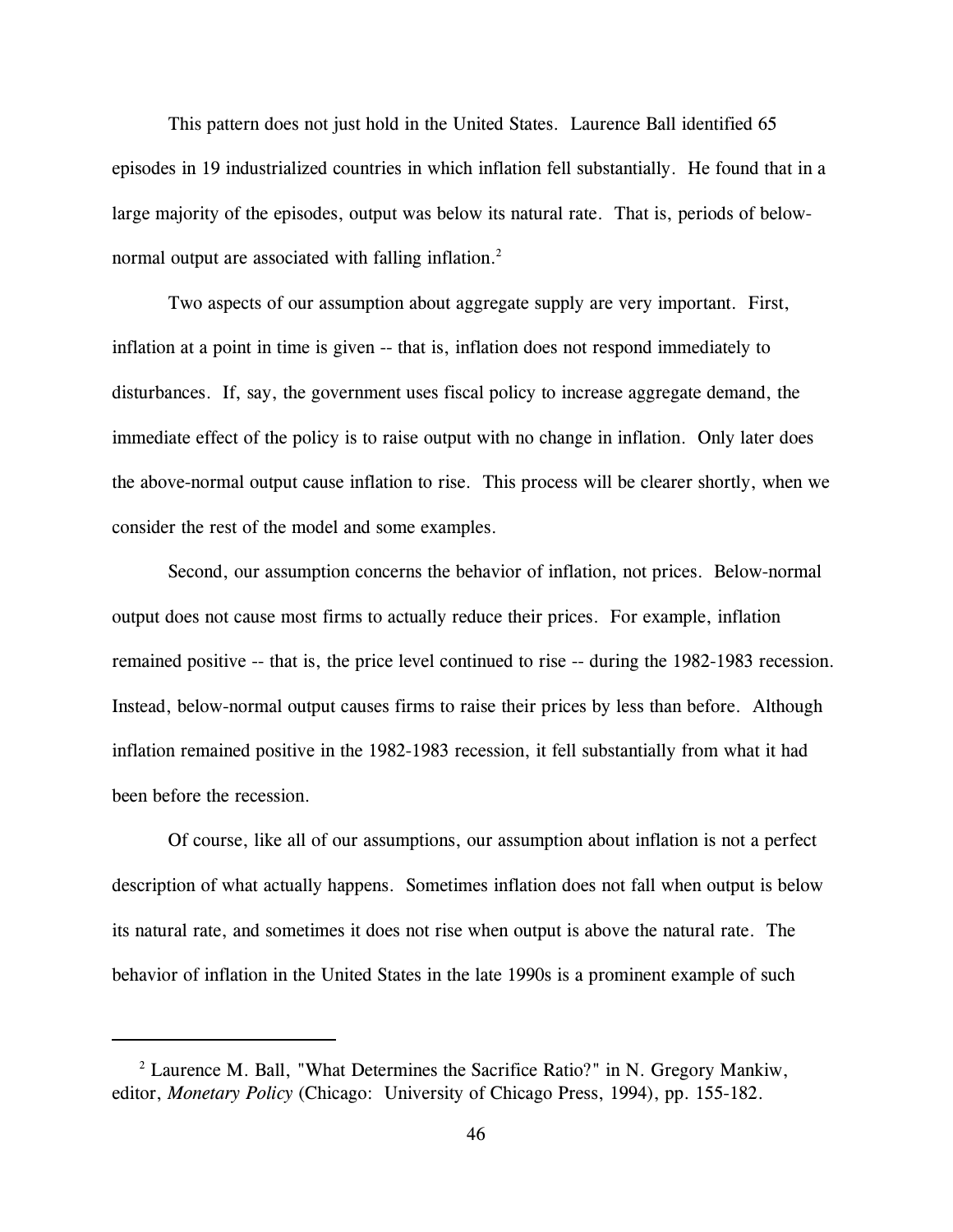This pattern does not just hold in the United States. Laurence Ball identified 65 episodes in 19 industrialized countries in which inflation fell substantially. He found that in a large majority of the episodes, output was below its natural rate. That is, periods of below-normal output are associated with falling inflation.[2]

Two aspects of our assumption about aggregate supply are very important. First, inflation at a point in time is given -- that is, inflation does not respond immediately to disturbances. If, say, the government uses fiscal policy to increase aggregate demand, the immediate effect of the policy is to raise output with no change in inflation. Only later does the above-normal output cause inflation to rise. This process will be clearer shortly, when we consider the rest of the model and some examples.

Second, our assumption concerns the behavior of inflation, not prices. Below-normal output does not cause most firms to actually reduce their prices. For example, inflation remained positive -- that is, the price level continued to rise -- during the 1982-1983 recession. Instead, below-normal output causes firms to raise their prices by less than before. Although inflation remained positive in the 1982-1983 recession, it fell substantially from what it had been before the recession.

Of course, like all of our assumptions, our assumption about inflation is not a perfect description of what actually happens. Sometimes inflation does not fall when output is below its natural rate, and sometimes it does not rise when output is above the natural rate. The behavior of inflation in the United States in the late 1990s is a prominent example of such

---

[2] Laurence M. Ball, "What Determines the Sacrifice Ratio?" in N. Gregory Mankiw, editor, *Monetary Policy* (Chicago: University of Chicago Press, 1994), pp. 155-182.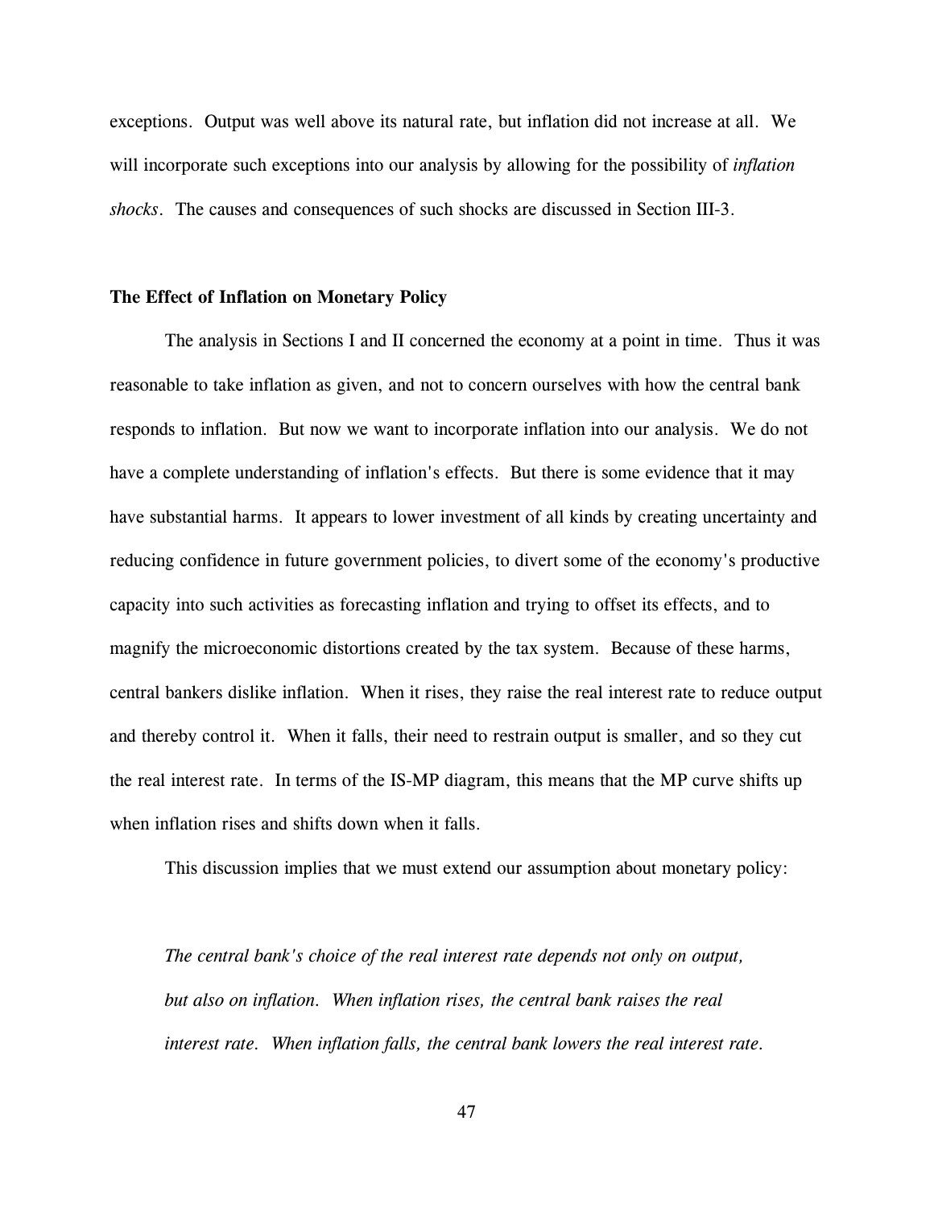exceptions. Output was well above its natural rate, but inflation did not increase at all. We will incorporate such exceptions into our analysis by allowing for the possibility of *inflation shocks*. The causes and consequences of such shocks are discussed in Section III-3.

**The Effect of Inflation on Monetary Policy**

The analysis in Sections I and II concerned the economy at a point in time. Thus it was reasonable to take inflation as given, and not to concern ourselves with how the central bank responds to inflation. But now we want to incorporate inflation into our analysis. We do not have a complete understanding of inflation's effects. But there is some evidence that it may have substantial harms. It appears to lower investment of all kinds by creating uncertainty and reducing confidence in future government policies, to divert some of the economy's productive capacity into such activities as forecasting inflation and trying to offset its effects, and to magnify the microeconomic distortions created by the tax system. Because of these harms, central bankers dislike inflation. When it rises, they raise the real interest rate to reduce output and thereby control it. When it falls, their need to restrain output is smaller, and so they cut the real interest rate. In terms of the IS-MP diagram, this means that the MP curve shifts up when inflation rises and shifts down when it falls.

This discussion implies that we must extend our assumption about monetary policy:

> *The central bank's choice of the real interest rate depends not only on output, but also on inflation. When inflation rises, the central bank raises the real interest rate. When inflation falls, the central bank lowers the real interest rate.*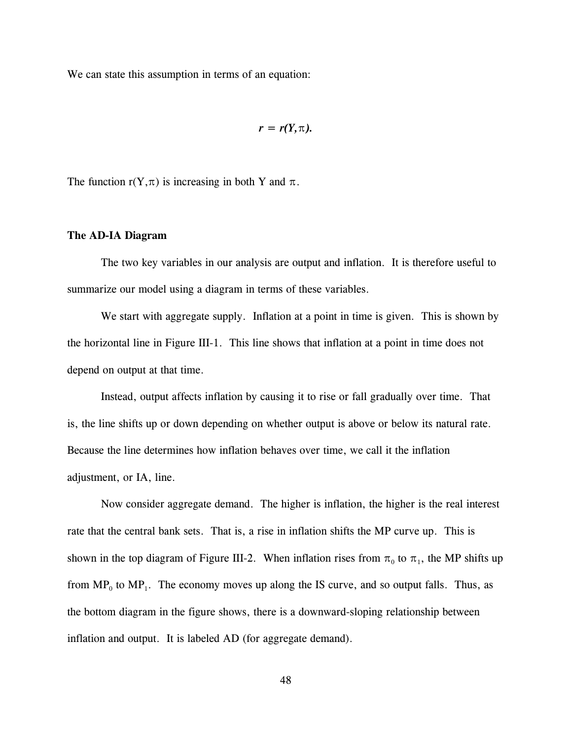We can state this assumption in terms of an equation:

$$r = r(Y,\pi).$$

The function $r(Y,\pi)$ is increasing in both Y and $\pi$.

**The AD-IA Diagram**

The two key variables in our analysis are output and inflation. It is therefore useful to summarize our model using a diagram in terms of these variables.

We start with aggregate supply. Inflation at a point in time is given. This is shown by the horizontal line in Figure III-1. This line shows that inflation at a point in time does not depend on output at that time.

Instead, output affects inflation by causing it to rise or fall gradually over time. That is, the line shifts up or down depending on whether output is above or below its natural rate. Because the line determines how inflation behaves over time, we call it the inflation adjustment, or IA, line.

Now consider aggregate demand. The higher is inflation, the higher is the real interest rate that the central bank sets. That is, a rise in inflation shifts the MP curve up. This is shown in the top diagram of Figure III-2. When inflation rises from $\pi_0$ to $\pi_1$, the MP shifts up from $MP_0$ to $MP_1$. The economy moves up along the IS curve, and so output falls. Thus, as the bottom diagram in the figure shows, there is a downward-sloping relationship between inflation and output. It is labeled AD (for aggregate demand).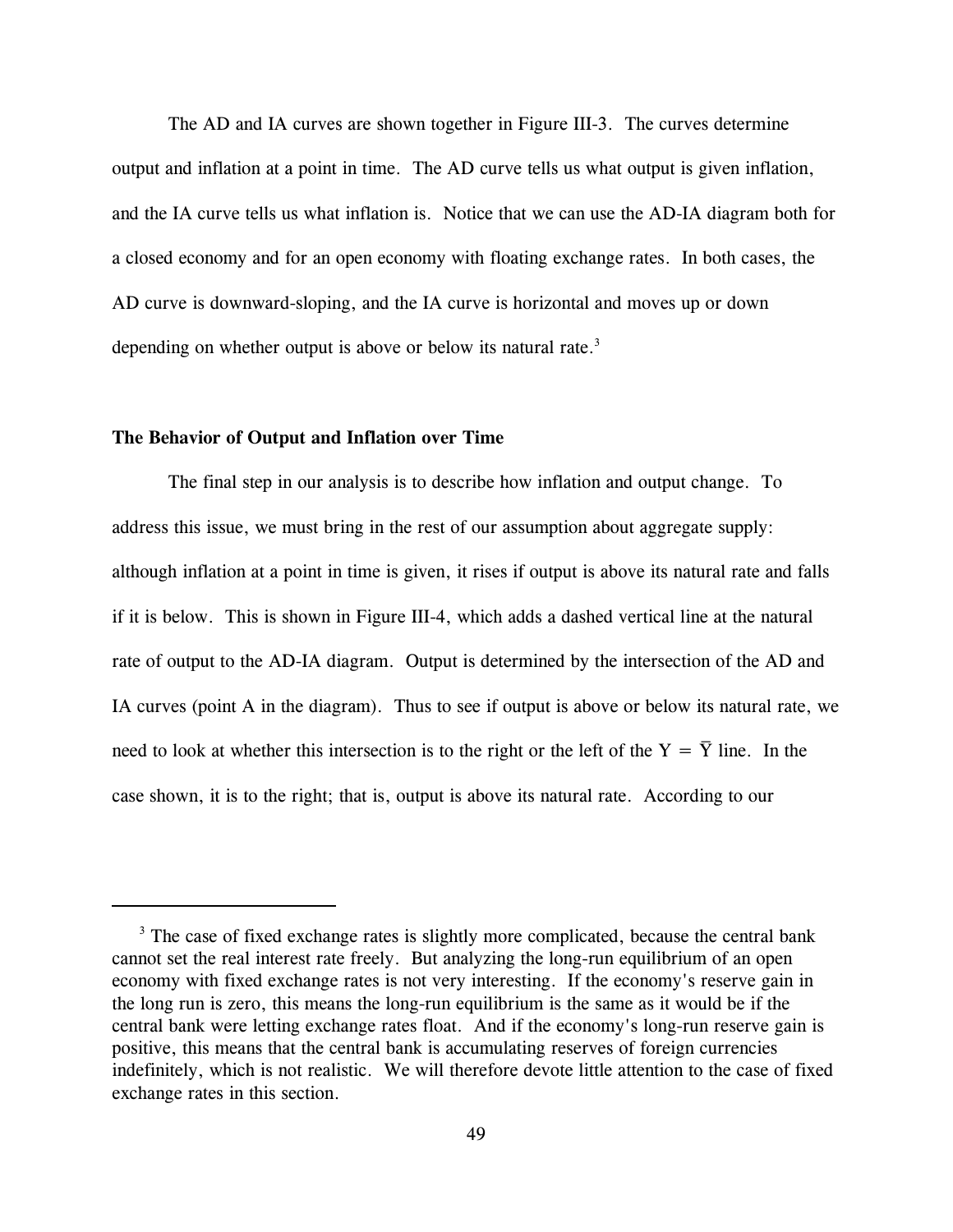The AD and IA curves are shown together in Figure III-3. The curves determine output and inflation at a point in time. The AD curve tells us what output is given inflation, and the IA curve tells us what inflation is. Notice that we can use the AD-IA diagram both for a closed economy and for an open economy with floating exchange rates. In both cases, the AD curve is downward-sloping, and the IA curve is horizontal and moves up or down depending on whether output is above or below its natural rate.[3]

**The Behavior of Output and Inflation over Time**

The final step in our analysis is to describe how inflation and output change. To address this issue, we must bring in the rest of our assumption about aggregate supply: although inflation at a point in time is given, it rises if output is above its natural rate and falls if it is below. This is shown in Figure III-4, which adds a dashed vertical line at the natural rate of output to the AD-IA diagram. Output is determined by the intersection of the AD and IA curves (point A in the diagram). Thus to see if output is above or below its natural rate, we need to look at whether this intersection is to the right or the left of the $Y = \bar{Y}$ line. In the case shown, it is to the right; that is, output is above its natural rate. According to our

---

[3] The case of fixed exchange rates is slightly more complicated, because the central bank cannot set the real interest rate freely. But analyzing the long-run equilibrium of an open economy with fixed exchange rates is not very interesting. If the economy's reserve gain in the long run is zero, this means the long-run equilibrium is the same as it would be if the central bank were letting exchange rates float. And if the economy's long-run reserve gain is positive, this means that the central bank is accumulating reserves of foreign currencies indefinitely, which is not realistic. We will therefore devote little attention to the case of fixed exchange rates in this section.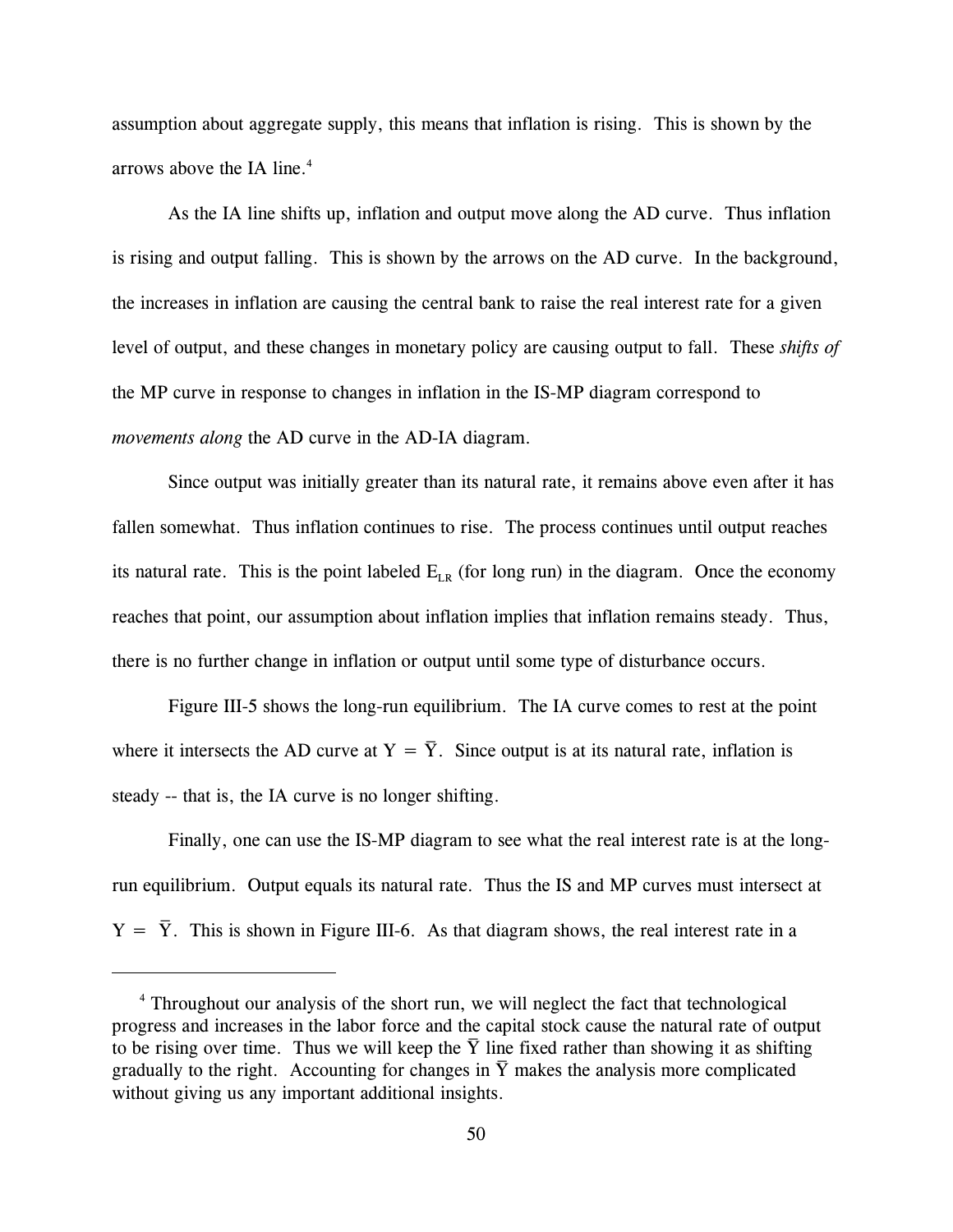assumption about aggregate supply, this means that inflation is rising. This is shown by the arrows above the IA line.[4]

As the IA line shifts up, inflation and output move along the AD curve. Thus inflation is rising and output falling. This is shown by the arrows on the AD curve. In the background, the increases in inflation are causing the central bank to raise the real interest rate for a given level of output, and these changes in monetary policy are causing output to fall. These *shifts of* the MP curve in response to changes in inflation in the IS-MP diagram correspond to *movements along* the AD curve in the AD-IA diagram.

Since output was initially greater than its natural rate, it remains above even after it has fallen somewhat. Thus inflation continues to rise. The process continues until output reaches its natural rate. This is the point labeled $E_{LR}$ (for long run) in the diagram. Once the economy reaches that point, our assumption about inflation implies that inflation remains steady. Thus, there is no further change in inflation or output until some type of disturbance occurs.

Figure III-5 shows the long-run equilibrium. The IA curve comes to rest at the point where it intersects the AD curve at $Y = \bar{Y}$. Since output is at its natural rate, inflation is steady -- that is, the IA curve is no longer shifting.

Finally, one can use the IS-MP diagram to see what the real interest rate is at the long-run equilibrium. Output equals its natural rate. Thus the IS and MP curves must intersect at $Y = \bar{Y}$. This is shown in Figure III-6. As that diagram shows, the real interest rate in a

---

[4] Throughout our analysis of the short run, we will neglect the fact that technological progress and increases in the labor force and the capital stock cause the natural rate of output to be rising over time. Thus we will keep the $\bar{Y}$ line fixed rather than showing it as shifting gradually to the right. Accounting for changes in $\bar{Y}$ makes the analysis more complicated without giving us any important additional insights.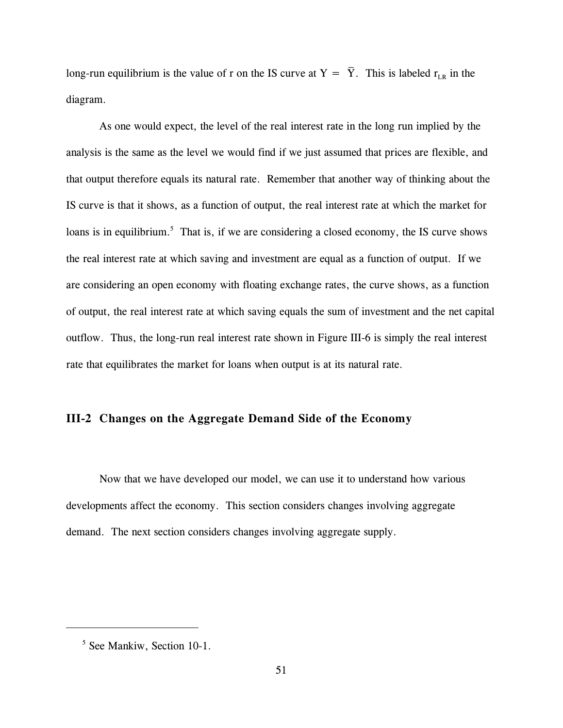long-run equilibrium is the value of r on the IS curve at $Y = \bar{Y}$. This is labeled $r_{LR}$ in the diagram.

As one would expect, the level of the real interest rate in the long run implied by the analysis is the same as the level we would find if we just assumed that prices are flexible, and that output therefore equals its natural rate. Remember that another way of thinking about the IS curve is that it shows, as a function of output, the real interest rate at which the market for loans is in equilibrium.[5] That is, if we are considering a closed economy, the IS curve shows the real interest rate at which saving and investment are equal as a function of output. If we are considering an open economy with floating exchange rates, the curve shows, as a function of output, the real interest rate at which saving equals the sum of investment and the net capital outflow. Thus, the long-run real interest rate shown in Figure III-6 is simply the real interest rate that equilibrates the market for loans when output is at its natural rate.

## III-2 Changes on the Aggregate Demand Side of the Economy

Now that we have developed our model, we can use it to understand how various developments affect the economy. This section considers changes involving aggregate demand. The next section considers changes involving aggregate supply.

---

[5] See Mankiw, Section 10-1.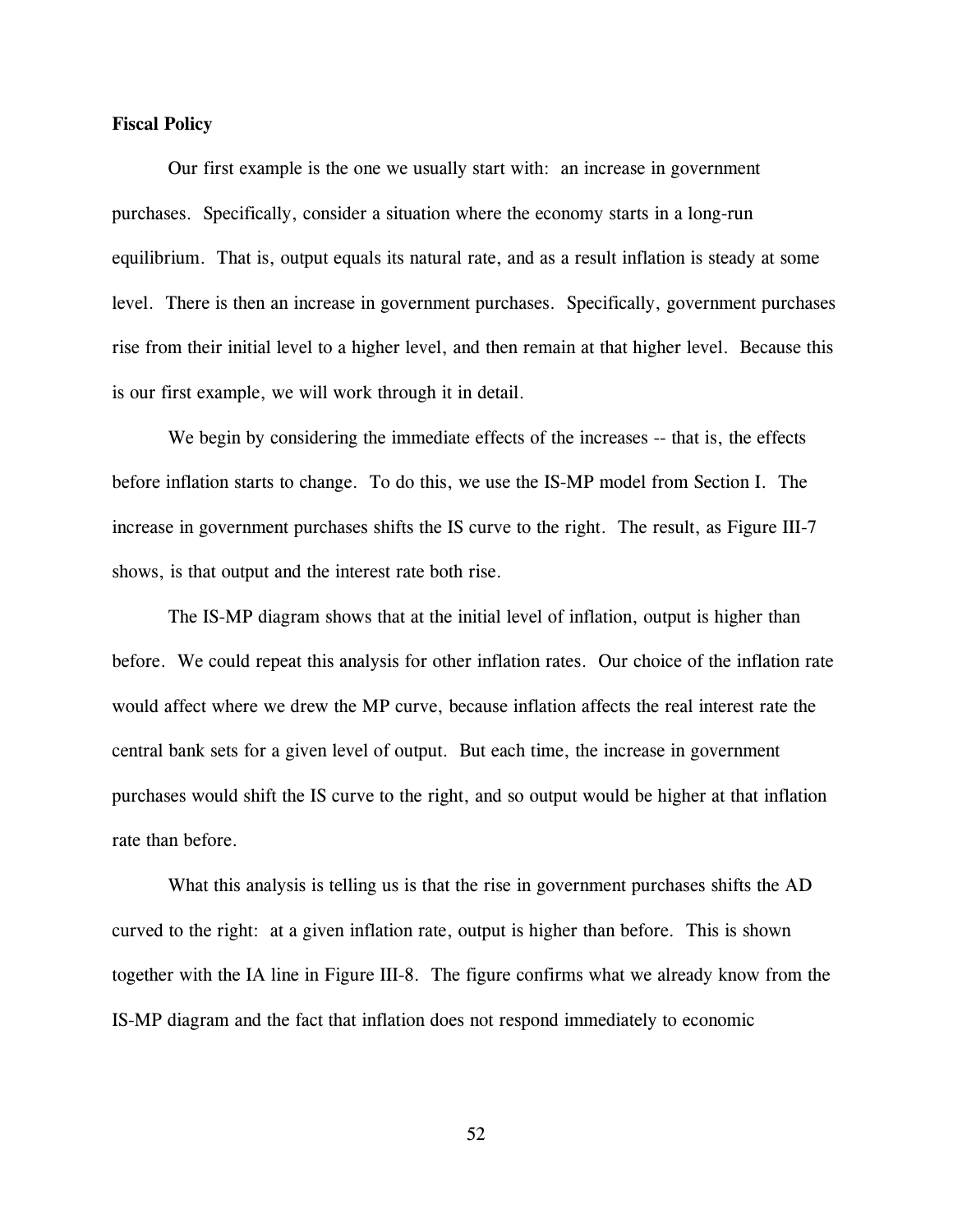**Fiscal Policy**

Our first example is the one we usually start with: an increase in government purchases. Specifically, consider a situation where the economy starts in a long-run equilibrium. That is, output equals its natural rate, and as a result inflation is steady at some level. There is then an increase in government purchases. Specifically, government purchases rise from their initial level to a higher level, and then remain at that higher level. Because this is our first example, we will work through it in detail.

We begin by considering the immediate effects of the increases -- that is, the effects before inflation starts to change. To do this, we use the IS-MP model from Section I. The increase in government purchases shifts the IS curve to the right. The result, as Figure III-7 shows, is that output and the interest rate both rise.

The IS-MP diagram shows that at the initial level of inflation, output is higher than before. We could repeat this analysis for other inflation rates. Our choice of the inflation rate would affect where we drew the MP curve, because inflation affects the real interest rate the central bank sets for a given level of output. But each time, the increase in government purchases would shift the IS curve to the right, and so output would be higher at that inflation rate than before.

What this analysis is telling us is that the rise in government purchases shifts the AD curved to the right: at a given inflation rate, output is higher than before. This is shown together with the IA line in Figure III-8. The figure confirms what we already know from the IS-MP diagram and the fact that inflation does not respond immediately to economic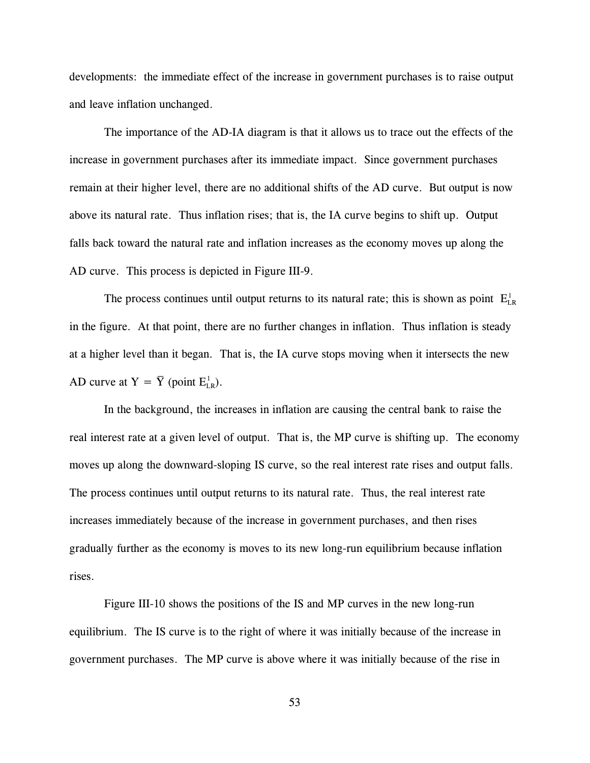developments: the immediate effect of the increase in government purchases is to raise output and leave inflation unchanged.

The importance of the AD-IA diagram is that it allows us to trace out the effects of the increase in government purchases after its immediate impact. Since government purchases remain at their higher level, there are no additional shifts of the AD curve. But output is now above its natural rate. Thus inflation rises; that is, the IA curve begins to shift up. Output falls back toward the natural rate and inflation increases as the economy moves up along the AD curve. This process is depicted in Figure III-9.

The process continues until output returns to its natural rate; this is shown as point $E^1_{LR}$ in the figure. At that point, there are no further changes in inflation. Thus inflation is steady at a higher level than it began. That is, the IA curve stops moving when it intersects the new AD curve at $Y = \bar{Y}$ (point $E^1_{LR}$).

In the background, the increases in inflation are causing the central bank to raise the real interest rate at a given level of output. That is, the MP curve is shifting up. The economy moves up along the downward-sloping IS curve, so the real interest rate rises and output falls. The process continues until output returns to its natural rate. Thus, the real interest rate increases immediately because of the increase in government purchases, and then rises gradually further as the economy is moves to its new long-run equilibrium because inflation rises.

Figure III-10 shows the positions of the IS and MP curves in the new long-run equilibrium. The IS curve is to the right of where it was initially because of the increase in government purchases. The MP curve is above where it was initially because of the rise in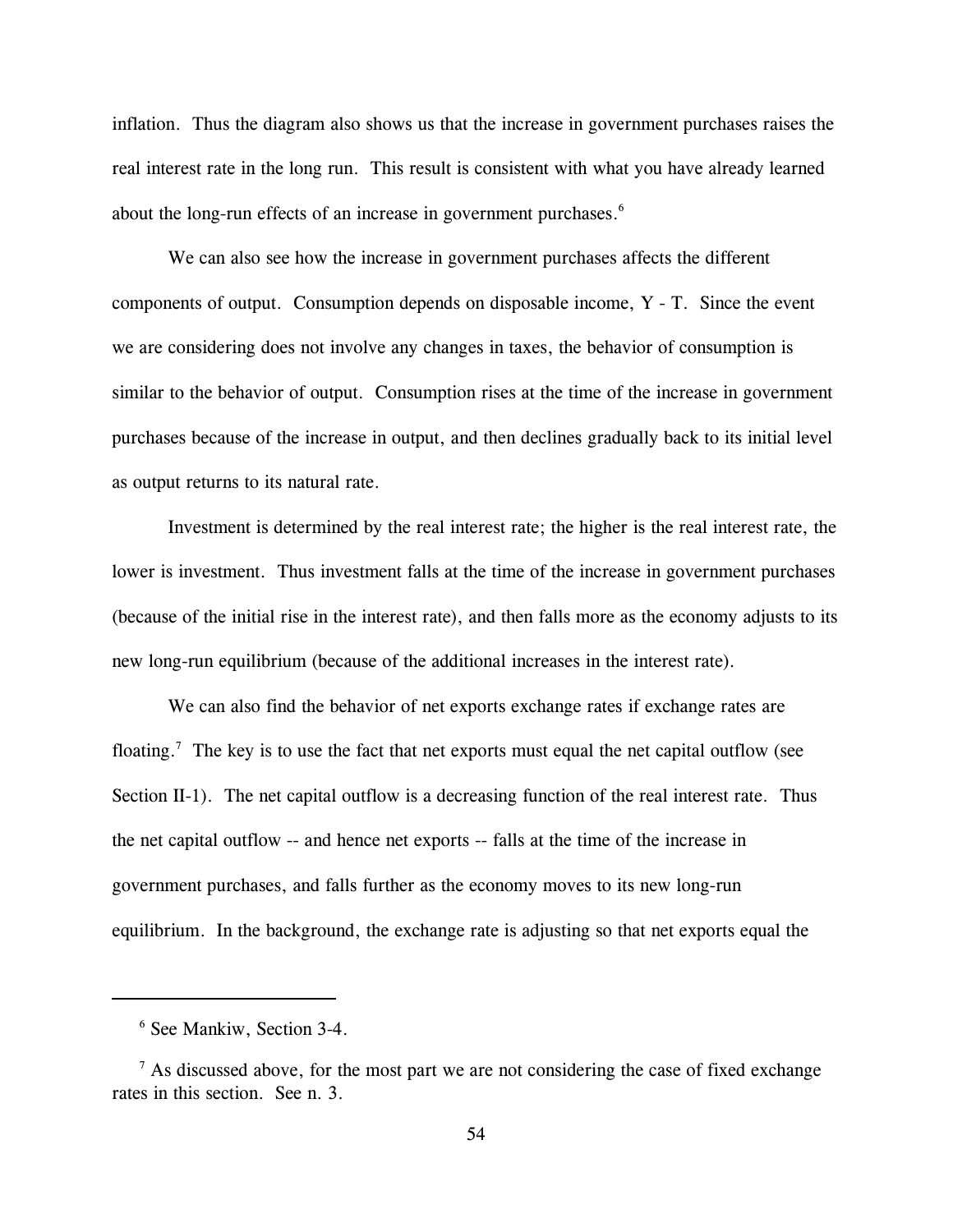inflation. Thus the diagram also shows us that the increase in government purchases raises the real interest rate in the long run. This result is consistent with what you have already learned about the long-run effects of an increase in government purchases.[6]

We can also see how the increase in government purchases affects the different components of output. Consumption depends on disposable income, Y - T. Since the event we are considering does not involve any changes in taxes, the behavior of consumption is similar to the behavior of output. Consumption rises at the time of the increase in government purchases because of the increase in output, and then declines gradually back to its initial level as output returns to its natural rate.

Investment is determined by the real interest rate; the higher is the real interest rate, the lower is investment. Thus investment falls at the time of the increase in government purchases (because of the initial rise in the interest rate), and then falls more as the economy adjusts to its new long-run equilibrium (because of the additional increases in the interest rate).

We can also find the behavior of net exports exchange rates if exchange rates are floating.[7] The key is to use the fact that net exports must equal the net capital outflow (see Section II-1). The net capital outflow is a decreasing function of the real interest rate. Thus the net capital outflow -- and hence net exports -- falls at the time of the increase in government purchases, and falls further as the economy moves to its new long-run equilibrium. In the background, the exchange rate is adjusting so that net exports equal the

---

[6] See Mankiw, Section 3-4.

[7] As discussed above, for the most part we are not considering the case of fixed exchange rates in this section. See n. 3.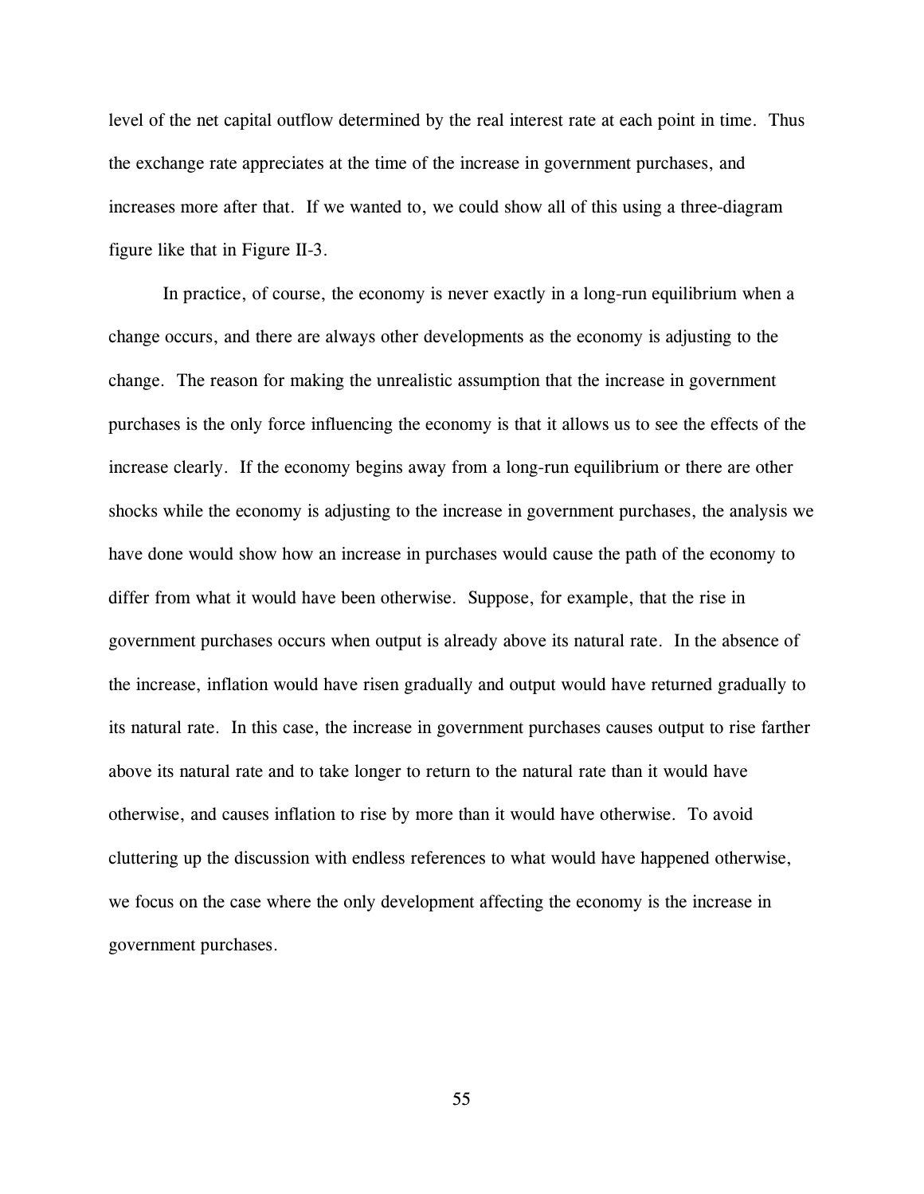level of the net capital outflow determined by the real interest rate at each point in time. Thus the exchange rate appreciates at the time of the increase in government purchases, and increases more after that. If we wanted to, we could show all of this using a three-diagram figure like that in Figure II-3.

In practice, of course, the economy is never exactly in a long-run equilibrium when a change occurs, and there are always other developments as the economy is adjusting to the change. The reason for making the unrealistic assumption that the increase in government purchases is the only force influencing the economy is that it allows us to see the effects of the increase clearly. If the economy begins away from a long-run equilibrium or there are other shocks while the economy is adjusting to the increase in government purchases, the analysis we have done would show how an increase in purchases would cause the path of the economy to differ from what it would have been otherwise. Suppose, for example, that the rise in government purchases occurs when output is already above its natural rate. In the absence of the increase, inflation would have risen gradually and output would have returned gradually to its natural rate. In this case, the increase in government purchases causes output to rise farther above its natural rate and to take longer to return to the natural rate than it would have otherwise, and causes inflation to rise by more than it would have otherwise. To avoid cluttering up the discussion with endless references to what would have happened otherwise, we focus on the case where the only development affecting the economy is the increase in government purchases.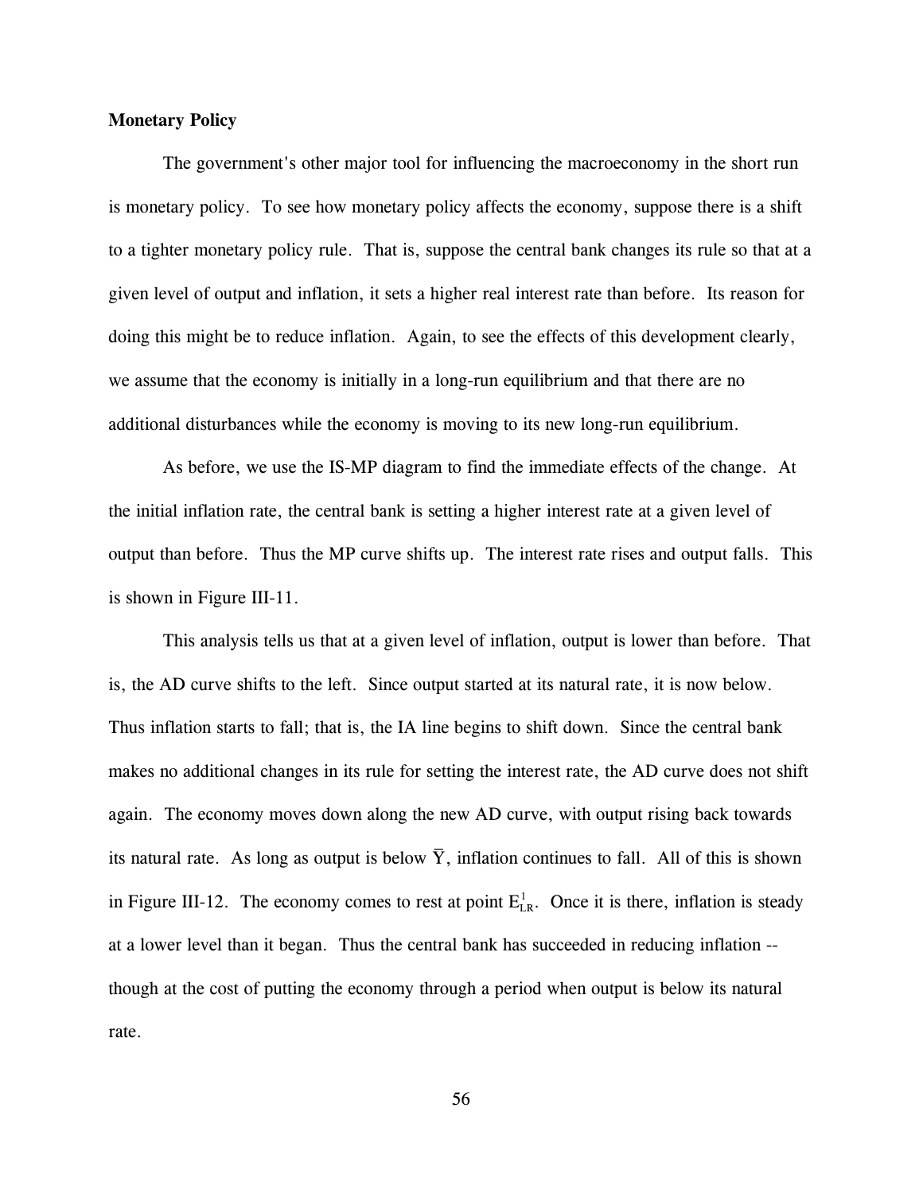**Monetary Policy**

The government's other major tool for influencing the macroeconomy in the short run is monetary policy. To see how monetary policy affects the economy, suppose there is a shift to a tighter monetary policy rule. That is, suppose the central bank changes its rule so that at a given level of output and inflation, it sets a higher real interest rate than before. Its reason for doing this might be to reduce inflation. Again, to see the effects of this development clearly, we assume that the economy is initially in a long-run equilibrium and that there are no additional disturbances while the economy is moving to its new long-run equilibrium.

As before, we use the IS-MP diagram to find the immediate effects of the change. At the initial inflation rate, the central bank is setting a higher interest rate at a given level of output than before. Thus the MP curve shifts up. The interest rate rises and output falls. This is shown in Figure III-11.

This analysis tells us that at a given level of inflation, output is lower than before. That is, the AD curve shifts to the left. Since output started at its natural rate, it is now below. Thus inflation starts to fall; that is, the IA line begins to shift down. Since the central bank makes no additional changes in its rule for setting the interest rate, the AD curve does not shift again. The economy moves down along the new AD curve, with output rising back towards its natural rate. As long as output is below $\bar{Y}$, inflation continues to fall. All of this is shown in Figure III-12. The economy comes to rest at point $E^1_{LR}$. Once it is there, inflation is steady at a lower level than it began. Thus the central bank has succeeded in reducing inflation -- though at the cost of putting the economy through a period when output is below its natural rate.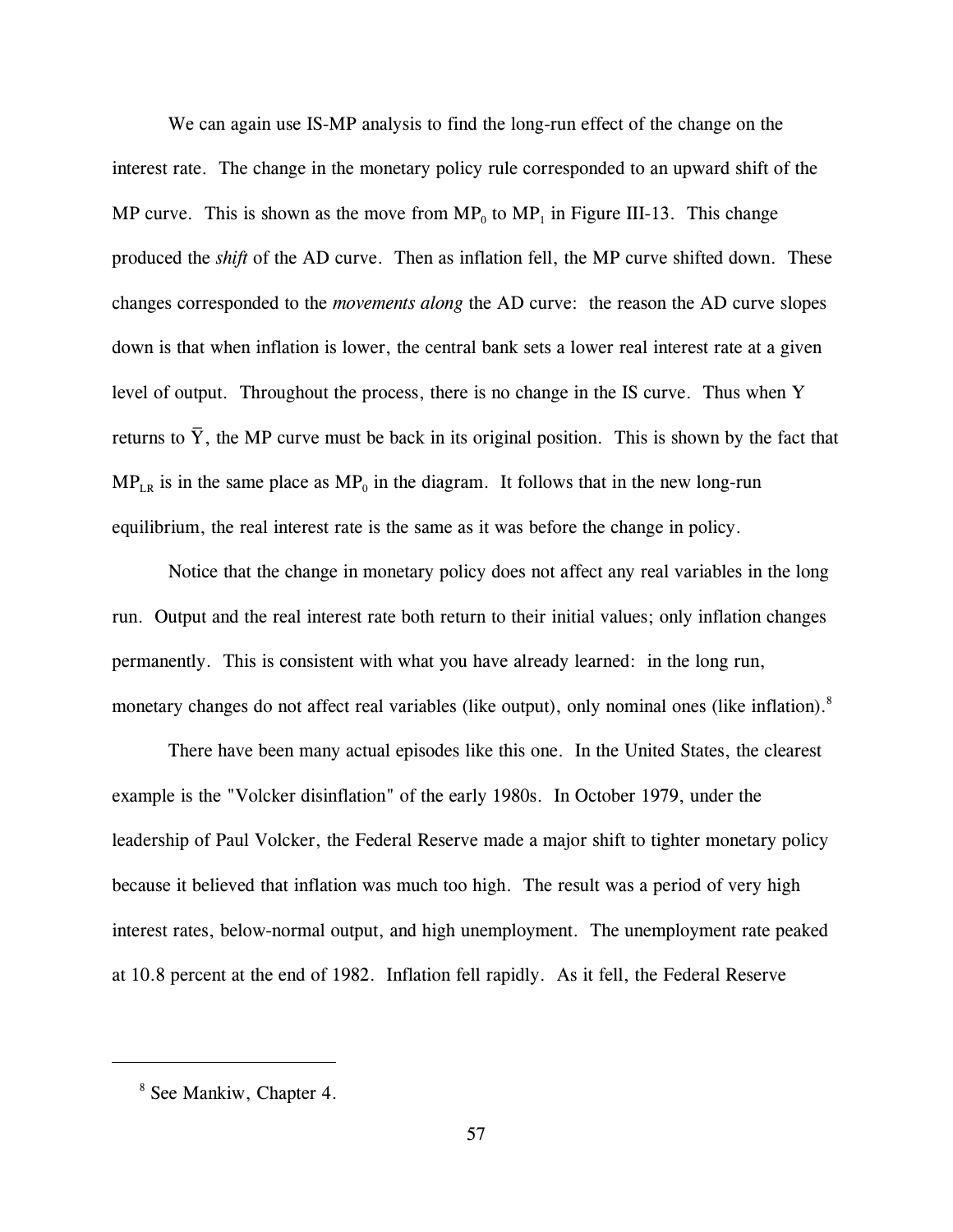We can again use IS-MP analysis to find the long-run effect of the change on the interest rate. The change in the monetary policy rule corresponded to an upward shift of the MP curve. This is shown as the move from $MP_0$ to $MP_1$ in Figure III-13. This change produced the *shift* of the AD curve. Then as inflation fell, the MP curve shifted down. These changes corresponded to the *movements along* the AD curve: the reason the AD curve slopes down is that when inflation is lower, the central bank sets a lower real interest rate at a given level of output. Throughout the process, there is no change in the IS curve. Thus when Y returns to $\bar{Y}$, the MP curve must be back in its original position. This is shown by the fact that $MP_{LR}$ is in the same place as $MP_0$ in the diagram. It follows that in the new long-run equilibrium, the real interest rate is the same as it was before the change in policy.

Notice that the change in monetary policy does not affect any real variables in the long run. Output and the real interest rate both return to their initial values; only inflation changes permanently. This is consistent with what you have already learned: in the long run, monetary changes do not affect real variables (like output), only nominal ones (like inflation).[8]

There have been many actual episodes like this one. In the United States, the clearest example is the "Volcker disinflation" of the early 1980s. In October 1979, under the leadership of Paul Volcker, the Federal Reserve made a major shift to tighter monetary policy because it believed that inflation was much too high. The result was a period of very high interest rates, below-normal output, and high unemployment. The unemployment rate peaked at 10.8 percent at the end of 1982. Inflation fell rapidly. As it fell, the Federal Reserve

---

[8] See Mankiw, Chapter 4.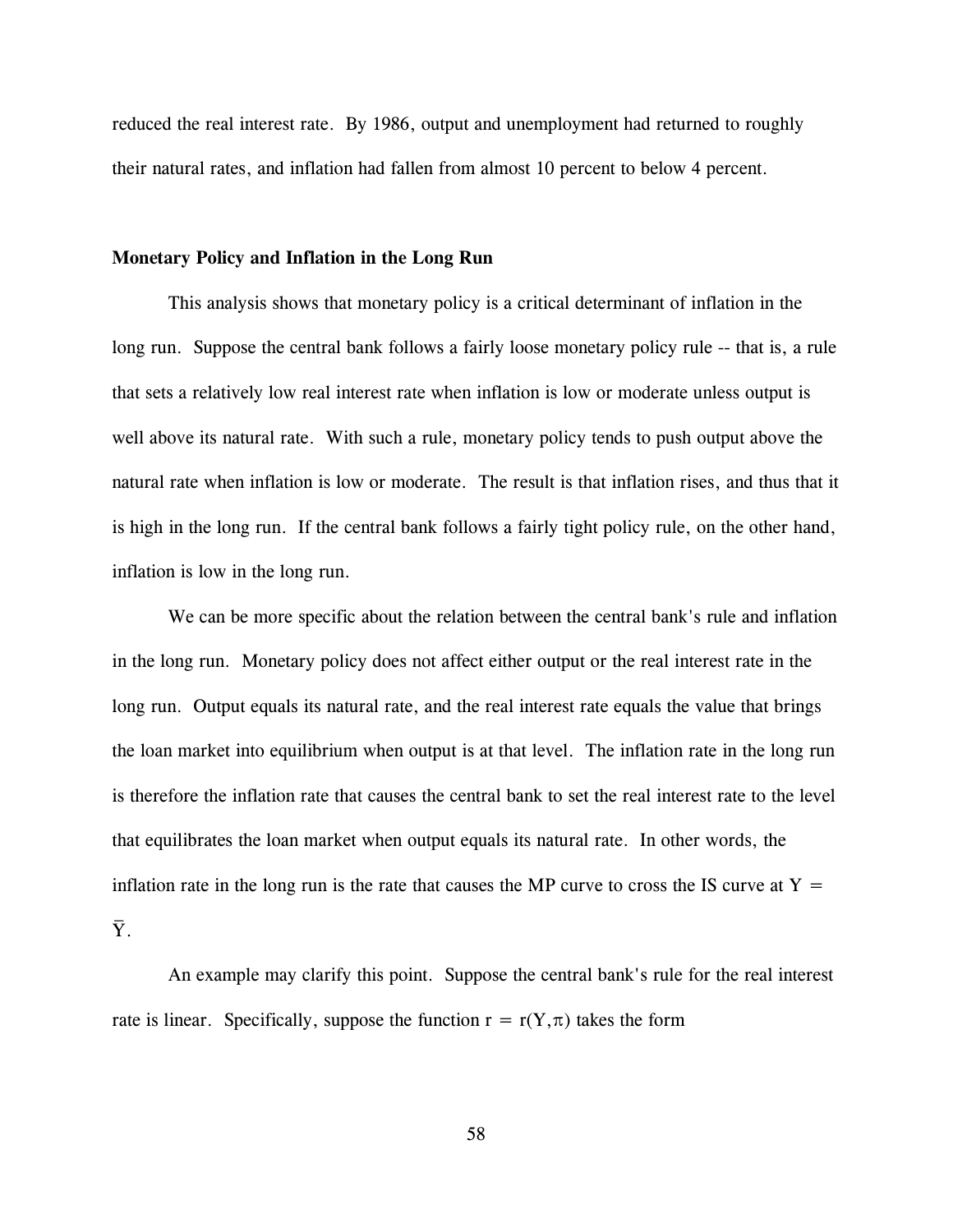reduced the real interest rate. By 1986, output and unemployment had returned to roughly their natural rates, and inflation had fallen from almost 10 percent to below 4 percent.

### Monetary Policy and Inflation in the Long Run

This analysis shows that monetary policy is a critical determinant of inflation in the long run. Suppose the central bank follows a fairly loose monetary policy rule -- that is, a rule that sets a relatively low real interest rate when inflation is low or moderate unless output is well above its natural rate. With such a rule, monetary policy tends to push output above the natural rate when inflation is low or moderate. The result is that inflation rises, and thus that it is high in the long run. If the central bank follows a fairly tight policy rule, on the other hand, inflation is low in the long run.

We can be more specific about the relation between the central bank's rule and inflation in the long run. Monetary policy does not affect either output or the real interest rate in the long run. Output equals its natural rate, and the real interest rate equals the value that brings the loan market into equilibrium when output is at that level. The inflation rate in the long run is therefore the inflation rate that causes the central bank to set the real interest rate to the level that equilibrates the loan market when output equals its natural rate. In other words, the inflation rate in the long run is the rate that causes the MP curve to cross the IS curve at $Y = \bar{Y}$.

An example may clarify this point. Suppose the central bank's rule for the real interest rate is linear. Specifically, suppose the function $r = r(Y,\pi)$ takes the form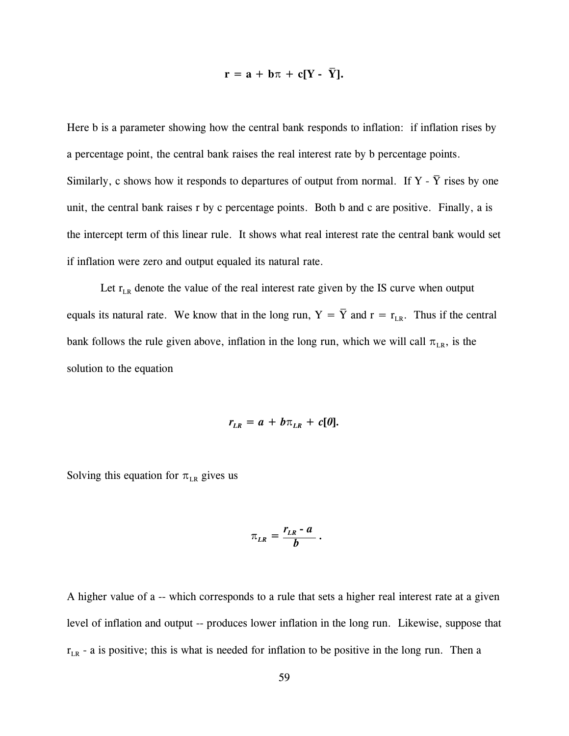$$\mathbf{r = a + b\pi + c[Y - \bar{Y}].}$$

Here b is a parameter showing how the central bank responds to inflation: if inflation rises by a percentage point, the central bank raises the real interest rate by b percentage points. Similarly, c shows how it responds to departures of output from normal. If $Y - \bar{Y}$ rises by one unit, the central bank raises r by c percentage points. Both b and c are positive. Finally, a is the intercept term of this linear rule. It shows what real interest rate the central bank would set if inflation were zero and output equaled its natural rate.

Let $r_{LR}$ denote the value of the real interest rate given by the IS curve when output equals its natural rate. We know that in the long run, $Y = \bar{Y}$ and $r = r_{LR}$. Thus if the central bank follows the rule given above, inflation in the long run, which we will call $\pi_{LR}$, is the solution to the equation

$$r_{LR} = a + b\pi_{LR} + c[0].$$

Solving this equation for $\pi_{LR}$ gives us

$$\pi_{LR} = \frac{r_{LR} - a}{b}.$$

A higher value of a -- which corresponds to a rule that sets a higher real interest rate at a given level of inflation and output -- produces lower inflation in the long run. Likewise, suppose that $r_{LR} - a$ is positive; this is what is needed for inflation to be positive in the long run. Then a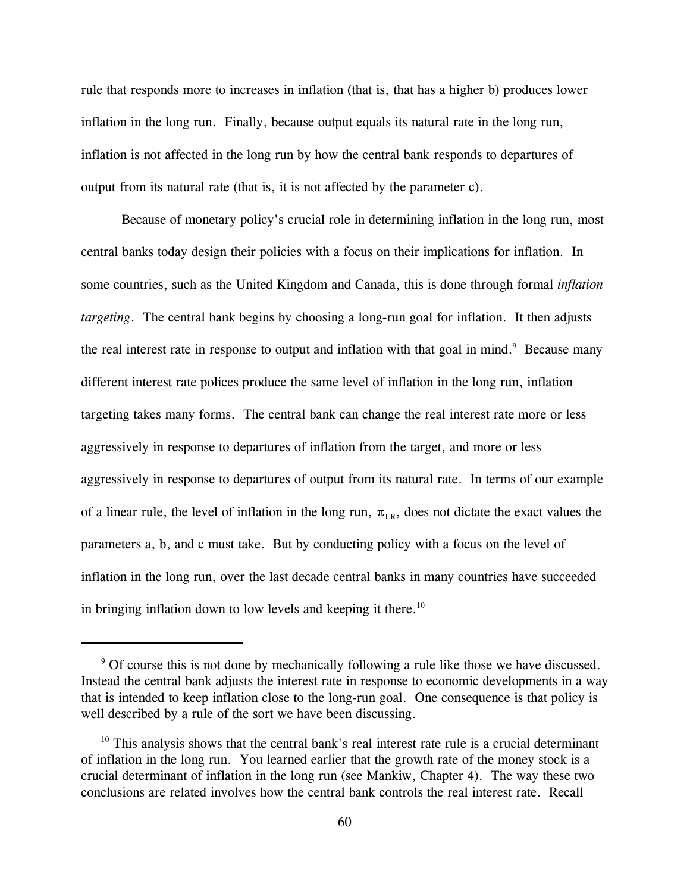rule that responds more to increases in inflation (that is, that has a higher b) produces lower inflation in the long run. Finally, because output equals its natural rate in the long run, inflation is not affected in the long run by how the central bank responds to departures of output from its natural rate (that is, it is not affected by the parameter c).

Because of monetary policy's crucial role in determining inflation in the long run, most central banks today design their policies with a focus on their implications for inflation. In some countries, such as the United Kingdom and Canada, this is done through formal *inflation targeting*. The central bank begins by choosing a long-run goal for inflation. It then adjusts the real interest rate in response to output and inflation with that goal in mind.[9] Because many different interest rate polices produce the same level of inflation in the long run, inflation targeting takes many forms. The central bank can change the real interest rate more or less aggressively in response to departures of inflation from the target, and more or less aggressively in response to departures of output from its natural rate. In terms of our example of a linear rule, the level of inflation in the long run, $\pi_{LR}$, does not dictate the exact values the parameters a, b, and c must take. But by conducting policy with a focus on the level of inflation in the long run, over the last decade central banks in many countries have succeeded in bringing inflation down to low levels and keeping it there.[10]

---

[9] Of course this is not done by mechanically following a rule like those we have discussed. Instead the central bank adjusts the interest rate in response to economic developments in a way that is intended to keep inflation close to the long-run goal. One consequence is that policy is well described by a rule of the sort we have been discussing.

[10] This analysis shows that the central bank's real interest rate rule is a crucial determinant of inflation in the long run. You learned earlier that the growth rate of the money stock is a crucial determinant of inflation in the long run (see Mankiw, Chapter 4). The way these two conclusions are related involves how the central bank controls the real interest rate. Recall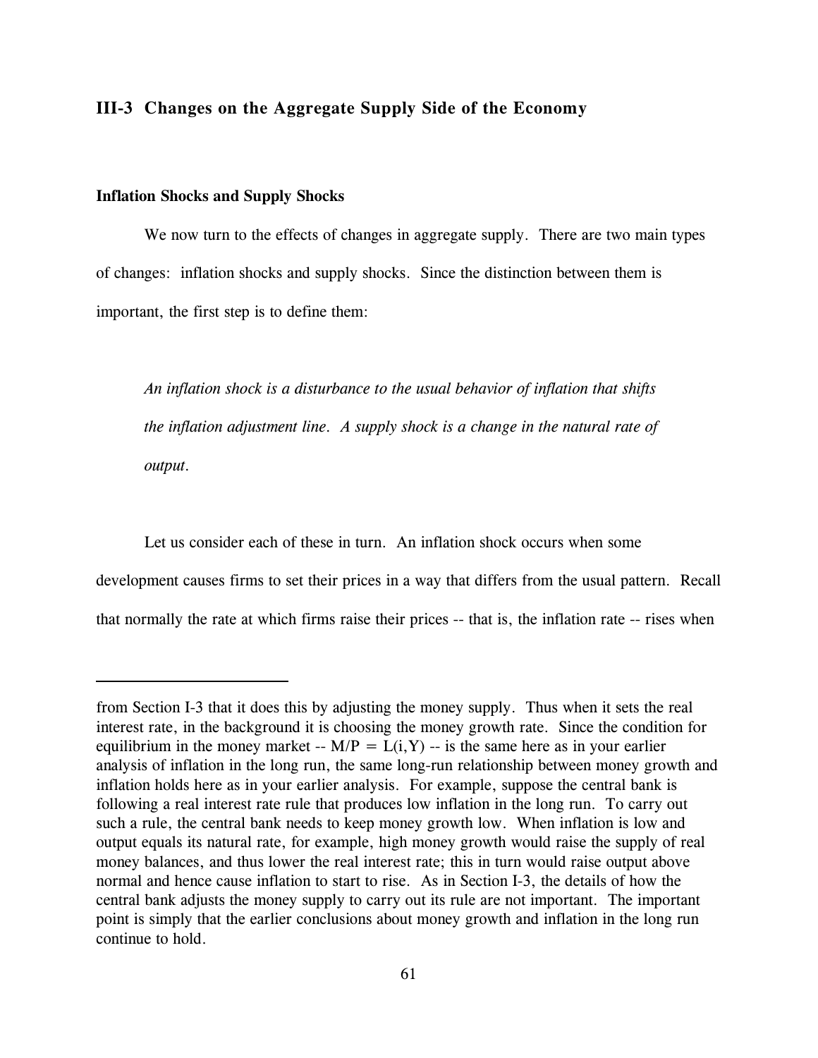## III-3 Changes on the Aggregate Supply Side of the Economy

### Inflation Shocks and Supply Shocks

We now turn to the effects of changes in aggregate supply. There are two main types of changes: inflation shocks and supply shocks. Since the distinction between them is important, the first step is to define them:

> *An inflation shock is a disturbance to the usual behavior of inflation that shifts the inflation adjustment line. A supply shock is a change in the natural rate of output.*

Let us consider each of these in turn. An inflation shock occurs when some development causes firms to set their prices in a way that differs from the usual pattern. Recall that normally the rate at which firms raise their prices -- that is, the inflation rate -- rises when

---

from Section I-3 that it does this by adjusting the money supply. Thus when it sets the real interest rate, in the background it is choosing the money growth rate. Since the condition for equilibrium in the money market -- $M/P = L(i,Y)$ -- is the same here as in your earlier analysis of inflation in the long run, the same long-run relationship between money growth and inflation holds here as in your earlier analysis. For example, suppose the central bank is following a real interest rate rule that produces low inflation in the long run. To carry out such a rule, the central bank needs to keep money growth low. When inflation is low and output equals its natural rate, for example, high money growth would raise the supply of real money balances, and thus lower the real interest rate; this in turn would raise output above normal and hence cause inflation to start to rise. As in Section I-3, the details of how the central bank adjusts the money supply to carry out its rule are not important. The important point is simply that the earlier conclusions about money growth and inflation in the long run continue to hold.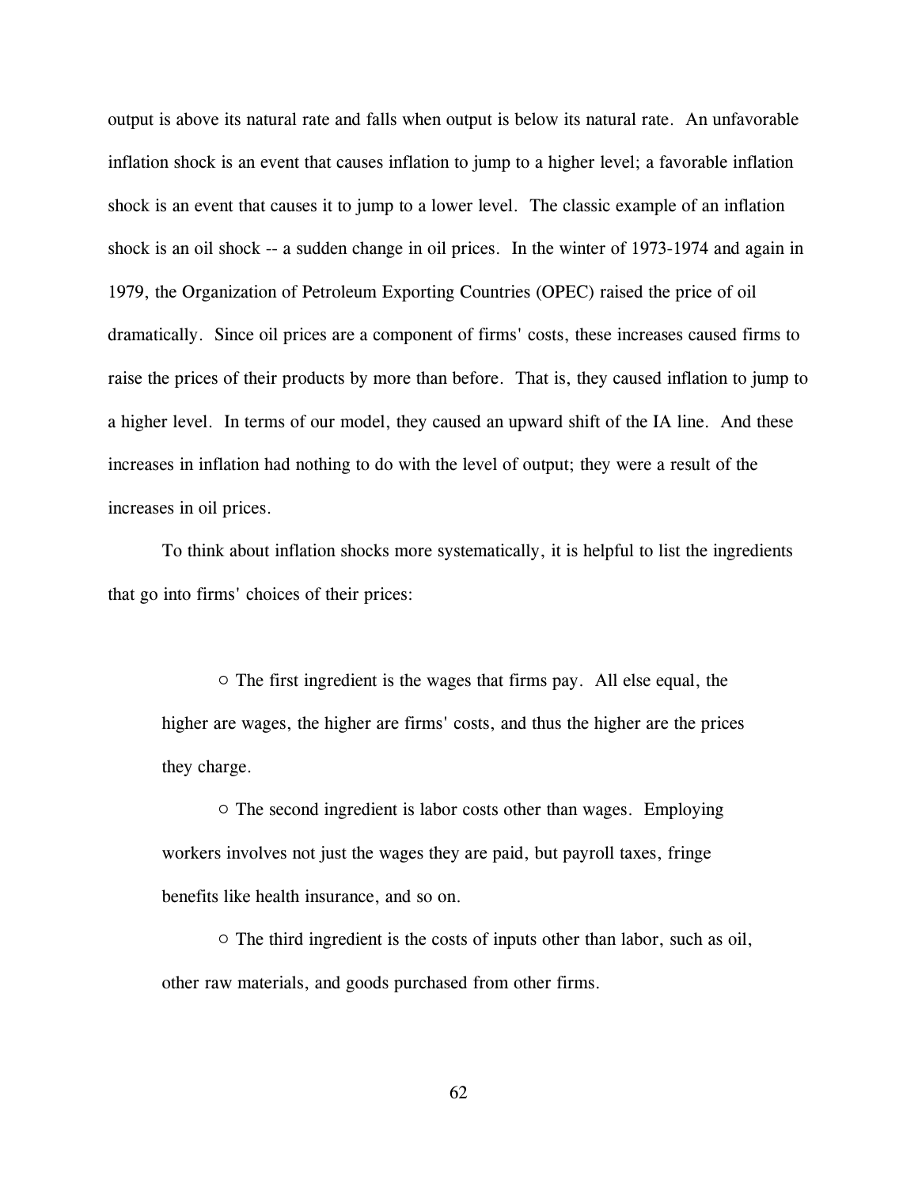output is above its natural rate and falls when output is below its natural rate. An unfavorable inflation shock is an event that causes inflation to jump to a higher level; a favorable inflation shock is an event that causes it to jump to a lower level. The classic example of an inflation shock is an oil shock -- a sudden change in oil prices. In the winter of 1973-1974 and again in 1979, the Organization of Petroleum Exporting Countries (OPEC) raised the price of oil dramatically. Since oil prices are a component of firms' costs, these increases caused firms to raise the prices of their products by more than before. That is, they caused inflation to jump to a higher level. In terms of our model, they caused an upward shift of the IA line. And these increases in inflation had nothing to do with the level of output; they were a result of the increases in oil prices.

To think about inflation shocks more systematically, it is helpful to list the ingredients that go into firms' choices of their prices:

- The first ingredient is the wages that firms pay. All else equal, the higher are wages, the higher are firms' costs, and thus the higher are the prices they charge.
- The second ingredient is labor costs other than wages. Employing workers involves not just the wages they are paid, but payroll taxes, fringe benefits like health insurance, and so on.
- The third ingredient is the costs of inputs other than labor, such as oil, other raw materials, and goods purchased from other firms.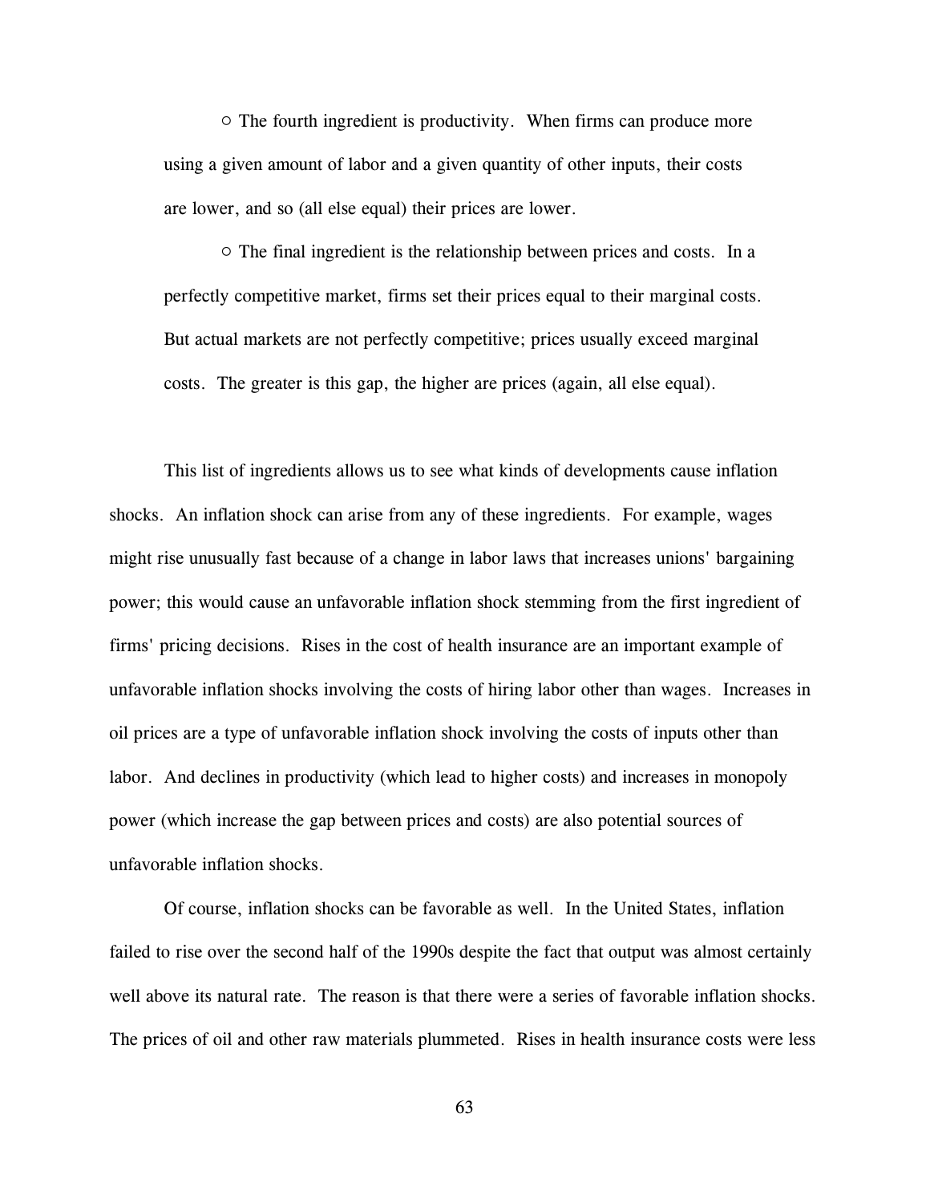○ The fourth ingredient is productivity. When firms can produce more using a given amount of labor and a given quantity of other inputs, their costs are lower, and so (all else equal) their prices are lower.

○ The final ingredient is the relationship between prices and costs. In a perfectly competitive market, firms set their prices equal to their marginal costs. But actual markets are not perfectly competitive; prices usually exceed marginal costs. The greater is this gap, the higher are prices (again, all else equal).

This list of ingredients allows us to see what kinds of developments cause inflation shocks. An inflation shock can arise from any of these ingredients. For example, wages might rise unusually fast because of a change in labor laws that increases unions' bargaining power; this would cause an unfavorable inflation shock stemming from the first ingredient of firms' pricing decisions. Rises in the cost of health insurance are an important example of unfavorable inflation shocks involving the costs of hiring labor other than wages. Increases in oil prices are a type of unfavorable inflation shock involving the costs of inputs other than labor. And declines in productivity (which lead to higher costs) and increases in monopoly power (which increase the gap between prices and costs) are also potential sources of unfavorable inflation shocks.

Of course, inflation shocks can be favorable as well. In the United States, inflation failed to rise over the second half of the 1990s despite the fact that output was almost certainly well above its natural rate. The reason is that there were a series of favorable inflation shocks. The prices of oil and other raw materials plummeted. Rises in health insurance costs were less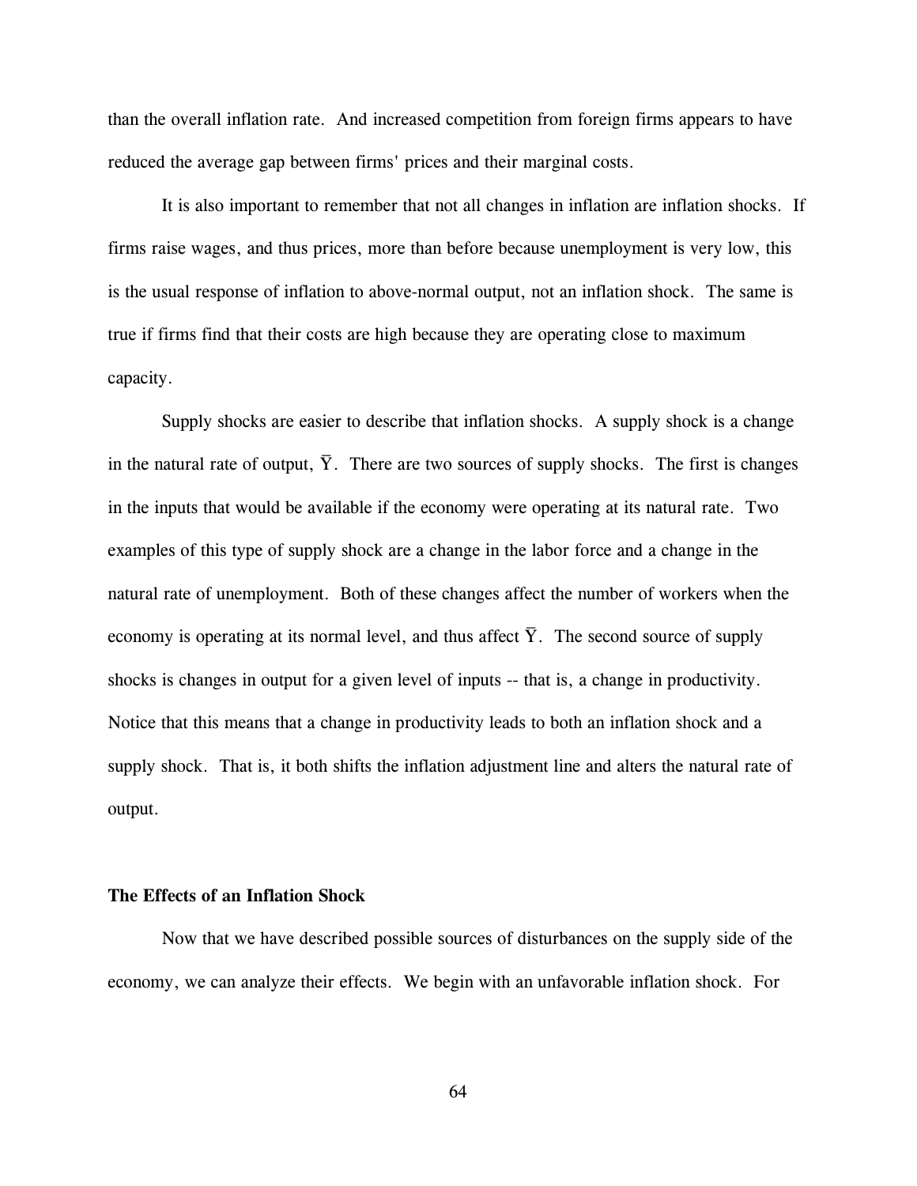than the overall inflation rate. And increased competition from foreign firms appears to have reduced the average gap between firms' prices and their marginal costs.

It is also important to remember that not all changes in inflation are inflation shocks. If firms raise wages, and thus prices, more than before because unemployment is very low, this is the usual response of inflation to above-normal output, not an inflation shock. The same is true if firms find that their costs are high because they are operating close to maximum capacity.

Supply shocks are easier to describe that inflation shocks. A supply shock is a change in the natural rate of output, $\bar{Y}$. There are two sources of supply shocks. The first is changes in the inputs that would be available if the economy were operating at its natural rate. Two examples of this type of supply shock are a change in the labor force and a change in the natural rate of unemployment. Both of these changes affect the number of workers when the economy is operating at its normal level, and thus affect $\bar{Y}$. The second source of supply shocks is changes in output for a given level of inputs -- that is, a change in productivity. Notice that this means that a change in productivity leads to both an inflation shock and a supply shock. That is, it both shifts the inflation adjustment line and alters the natural rate of output.

### The Effects of an Inflation Shock

Now that we have described possible sources of disturbances on the supply side of the economy, we can analyze their effects. We begin with an unfavorable inflation shock. For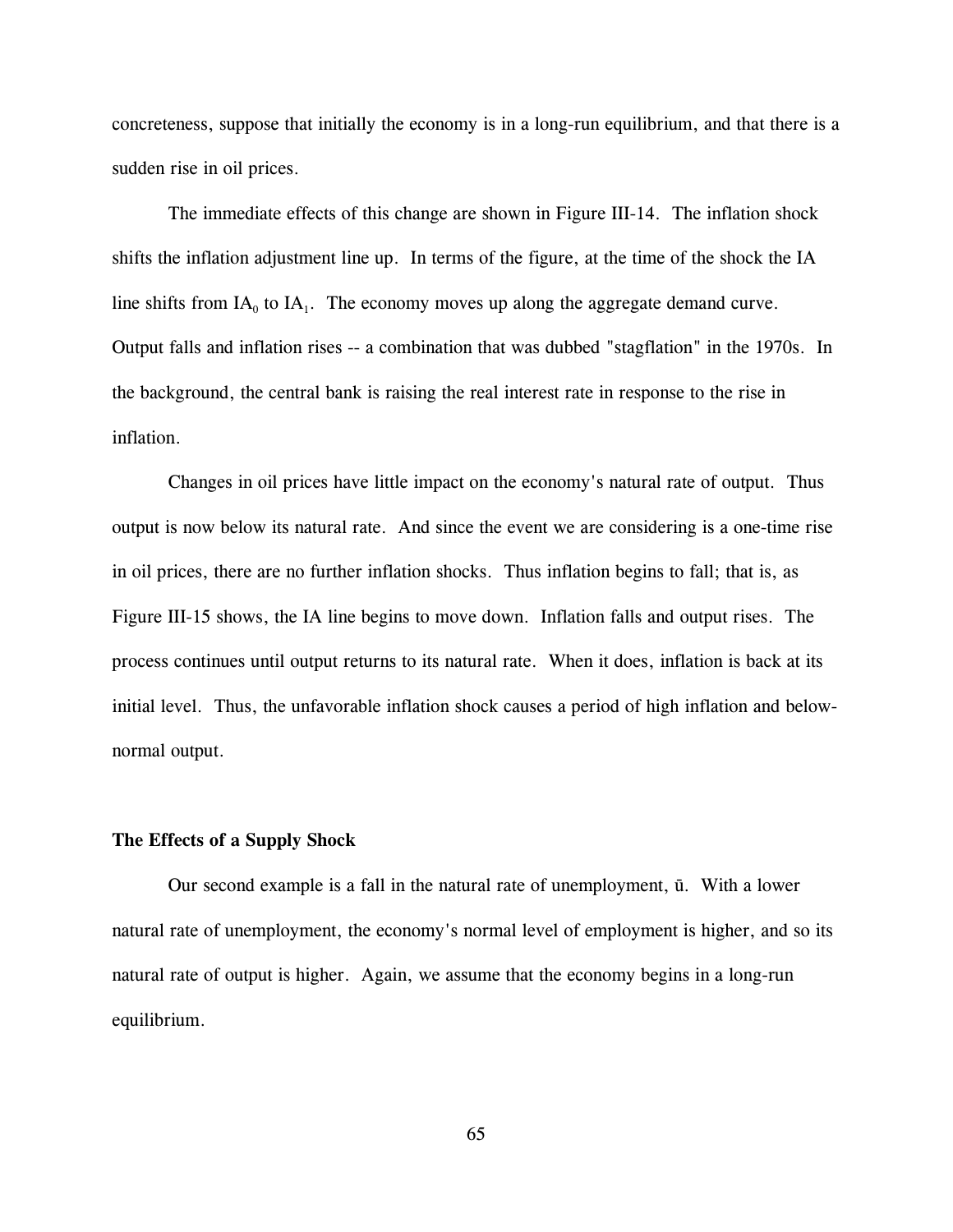concreteness, suppose that initially the economy is in a long-run equilibrium, and that there is a sudden rise in oil prices.

The immediate effects of this change are shown in Figure III-14. The inflation shock shifts the inflation adjustment line up. In terms of the figure, at the time of the shock the IA line shifts from $IA_0$ to $IA_1$. The economy moves up along the aggregate demand curve. Output falls and inflation rises -- a combination that was dubbed "stagflation" in the 1970s. In the background, the central bank is raising the real interest rate in response to the rise in inflation.

Changes in oil prices have little impact on the economy's natural rate of output. Thus output is now below its natural rate. And since the event we are considering is a one-time rise in oil prices, there are no further inflation shocks. Thus inflation begins to fall; that is, as Figure III-15 shows, the IA line begins to move down. Inflation falls and output rises. The process continues until output returns to its natural rate. When it does, inflation is back at its initial level. Thus, the unfavorable inflation shock causes a period of high inflation and below-normal output.

### The Effects of a Supply Shock

Our second example is a fall in the natural rate of unemployment, $\bar{u}$. With a lower natural rate of unemployment, the economy's normal level of employment is higher, and so its natural rate of output is higher. Again, we assume that the economy begins in a long-run equilibrium.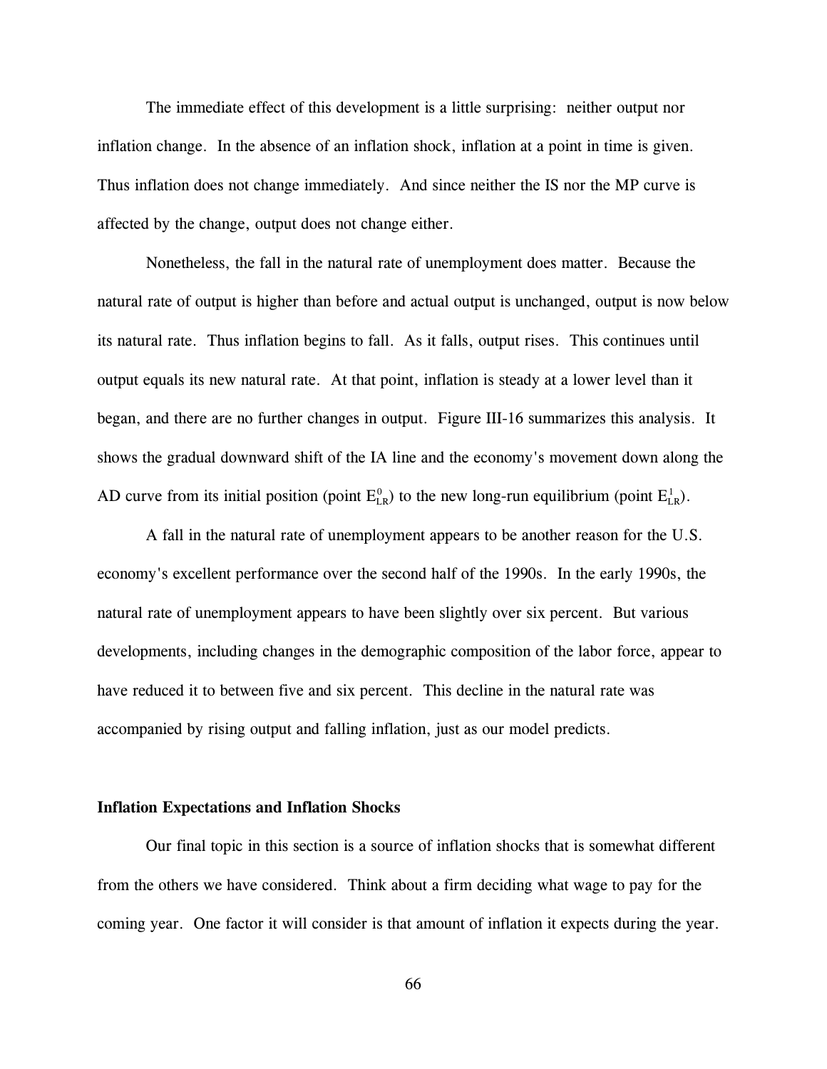The immediate effect of this development is a little surprising: neither output nor inflation change. In the absence of an inflation shock, inflation at a point in time is given. Thus inflation does not change immediately. And since neither the IS nor the MP curve is affected by the change, output does not change either.

Nonetheless, the fall in the natural rate of unemployment does matter. Because the natural rate of output is higher than before and actual output is unchanged, output is now below its natural rate. Thus inflation begins to fall. As it falls, output rises. This continues until output equals its new natural rate. At that point, inflation is steady at a lower level than it began, and there are no further changes in output. Figure III-16 summarizes this analysis. It shows the gradual downward shift of the IA line and the economy's movement down along the AD curve from its initial position (point $E^0_{LR}$) to the new long-run equilibrium (point $E^1_{LR}$).

A fall in the natural rate of unemployment appears to be another reason for the U.S. economy's excellent performance over the second half of the 1990s. In the early 1990s, the natural rate of unemployment appears to have been slightly over six percent. But various developments, including changes in the demographic composition of the labor force, appear to have reduced it to between five and six percent. This decline in the natural rate was accompanied by rising output and falling inflation, just as our model predicts.

**Inflation Expectations and Inflation Shocks**

Our final topic in this section is a source of inflation shocks that is somewhat different from the others we have considered. Think about a firm deciding what wage to pay for the coming year. One factor it will consider is that amount of inflation it expects during the year.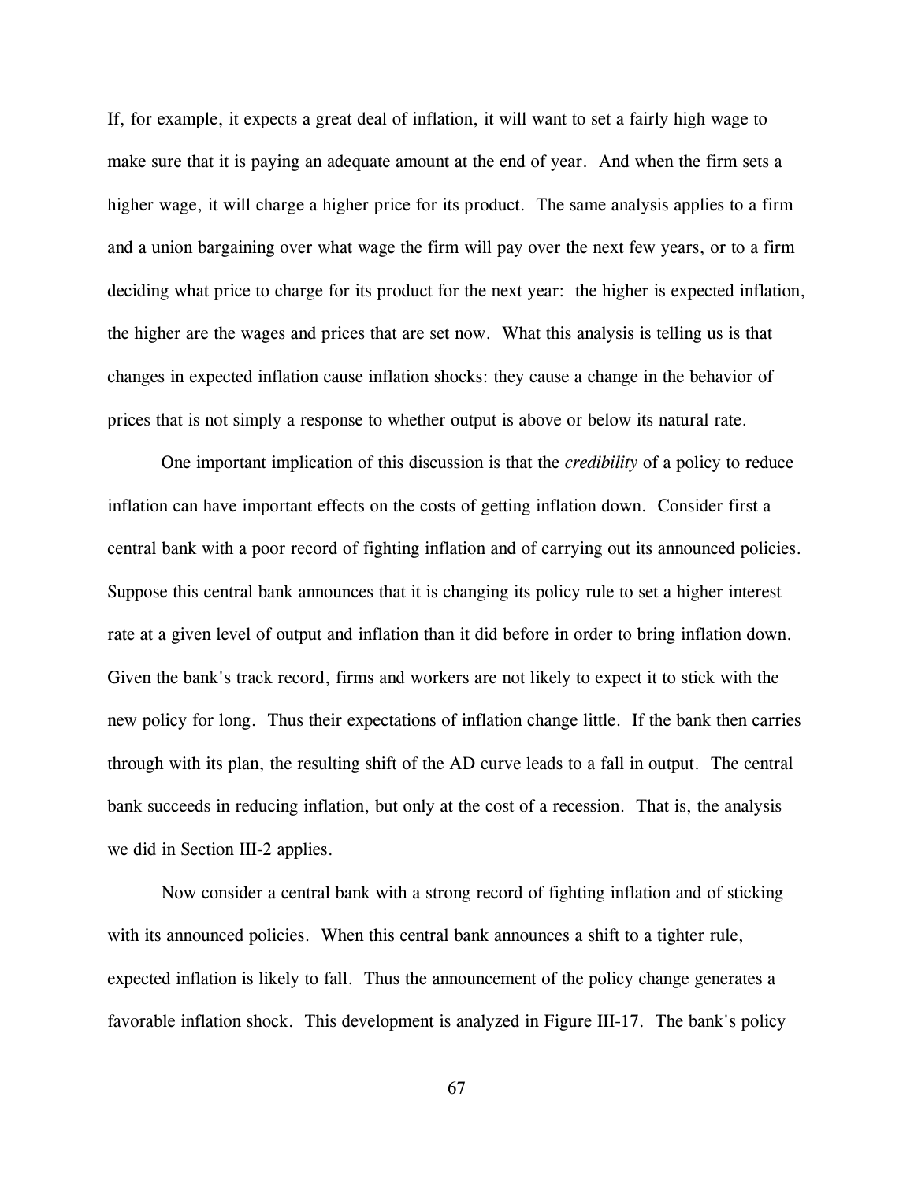If, for example, it expects a great deal of inflation, it will want to set a fairly high wage to make sure that it is paying an adequate amount at the end of year. And when the firm sets a higher wage, it will charge a higher price for its product. The same analysis applies to a firm and a union bargaining over what wage the firm will pay over the next few years, or to a firm deciding what price to charge for its product for the next year: the higher is expected inflation, the higher are the wages and prices that are set now. What this analysis is telling us is that changes in expected inflation cause inflation shocks: they cause a change in the behavior of prices that is not simply a response to whether output is above or below its natural rate.

One important implication of this discussion is that the *credibility* of a policy to reduce inflation can have important effects on the costs of getting inflation down. Consider first a central bank with a poor record of fighting inflation and of carrying out its announced policies. Suppose this central bank announces that it is changing its policy rule to set a higher interest rate at a given level of output and inflation than it did before in order to bring inflation down. Given the bank's track record, firms and workers are not likely to expect it to stick with the new policy for long. Thus their expectations of inflation change little. If the bank then carries through with its plan, the resulting shift of the AD curve leads to a fall in output. The central bank succeeds in reducing inflation, but only at the cost of a recession. That is, the analysis we did in Section III-2 applies.

Now consider a central bank with a strong record of fighting inflation and of sticking with its announced policies. When this central bank announces a shift to a tighter rule, expected inflation is likely to fall. Thus the announcement of the policy change generates a favorable inflation shock. This development is analyzed in Figure III-17. The bank's policy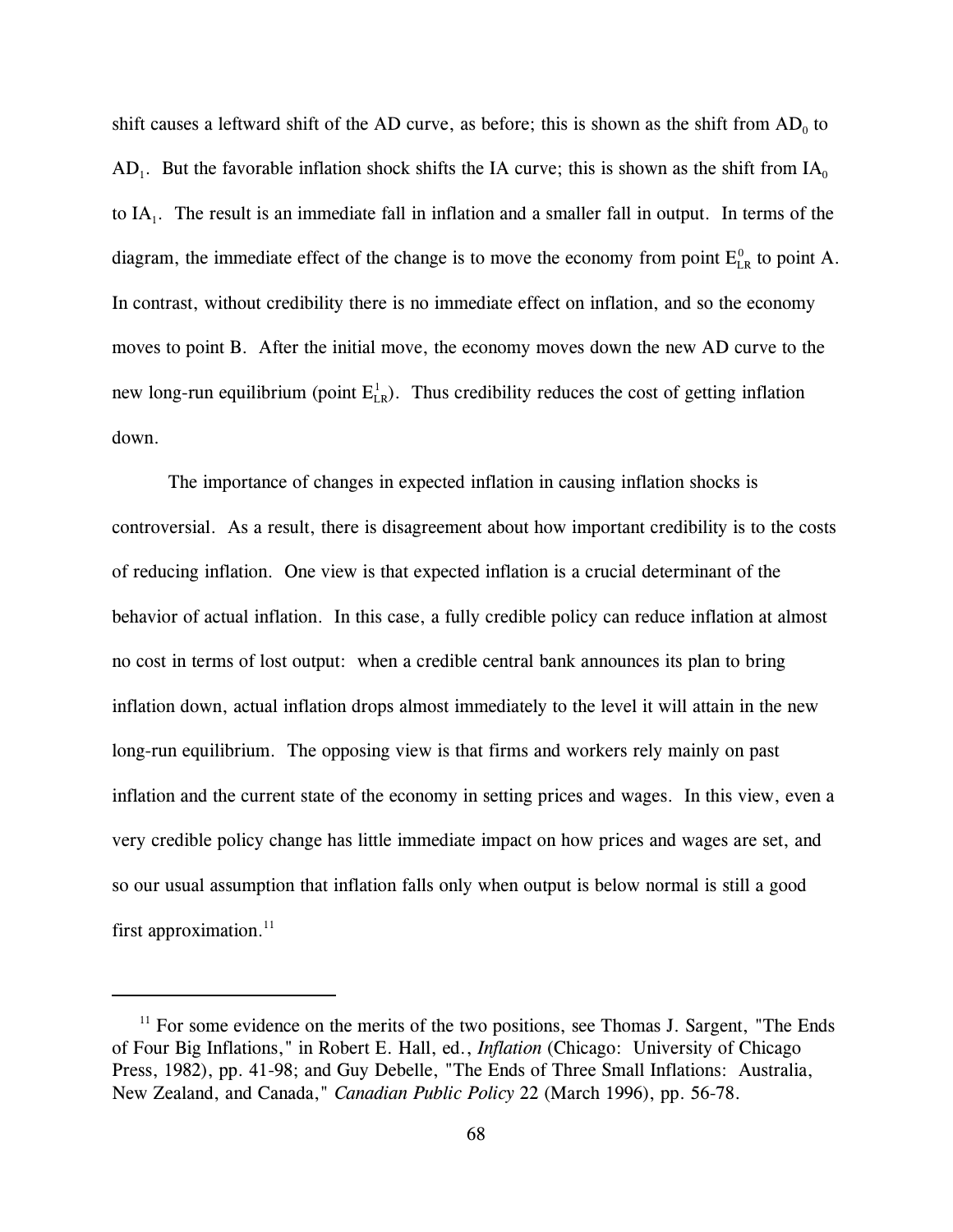shift causes a leftward shift of the AD curve, as before; this is shown as the shift from $AD_0$ to $AD_1$. But the favorable inflation shock shifts the IA curve; this is shown as the shift from $IA_0$ to $IA_1$. The result is an immediate fall in inflation and a smaller fall in output. In terms of the diagram, the immediate effect of the change is to move the economy from point $E^0_{LR}$ to point A. In contrast, without credibility there is no immediate effect on inflation, and so the economy moves to point B. After the initial move, the economy moves down the new AD curve to the new long-run equilibrium (point $E^1_{LR}$). Thus credibility reduces the cost of getting inflation down.

The importance of changes in expected inflation in causing inflation shocks is controversial. As a result, there is disagreement about how important credibility is to the costs of reducing inflation. One view is that expected inflation is a crucial determinant of the behavior of actual inflation. In this case, a fully credible policy can reduce inflation at almost no cost in terms of lost output: when a credible central bank announces its plan to bring inflation down, actual inflation drops almost immediately to the level it will attain in the new long-run equilibrium. The opposing view is that firms and workers rely mainly on past inflation and the current state of the economy in setting prices and wages. In this view, even a very credible policy change has little immediate impact on how prices and wages are set, and so our usual assumption that inflation falls only when output is below normal is still a good first approximation.[11]

---

[11] For some evidence on the merits of the two positions, see Thomas J. Sargent, "The Ends of Four Big Inflations," in Robert E. Hall, ed., *Inflation* (Chicago: University of Chicago Press, 1982), pp. 41-98; and Guy Debelle, "The Ends of Three Small Inflations: Australia, New Zealand, and Canada," *Canadian Public Policy* 22 (March 1996), pp. 56-78.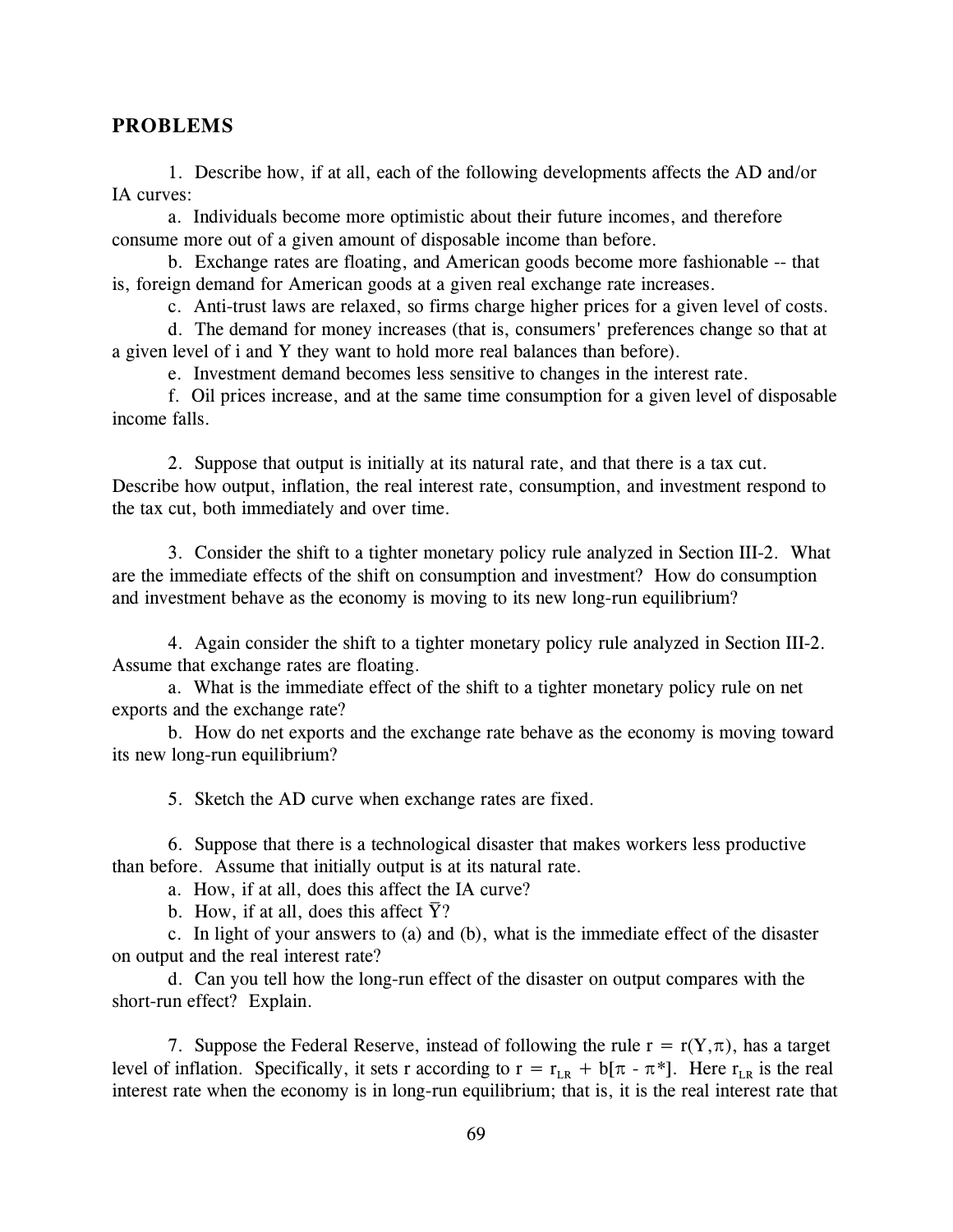## PROBLEMS

1. Describe how, if at all, each of the following developments affects the AD and/or IA curves:

a. Individuals become more optimistic about their future incomes, and therefore consume more out of a given amount of disposable income than before.

b. Exchange rates are floating, and American goods become more fashionable -- that is, foreign demand for American goods at a given real exchange rate increases.

c. Anti-trust laws are relaxed, so firms charge higher prices for a given level of costs.

d. The demand for money increases (that is, consumers' preferences change so that at a given level of i and Y they want to hold more real balances than before).

e. Investment demand becomes less sensitive to changes in the interest rate.

f. Oil prices increase, and at the same time consumption for a given level of disposable income falls.

2. Suppose that output is initially at its natural rate, and that there is a tax cut. Describe how output, inflation, the real interest rate, consumption, and investment respond to the tax cut, both immediately and over time.

3. Consider the shift to a tighter monetary policy rule analyzed in Section III-2. What are the immediate effects of the shift on consumption and investment? How do consumption and investment behave as the economy is moving to its new long-run equilibrium?

4. Again consider the shift to a tighter monetary policy rule analyzed in Section III-2. Assume that exchange rates are floating.

a. What is the immediate effect of the shift to a tighter monetary policy rule on net exports and the exchange rate?

b. How do net exports and the exchange rate behave as the economy is moving toward its new long-run equilibrium?

5. Sketch the AD curve when exchange rates are fixed.

6. Suppose that there is a technological disaster that makes workers less productive than before. Assume that initially output is at its natural rate.

a. How, if at all, does this affect the IA curve?

b. How, if at all, does this affect $\bar{Y}$?

c. In light of your answers to (a) and (b), what is the immediate effect of the disaster on output and the real interest rate?

d. Can you tell how the long-run effect of the disaster on output compares with the short-run effect? Explain.

7. Suppose the Federal Reserve, instead of following the rule $r = r(Y,\pi)$, has a target level of inflation. Specifically, it sets r according to $r = r_{LR} + b[\pi - \pi^*]$. Here $r_{LR}$ is the real interest rate when the economy is in long-run equilibrium; that is, it is the real interest rate that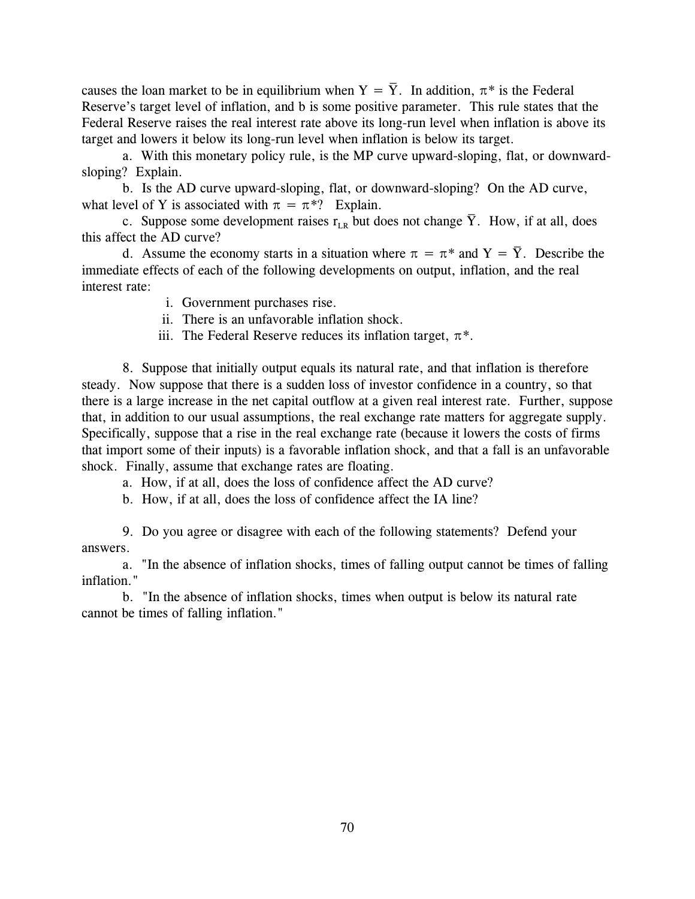causes the loan market to be in equilibrium when $Y = \bar{Y}$. In addition, $\pi^*$ is the Federal Reserve's target level of inflation, and b is some positive parameter. This rule states that the Federal Reserve raises the real interest rate above its long-run level when inflation is above its target and lowers it below its long-run level when inflation is below its target.

a. With this monetary policy rule, is the MP curve upward-sloping, flat, or downward-sloping? Explain.

b. Is the AD curve upward-sloping, flat, or downward-sloping? On the AD curve, what level of Y is associated with $\pi = \pi^*$? Explain.

c. Suppose some development raises $r_{LR}$ but does not change $\bar{Y}$. How, if at all, does this affect the AD curve?

d. Assume the economy starts in a situation where $\pi = \pi^*$ and $Y = \bar{Y}$. Describe the immediate effects of each of the following developments on output, inflation, and the real interest rate:

i. Government purchases rise.
ii. There is an unfavorable inflation shock.
iii. The Federal Reserve reduces its inflation target, $\pi^*$.

8. Suppose that initially output equals its natural rate, and that inflation is therefore steady. Now suppose that there is a sudden loss of investor confidence in a country, so that there is a large increase in the net capital outflow at a given real interest rate. Further, suppose that, in addition to our usual assumptions, the real exchange rate matters for aggregate supply. Specifically, suppose that a rise in the real exchange rate (because it lowers the costs of firms that import some of their inputs) is a favorable inflation shock, and that a fall is an unfavorable shock. Finally, assume that exchange rates are floating.

a. How, if at all, does the loss of confidence affect the AD curve?

b. How, if at all, does the loss of confidence affect the IA line?

9. Do you agree or disagree with each of the following statements? Defend your answers.

a. "In the absence of inflation shocks, times of falling output cannot be times of falling inflation."

b. "In the absence of inflation shocks, times when output is below its natural rate cannot be times of falling inflation."